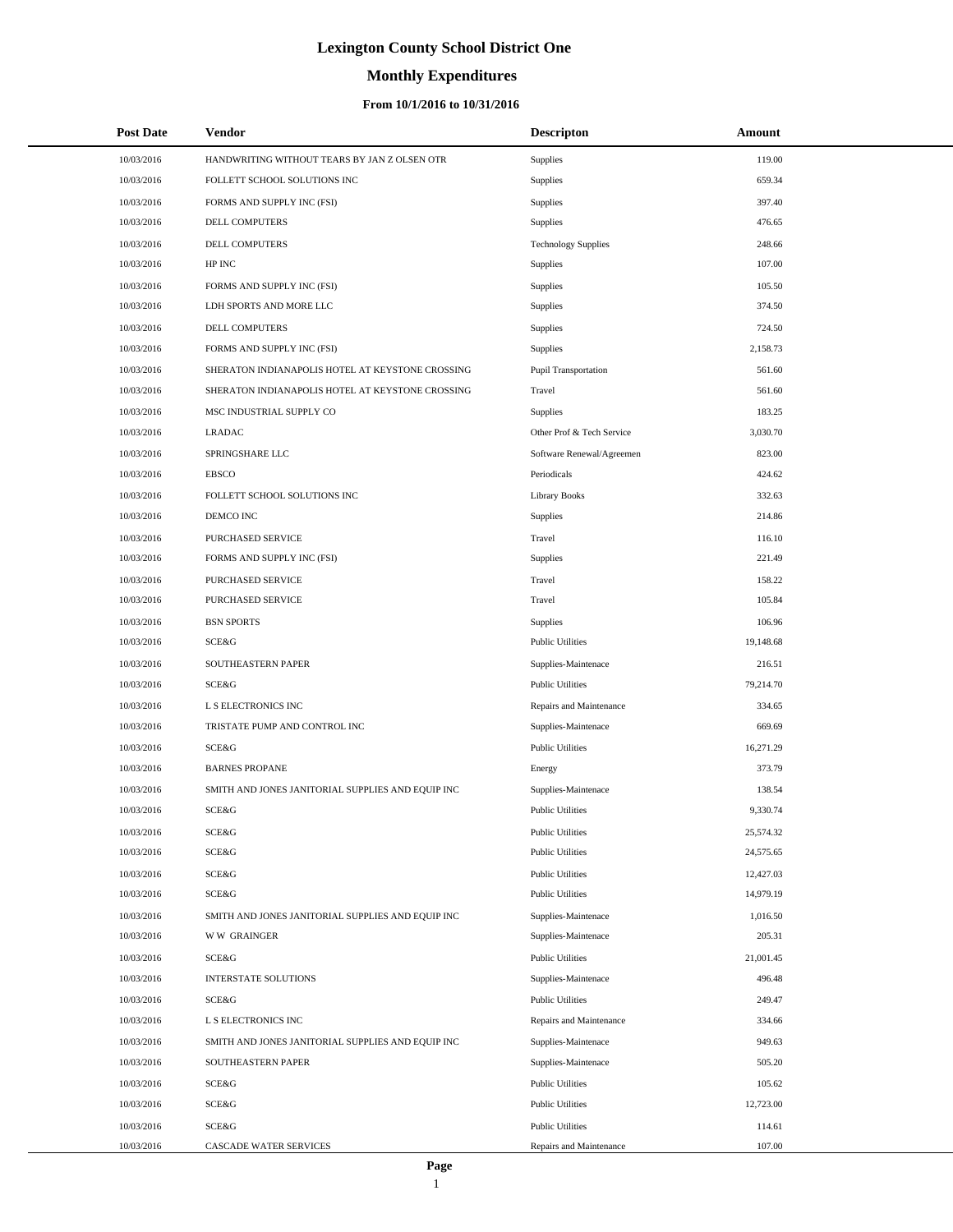# Lexington County School District One

## Monthly Expenditures

### From 10/1/2016 to 10/31/2016

| Post Date | Vendor | Descripton | Amount |
|---|---|---|---|
| 10/03/2016 | HANDWRITING WITHOUT TEARS BY JAN Z OLSEN OTR | Supplies | 119.00 |
| 10/03/2016 | FOLLETT SCHOOL SOLUTIONS INC | Supplies | 659.34 |
| 10/03/2016 | FORMS AND SUPPLY INC (FSI) | Supplies | 397.40 |
| 10/03/2016 | DELL COMPUTERS | Supplies | 476.65 |
| 10/03/2016 | DELL COMPUTERS | Technology Supplies | 248.66 |
| 10/03/2016 | HP INC | Supplies | 107.00 |
| 10/03/2016 | FORMS AND SUPPLY INC (FSI) | Supplies | 105.50 |
| 10/03/2016 | LDH SPORTS AND MORE LLC | Supplies | 374.50 |
| 10/03/2016 | DELL COMPUTERS | Supplies | 724.50 |
| 10/03/2016 | FORMS AND SUPPLY INC (FSI) | Supplies | 2,158.73 |
| 10/03/2016 | SHERATON INDIANAPOLIS HOTEL AT KEYSTONE CROSSING | Pupil Transportation | 561.60 |
| 10/03/2016 | SHERATON INDIANAPOLIS HOTEL AT KEYSTONE CROSSING | Travel | 561.60 |
| 10/03/2016 | MSC INDUSTRIAL SUPPLY CO | Supplies | 183.25 |
| 10/03/2016 | LRADAC | Other Prof & Tech Service | 3,030.70 |
| 10/03/2016 | SPRINGSHARE LLC | Software Renewal/Agreemen | 823.00 |
| 10/03/2016 | EBSCO | Periodicals | 424.62 |
| 10/03/2016 | FOLLETT SCHOOL SOLUTIONS INC | Library Books | 332.63 |
| 10/03/2016 | DEMCO INC | Supplies | 214.86 |
| 10/03/2016 | PURCHASED SERVICE | Travel | 116.10 |
| 10/03/2016 | FORMS AND SUPPLY INC (FSI) | Supplies | 221.49 |
| 10/03/2016 | PURCHASED SERVICE | Travel | 158.22 |
| 10/03/2016 | PURCHASED SERVICE | Travel | 105.84 |
| 10/03/2016 | BSN SPORTS | Supplies | 106.96 |
| 10/03/2016 | SCE&G | Public Utilities | 19,148.68 |
| 10/03/2016 | SOUTHEASTERN PAPER | Supplies-Maintenace | 216.51 |
| 10/03/2016 | SCE&G | Public Utilities | 79,214.70 |
| 10/03/2016 | L S ELECTRONICS INC | Repairs and Maintenance | 334.65 |
| 10/03/2016 | TRISTATE PUMP AND CONTROL INC | Supplies-Maintenace | 669.69 |
| 10/03/2016 | SCE&G | Public Utilities | 16,271.29 |
| 10/03/2016 | BARNES PROPANE | Energy | 373.79 |
| 10/03/2016 | SMITH AND JONES JANITORIAL SUPPLIES AND EQUIP INC | Supplies-Maintenace | 138.54 |
| 10/03/2016 | SCE&G | Public Utilities | 9,330.74 |
| 10/03/2016 | SCE&G | Public Utilities | 25,574.32 |
| 10/03/2016 | SCE&G | Public Utilities | 24,575.65 |
| 10/03/2016 | SCE&G | Public Utilities | 12,427.03 |
| 10/03/2016 | SCE&G | Public Utilities | 14,979.19 |
| 10/03/2016 | SMITH AND JONES JANITORIAL SUPPLIES AND EQUIP INC | Supplies-Maintenace | 1,016.50 |
| 10/03/2016 | W W GRAINGER | Supplies-Maintenace | 205.31 |
| 10/03/2016 | SCE&G | Public Utilities | 21,001.45 |
| 10/03/2016 | INTERSTATE SOLUTIONS | Supplies-Maintenace | 496.48 |
| 10/03/2016 | SCE&G | Public Utilities | 249.47 |
| 10/03/2016 | L S ELECTRONICS INC | Repairs and Maintenance | 334.66 |
| 10/03/2016 | SMITH AND JONES JANITORIAL SUPPLIES AND EQUIP INC | Supplies-Maintenace | 949.63 |
| 10/03/2016 | SOUTHEASTERN PAPER | Supplies-Maintenace | 505.20 |
| 10/03/2016 | SCE&G | Public Utilities | 105.62 |
| 10/03/2016 | SCE&G | Public Utilities | 12,723.00 |
| 10/03/2016 | SCE&G | Public Utilities | 114.61 |
| 10/03/2016 | CASCADE WATER SERVICES | Repairs and Maintenance | 107.00 |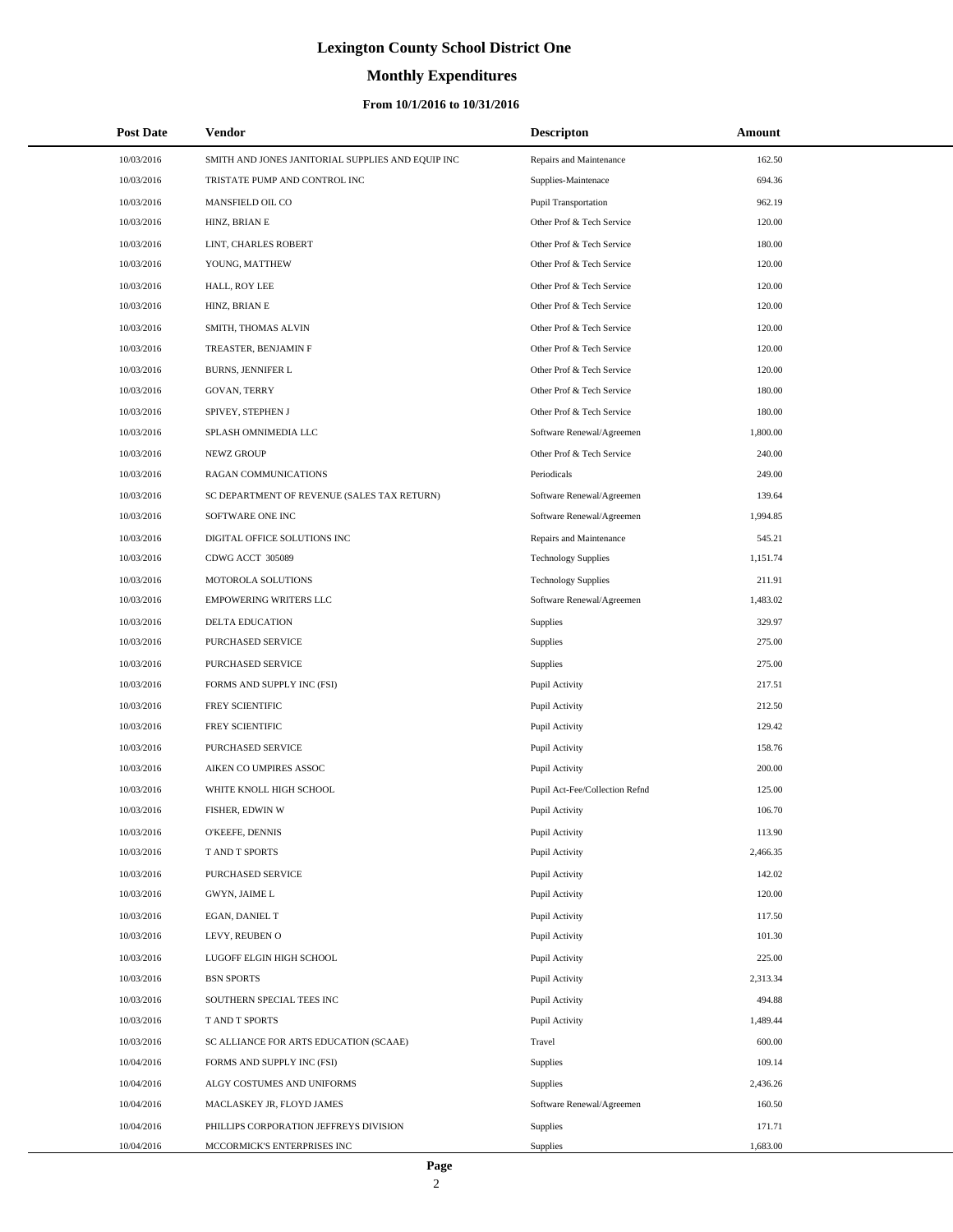# Lexington County School District One

## Monthly Expenditures

### From 10/1/2016 to 10/31/2016

| Post Date | Vendor | Descripton | Amount |
|---|---|---|---|
| 10/03/2016 | SMITH AND JONES JANITORIAL SUPPLIES AND EQUIP INC | Repairs and Maintenance | 162.50 |
| 10/03/2016 | TRISTATE PUMP AND CONTROL INC | Supplies-Maintenace | 694.36 |
| 10/03/2016 | MANSFIELD OIL CO | Pupil Transportation | 962.19 |
| 10/03/2016 | HINZ, BRIAN E | Other Prof & Tech Service | 120.00 |
| 10/03/2016 | LINT, CHARLES ROBERT | Other Prof & Tech Service | 180.00 |
| 10/03/2016 | YOUNG, MATTHEW | Other Prof & Tech Service | 120.00 |
| 10/03/2016 | HALL, ROY LEE | Other Prof & Tech Service | 120.00 |
| 10/03/2016 | HINZ, BRIAN E | Other Prof & Tech Service | 120.00 |
| 10/03/2016 | SMITH, THOMAS ALVIN | Other Prof & Tech Service | 120.00 |
| 10/03/2016 | TREASTER, BENJAMIN F | Other Prof & Tech Service | 120.00 |
| 10/03/2016 | BURNS, JENNIFER L | Other Prof & Tech Service | 120.00 |
| 10/03/2016 | GOVAN, TERRY | Other Prof & Tech Service | 180.00 |
| 10/03/2016 | SPIVEY, STEPHEN J | Other Prof & Tech Service | 180.00 |
| 10/03/2016 | SPLASH OMNIMEDIA LLC | Software Renewal/Agreemen | 1,800.00 |
| 10/03/2016 | NEWZ GROUP | Other Prof & Tech Service | 240.00 |
| 10/03/2016 | RAGAN COMMUNICATIONS | Periodicals | 249.00 |
| 10/03/2016 | SC DEPARTMENT OF REVENUE (SALES TAX RETURN) | Software Renewal/Agreemen | 139.64 |
| 10/03/2016 | SOFTWARE ONE INC | Software Renewal/Agreemen | 1,994.85 |
| 10/03/2016 | DIGITAL OFFICE SOLUTIONS INC | Repairs and Maintenance | 545.21 |
| 10/03/2016 | CDWG ACCT 305089 | Technology Supplies | 1,151.74 |
| 10/03/2016 | MOTOROLA SOLUTIONS | Technology Supplies | 211.91 |
| 10/03/2016 | EMPOWERING WRITERS LLC | Software Renewal/Agreemen | 1,483.02 |
| 10/03/2016 | DELTA EDUCATION | Supplies | 329.97 |
| 10/03/2016 | PURCHASED SERVICE | Supplies | 275.00 |
| 10/03/2016 | PURCHASED SERVICE | Supplies | 275.00 |
| 10/03/2016 | FORMS AND SUPPLY INC (FSI) | Pupil Activity | 217.51 |
| 10/03/2016 | FREY SCIENTIFIC | Pupil Activity | 212.50 |
| 10/03/2016 | FREY SCIENTIFIC | Pupil Activity | 129.42 |
| 10/03/2016 | PURCHASED SERVICE | Pupil Activity | 158.76 |
| 10/03/2016 | AIKEN CO UMPIRES ASSOC | Pupil Activity | 200.00 |
| 10/03/2016 | WHITE KNOLL HIGH SCHOOL | Pupil Act-Fee/Collection Refnd | 125.00 |
| 10/03/2016 | FISHER, EDWIN W | Pupil Activity | 106.70 |
| 10/03/2016 | O'KEEFE, DENNIS | Pupil Activity | 113.90 |
| 10/03/2016 | T AND T SPORTS | Pupil Activity | 2,466.35 |
| 10/03/2016 | PURCHASED SERVICE | Pupil Activity | 142.02 |
| 10/03/2016 | GWYN, JAIME L | Pupil Activity | 120.00 |
| 10/03/2016 | EGAN, DANIEL T | Pupil Activity | 117.50 |
| 10/03/2016 | LEVY, REUBEN O | Pupil Activity | 101.30 |
| 10/03/2016 | LUGOFF ELGIN HIGH SCHOOL | Pupil Activity | 225.00 |
| 10/03/2016 | BSN SPORTS | Pupil Activity | 2,313.34 |
| 10/03/2016 | SOUTHERN SPECIAL TEES INC | Pupil Activity | 494.88 |
| 10/03/2016 | T AND T SPORTS | Pupil Activity | 1,489.44 |
| 10/03/2016 | SC ALLIANCE FOR ARTS EDUCATION (SCAAE) | Travel | 600.00 |
| 10/04/2016 | FORMS AND SUPPLY INC (FSI) | Supplies | 109.14 |
| 10/04/2016 | ALGY COSTUMES AND UNIFORMS | Supplies | 2,436.26 |
| 10/04/2016 | MACLASKEY JR, FLOYD JAMES | Software Renewal/Agreemen | 160.50 |
| 10/04/2016 | PHILLIPS CORPORATION JEFFREYS DIVISION | Supplies | 171.71 |
| 10/04/2016 | MCCORMICK'S ENTERPRISES INC | Supplies | 1,683.00 |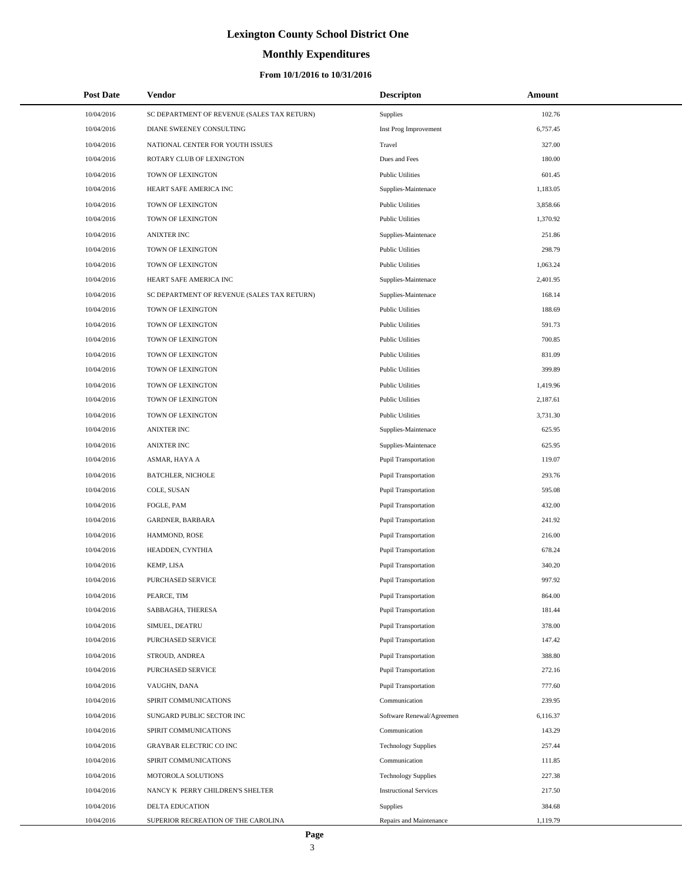# Lexington County School District One

## Monthly Expenditures

### From 10/1/2016 to 10/31/2016

| Post Date | Vendor | Descripton | Amount |
|---|---|---|---|
| 10/04/2016 | SC DEPARTMENT OF REVENUE (SALES TAX RETURN) | Supplies | 102.76 |
| 10/04/2016 | DIANE SWEENEY CONSULTING | Inst Prog Improvement | 6,757.45 |
| 10/04/2016 | NATIONAL CENTER FOR YOUTH ISSUES | Travel | 327.00 |
| 10/04/2016 | ROTARY CLUB OF LEXINGTON | Dues and Fees | 180.00 |
| 10/04/2016 | TOWN OF LEXINGTON | Public Utilities | 601.45 |
| 10/04/2016 | HEART SAFE AMERICA INC | Supplies-Maintenace | 1,183.05 |
| 10/04/2016 | TOWN OF LEXINGTON | Public Utilities | 3,858.66 |
| 10/04/2016 | TOWN OF LEXINGTON | Public Utilities | 1,370.92 |
| 10/04/2016 | ANIXTER INC | Supplies-Maintenace | 251.86 |
| 10/04/2016 | TOWN OF LEXINGTON | Public Utilities | 298.79 |
| 10/04/2016 | TOWN OF LEXINGTON | Public Utilities | 1,063.24 |
| 10/04/2016 | HEART SAFE AMERICA INC | Supplies-Maintenace | 2,401.95 |
| 10/04/2016 | SC DEPARTMENT OF REVENUE (SALES TAX RETURN) | Supplies-Maintenace | 168.14 |
| 10/04/2016 | TOWN OF LEXINGTON | Public Utilities | 188.69 |
| 10/04/2016 | TOWN OF LEXINGTON | Public Utilities | 591.73 |
| 10/04/2016 | TOWN OF LEXINGTON | Public Utilities | 700.85 |
| 10/04/2016 | TOWN OF LEXINGTON | Public Utilities | 831.09 |
| 10/04/2016 | TOWN OF LEXINGTON | Public Utilities | 399.89 |
| 10/04/2016 | TOWN OF LEXINGTON | Public Utilities | 1,419.96 |
| 10/04/2016 | TOWN OF LEXINGTON | Public Utilities | 2,187.61 |
| 10/04/2016 | TOWN OF LEXINGTON | Public Utilities | 3,731.30 |
| 10/04/2016 | ANIXTER INC | Supplies-Maintenace | 625.95 |
| 10/04/2016 | ANIXTER INC | Supplies-Maintenace | 625.95 |
| 10/04/2016 | ASMAR, HAYA A | Pupil Transportation | 119.07 |
| 10/04/2016 | BATCHLER, NICHOLE | Pupil Transportation | 293.76 |
| 10/04/2016 | COLE, SUSAN | Pupil Transportation | 595.08 |
| 10/04/2016 | FOGLE, PAM | Pupil Transportation | 432.00 |
| 10/04/2016 | GARDNER, BARBARA | Pupil Transportation | 241.92 |
| 10/04/2016 | HAMMOND, ROSE | Pupil Transportation | 216.00 |
| 10/04/2016 | HEADDEN, CYNTHIA | Pupil Transportation | 678.24 |
| 10/04/2016 | KEMP, LISA | Pupil Transportation | 340.20 |
| 10/04/2016 | PURCHASED SERVICE | Pupil Transportation | 997.92 |
| 10/04/2016 | PEARCE, TIM | Pupil Transportation | 864.00 |
| 10/04/2016 | SABBAGHA, THERESA | Pupil Transportation | 181.44 |
| 10/04/2016 | SIMUEL, DEATRU | Pupil Transportation | 378.00 |
| 10/04/2016 | PURCHASED SERVICE | Pupil Transportation | 147.42 |
| 10/04/2016 | STROUD, ANDREA | Pupil Transportation | 388.80 |
| 10/04/2016 | PURCHASED SERVICE | Pupil Transportation | 272.16 |
| 10/04/2016 | VAUGHN, DANA | Pupil Transportation | 777.60 |
| 10/04/2016 | SPIRIT COMMUNICATIONS | Communication | 239.95 |
| 10/04/2016 | SUNGARD PUBLIC SECTOR INC | Software Renewal/Agreemen | 6,116.37 |
| 10/04/2016 | SPIRIT COMMUNICATIONS | Communication | 143.29 |
| 10/04/2016 | GRAYBAR ELECTRIC CO INC | Technology Supplies | 257.44 |
| 10/04/2016 | SPIRIT COMMUNICATIONS | Communication | 111.85 |
| 10/04/2016 | MOTOROLA SOLUTIONS | Technology Supplies | 227.38 |
| 10/04/2016 | NANCY K PERRY CHILDREN'S SHELTER | Instructional Services | 217.50 |
| 10/04/2016 | DELTA EDUCATION | Supplies | 384.68 |
| 10/04/2016 | SUPERIOR RECREATION OF THE CAROLINA | Repairs and Maintenance | 1,119.79 |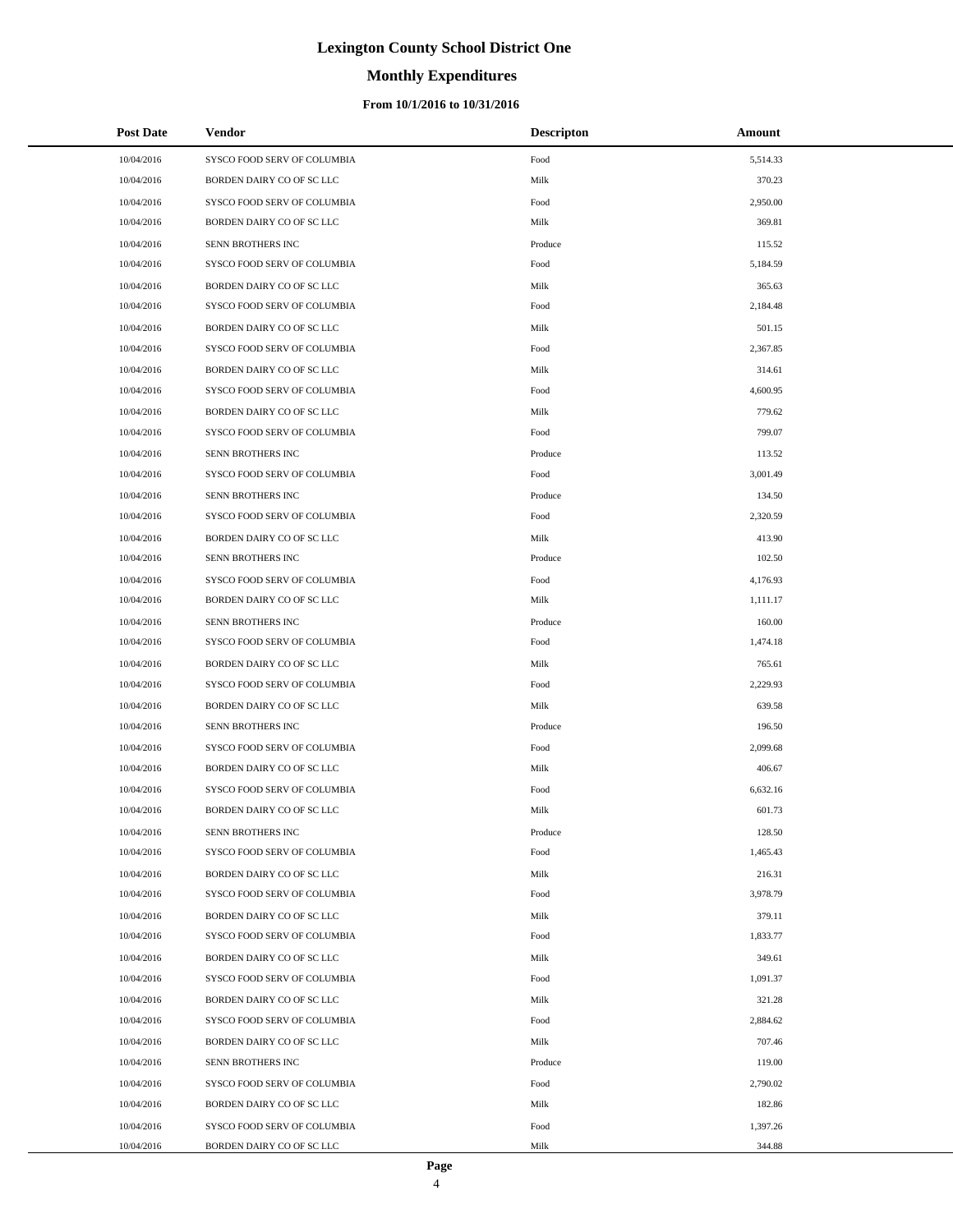# Lexington County School District One

## Monthly Expenditures

### From 10/1/2016 to 10/31/2016

| Post Date | Vendor | Descripton | Amount |
|---|---|---|---|
| 10/04/2016 | SYSCO FOOD SERV OF COLUMBIA | Food | 5,514.33 |
| 10/04/2016 | BORDEN DAIRY CO OF SC LLC | Milk | 370.23 |
| 10/04/2016 | SYSCO FOOD SERV OF COLUMBIA | Food | 2,950.00 |
| 10/04/2016 | BORDEN DAIRY CO OF SC LLC | Milk | 369.81 |
| 10/04/2016 | SENN BROTHERS INC | Produce | 115.52 |
| 10/04/2016 | SYSCO FOOD SERV OF COLUMBIA | Food | 5,184.59 |
| 10/04/2016 | BORDEN DAIRY CO OF SC LLC | Milk | 365.63 |
| 10/04/2016 | SYSCO FOOD SERV OF COLUMBIA | Food | 2,184.48 |
| 10/04/2016 | BORDEN DAIRY CO OF SC LLC | Milk | 501.15 |
| 10/04/2016 | SYSCO FOOD SERV OF COLUMBIA | Food | 2,367.85 |
| 10/04/2016 | BORDEN DAIRY CO OF SC LLC | Milk | 314.61 |
| 10/04/2016 | SYSCO FOOD SERV OF COLUMBIA | Food | 4,600.95 |
| 10/04/2016 | BORDEN DAIRY CO OF SC LLC | Milk | 779.62 |
| 10/04/2016 | SYSCO FOOD SERV OF COLUMBIA | Food | 799.07 |
| 10/04/2016 | SENN BROTHERS INC | Produce | 113.52 |
| 10/04/2016 | SYSCO FOOD SERV OF COLUMBIA | Food | 3,001.49 |
| 10/04/2016 | SENN BROTHERS INC | Produce | 134.50 |
| 10/04/2016 | SYSCO FOOD SERV OF COLUMBIA | Food | 2,320.59 |
| 10/04/2016 | BORDEN DAIRY CO OF SC LLC | Milk | 413.90 |
| 10/04/2016 | SENN BROTHERS INC | Produce | 102.50 |
| 10/04/2016 | SYSCO FOOD SERV OF COLUMBIA | Food | 4,176.93 |
| 10/04/2016 | BORDEN DAIRY CO OF SC LLC | Milk | 1,111.17 |
| 10/04/2016 | SENN BROTHERS INC | Produce | 160.00 |
| 10/04/2016 | SYSCO FOOD SERV OF COLUMBIA | Food | 1,474.18 |
| 10/04/2016 | BORDEN DAIRY CO OF SC LLC | Milk | 765.61 |
| 10/04/2016 | SYSCO FOOD SERV OF COLUMBIA | Food | 2,229.93 |
| 10/04/2016 | BORDEN DAIRY CO OF SC LLC | Milk | 639.58 |
| 10/04/2016 | SENN BROTHERS INC | Produce | 196.50 |
| 10/04/2016 | SYSCO FOOD SERV OF COLUMBIA | Food | 2,099.68 |
| 10/04/2016 | BORDEN DAIRY CO OF SC LLC | Milk | 406.67 |
| 10/04/2016 | SYSCO FOOD SERV OF COLUMBIA | Food | 6,632.16 |
| 10/04/2016 | BORDEN DAIRY CO OF SC LLC | Milk | 601.73 |
| 10/04/2016 | SENN BROTHERS INC | Produce | 128.50 |
| 10/04/2016 | SYSCO FOOD SERV OF COLUMBIA | Food | 1,465.43 |
| 10/04/2016 | BORDEN DAIRY CO OF SC LLC | Milk | 216.31 |
| 10/04/2016 | SYSCO FOOD SERV OF COLUMBIA | Food | 3,978.79 |
| 10/04/2016 | BORDEN DAIRY CO OF SC LLC | Milk | 379.11 |
| 10/04/2016 | SYSCO FOOD SERV OF COLUMBIA | Food | 1,833.77 |
| 10/04/2016 | BORDEN DAIRY CO OF SC LLC | Milk | 349.61 |
| 10/04/2016 | SYSCO FOOD SERV OF COLUMBIA | Food | 1,091.37 |
| 10/04/2016 | BORDEN DAIRY CO OF SC LLC | Milk | 321.28 |
| 10/04/2016 | SYSCO FOOD SERV OF COLUMBIA | Food | 2,884.62 |
| 10/04/2016 | BORDEN DAIRY CO OF SC LLC | Milk | 707.46 |
| 10/04/2016 | SENN BROTHERS INC | Produce | 119.00 |
| 10/04/2016 | SYSCO FOOD SERV OF COLUMBIA | Food | 2,790.02 |
| 10/04/2016 | BORDEN DAIRY CO OF SC LLC | Milk | 182.86 |
| 10/04/2016 | SYSCO FOOD SERV OF COLUMBIA | Food | 1,397.26 |
| 10/04/2016 | BORDEN DAIRY CO OF SC LLC | Milk | 344.88 |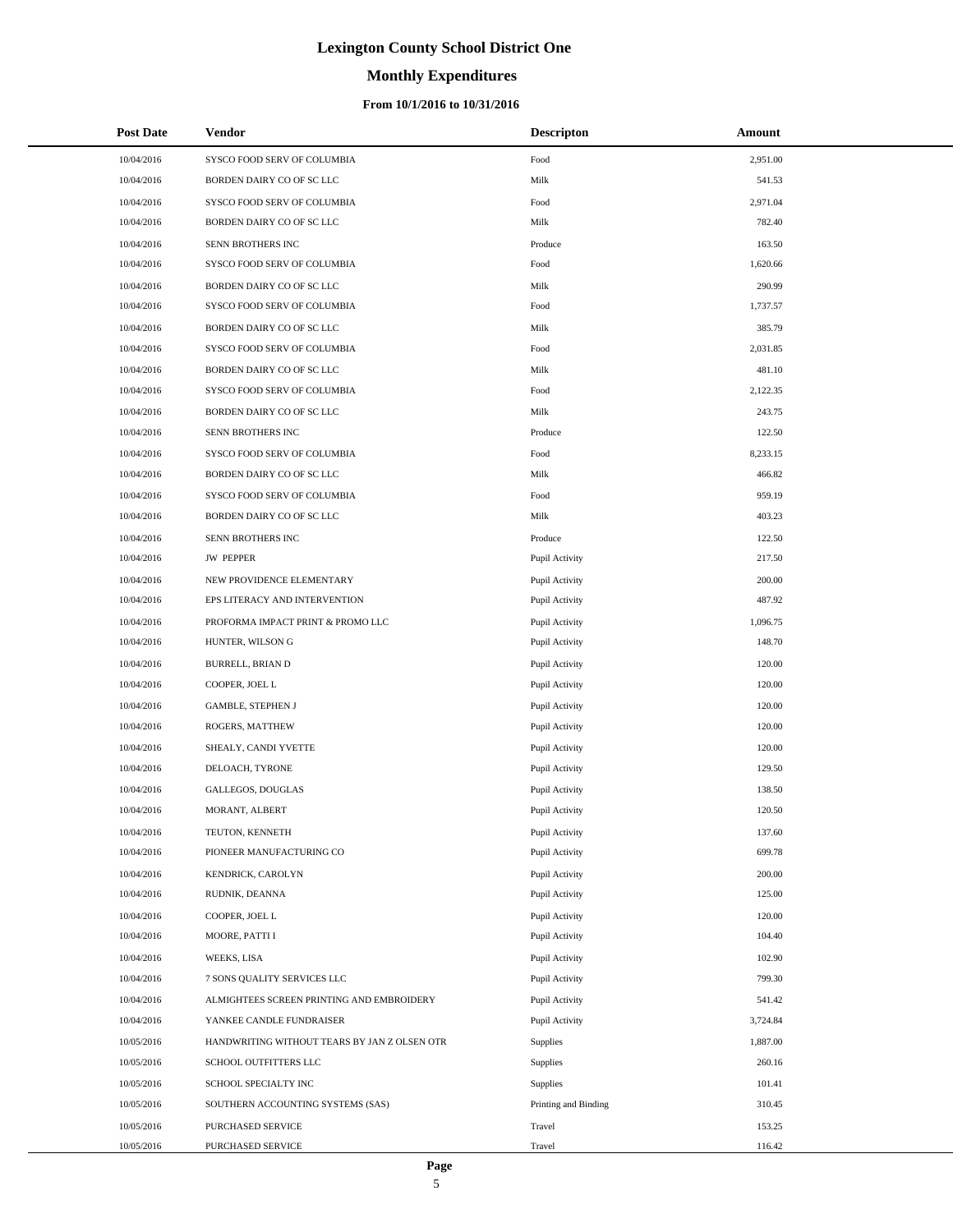# Lexington County School District One

## Monthly Expenditures

### From 10/1/2016 to 10/31/2016

| Post Date | Vendor | Descripton | Amount |
|---|---|---|---|
| 10/04/2016 | SYSCO FOOD SERV OF COLUMBIA | Food | 2,951.00 |
| 10/04/2016 | BORDEN DAIRY CO OF SC LLC | Milk | 541.53 |
| 10/04/2016 | SYSCO FOOD SERV OF COLUMBIA | Food | 2,971.04 |
| 10/04/2016 | BORDEN DAIRY CO OF SC LLC | Milk | 782.40 |
| 10/04/2016 | SENN BROTHERS INC | Produce | 163.50 |
| 10/04/2016 | SYSCO FOOD SERV OF COLUMBIA | Food | 1,620.66 |
| 10/04/2016 | BORDEN DAIRY CO OF SC LLC | Milk | 290.99 |
| 10/04/2016 | SYSCO FOOD SERV OF COLUMBIA | Food | 1,737.57 |
| 10/04/2016 | BORDEN DAIRY CO OF SC LLC | Milk | 385.79 |
| 10/04/2016 | SYSCO FOOD SERV OF COLUMBIA | Food | 2,031.85 |
| 10/04/2016 | BORDEN DAIRY CO OF SC LLC | Milk | 481.10 |
| 10/04/2016 | SYSCO FOOD SERV OF COLUMBIA | Food | 2,122.35 |
| 10/04/2016 | BORDEN DAIRY CO OF SC LLC | Milk | 243.75 |
| 10/04/2016 | SENN BROTHERS INC | Produce | 122.50 |
| 10/04/2016 | SYSCO FOOD SERV OF COLUMBIA | Food | 8,233.15 |
| 10/04/2016 | BORDEN DAIRY CO OF SC LLC | Milk | 466.82 |
| 10/04/2016 | SYSCO FOOD SERV OF COLUMBIA | Food | 959.19 |
| 10/04/2016 | BORDEN DAIRY CO OF SC LLC | Milk | 403.23 |
| 10/04/2016 | SENN BROTHERS INC | Produce | 122.50 |
| 10/04/2016 | JW PEPPER | Pupil Activity | 217.50 |
| 10/04/2016 | NEW PROVIDENCE ELEMENTARY | Pupil Activity | 200.00 |
| 10/04/2016 | EPS LITERACY AND INTERVENTION | Pupil Activity | 487.92 |
| 10/04/2016 | PROFORMA IMPACT PRINT & PROMO LLC | Pupil Activity | 1,096.75 |
| 10/04/2016 | HUNTER, WILSON G | Pupil Activity | 148.70 |
| 10/04/2016 | BURRELL, BRIAN D | Pupil Activity | 120.00 |
| 10/04/2016 | COOPER, JOEL L | Pupil Activity | 120.00 |
| 10/04/2016 | GAMBLE, STEPHEN J | Pupil Activity | 120.00 |
| 10/04/2016 | ROGERS, MATTHEW | Pupil Activity | 120.00 |
| 10/04/2016 | SHEALY, CANDI YVETTE | Pupil Activity | 120.00 |
| 10/04/2016 | DELOACH, TYRONE | Pupil Activity | 129.50 |
| 10/04/2016 | GALLEGOS, DOUGLAS | Pupil Activity | 138.50 |
| 10/04/2016 | MORANT, ALBERT | Pupil Activity | 120.50 |
| 10/04/2016 | TEUTON, KENNETH | Pupil Activity | 137.60 |
| 10/04/2016 | PIONEER MANUFACTURING CO | Pupil Activity | 699.78 |
| 10/04/2016 | KENDRICK, CAROLYN | Pupil Activity | 200.00 |
| 10/04/2016 | RUDNIK, DEANNA | Pupil Activity | 125.00 |
| 10/04/2016 | COOPER, JOEL L | Pupil Activity | 120.00 |
| 10/04/2016 | MOORE, PATTI I | Pupil Activity | 104.40 |
| 10/04/2016 | WEEKS, LISA | Pupil Activity | 102.90 |
| 10/04/2016 | 7 SONS QUALITY SERVICES LLC | Pupil Activity | 799.30 |
| 10/04/2016 | ALMIGHTEES SCREEN PRINTING AND EMBROIDERY | Pupil Activity | 541.42 |
| 10/04/2016 | YANKEE CANDLE FUNDRAISER | Pupil Activity | 3,724.84 |
| 10/05/2016 | HANDWRITING WITHOUT TEARS BY JAN Z OLSEN OTR | Supplies | 1,887.00 |
| 10/05/2016 | SCHOOL OUTFITTERS LLC | Supplies | 260.16 |
| 10/05/2016 | SCHOOL SPECIALTY INC | Supplies | 101.41 |
| 10/05/2016 | SOUTHERN ACCOUNTING SYSTEMS (SAS) | Printing and Binding | 310.45 |
| 10/05/2016 | PURCHASED SERVICE | Travel | 153.25 |
| 10/05/2016 | PURCHASED SERVICE | Travel | 116.42 |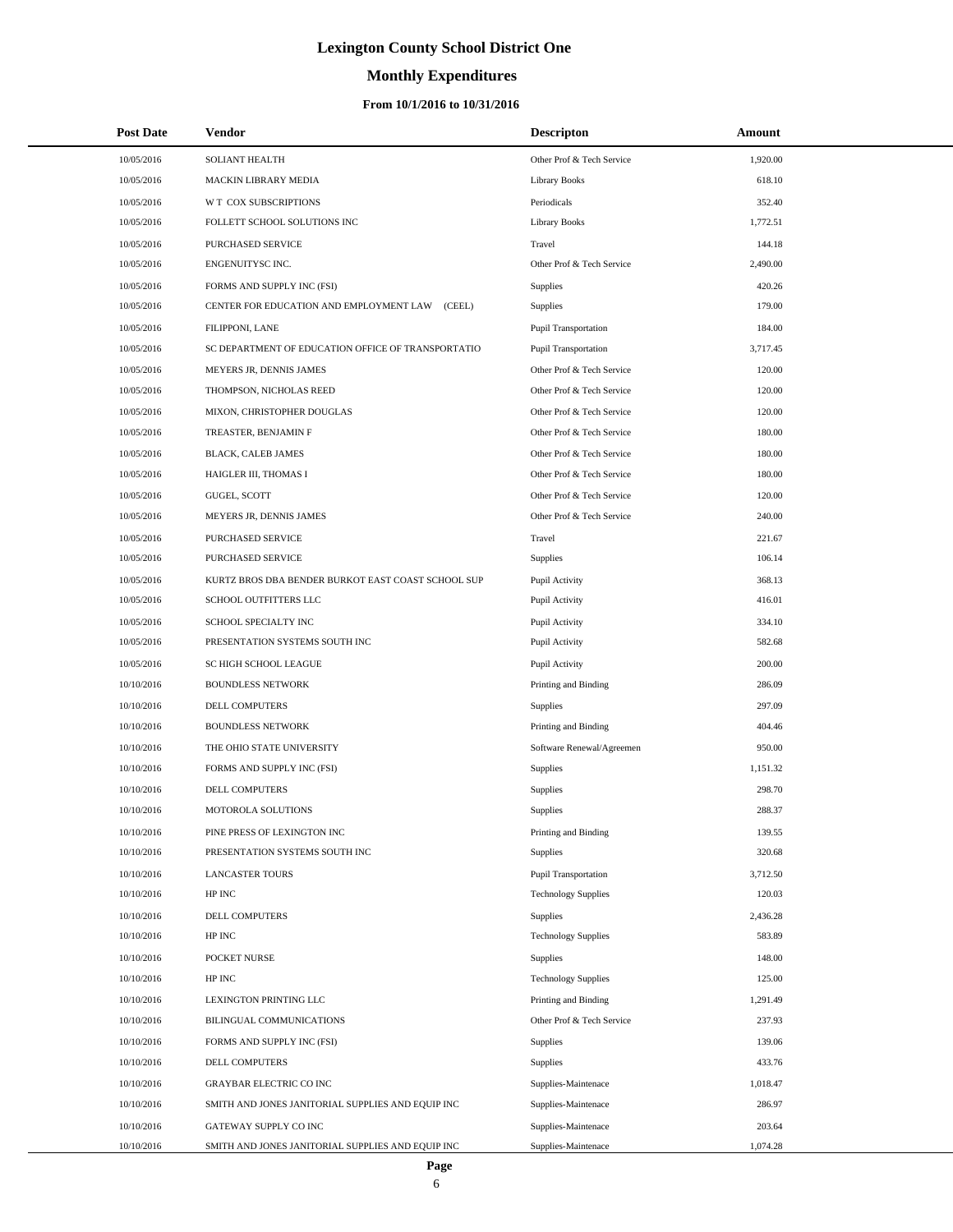# Lexington County School District One

## Monthly Expenditures

### From 10/1/2016 to 10/31/2016

| Post Date | Vendor | Descripton | Amount |
|---|---|---|---|
| 10/05/2016 | SOLIANT HEALTH | Other Prof & Tech Service | 1,920.00 |
| 10/05/2016 | MACKIN LIBRARY MEDIA | Library Books | 618.10 |
| 10/05/2016 | W T COX SUBSCRIPTIONS | Periodicals | 352.40 |
| 10/05/2016 | FOLLETT SCHOOL SOLUTIONS INC | Library Books | 1,772.51 |
| 10/05/2016 | PURCHASED SERVICE | Travel | 144.18 |
| 10/05/2016 | ENGENUITYSC INC. | Other Prof & Tech Service | 2,490.00 |
| 10/05/2016 | FORMS AND SUPPLY INC (FSI) | Supplies | 420.26 |
| 10/05/2016 | CENTER FOR EDUCATION AND EMPLOYMENT LAW (CEEL) | Supplies | 179.00 |
| 10/05/2016 | FILIPPONI, LANE | Pupil Transportation | 184.00 |
| 10/05/2016 | SC DEPARTMENT OF EDUCATION OFFICE OF TRANSPORTATIO | Pupil Transportation | 3,717.45 |
| 10/05/2016 | MEYERS JR, DENNIS JAMES | Other Prof & Tech Service | 120.00 |
| 10/05/2016 | THOMPSON, NICHOLAS REED | Other Prof & Tech Service | 120.00 |
| 10/05/2016 | MIXON, CHRISTOPHER DOUGLAS | Other Prof & Tech Service | 120.00 |
| 10/05/2016 | TREASTER, BENJAMIN F | Other Prof & Tech Service | 180.00 |
| 10/05/2016 | BLACK, CALEB JAMES | Other Prof & Tech Service | 180.00 |
| 10/05/2016 | HAIGLER III, THOMAS I | Other Prof & Tech Service | 180.00 |
| 10/05/2016 | GUGEL, SCOTT | Other Prof & Tech Service | 120.00 |
| 10/05/2016 | MEYERS JR, DENNIS JAMES | Other Prof & Tech Service | 240.00 |
| 10/05/2016 | PURCHASED SERVICE | Travel | 221.67 |
| 10/05/2016 | PURCHASED SERVICE | Supplies | 106.14 |
| 10/05/2016 | KURTZ BROS DBA BENDER BURKOT EAST COAST SCHOOL SUP | Pupil Activity | 368.13 |
| 10/05/2016 | SCHOOL OUTFITTERS LLC | Pupil Activity | 416.01 |
| 10/05/2016 | SCHOOL SPECIALTY INC | Pupil Activity | 334.10 |
| 10/05/2016 | PRESENTATION SYSTEMS SOUTH INC | Pupil Activity | 582.68 |
| 10/05/2016 | SC HIGH SCHOOL LEAGUE | Pupil Activity | 200.00 |
| 10/10/2016 | BOUNDLESS NETWORK | Printing and Binding | 286.09 |
| 10/10/2016 | DELL COMPUTERS | Supplies | 297.09 |
| 10/10/2016 | BOUNDLESS NETWORK | Printing and Binding | 404.46 |
| 10/10/2016 | THE OHIO STATE UNIVERSITY | Software Renewal/Agreemen | 950.00 |
| 10/10/2016 | FORMS AND SUPPLY INC (FSI) | Supplies | 1,151.32 |
| 10/10/2016 | DELL COMPUTERS | Supplies | 298.70 |
| 10/10/2016 | MOTOROLA SOLUTIONS | Supplies | 288.37 |
| 10/10/2016 | PINE PRESS OF LEXINGTON INC | Printing and Binding | 139.55 |
| 10/10/2016 | PRESENTATION SYSTEMS SOUTH INC | Supplies | 320.68 |
| 10/10/2016 | LANCASTER TOURS | Pupil Transportation | 3,712.50 |
| 10/10/2016 | HP INC | Technology Supplies | 120.03 |
| 10/10/2016 | DELL COMPUTERS | Supplies | 2,436.28 |
| 10/10/2016 | HP INC | Technology Supplies | 583.89 |
| 10/10/2016 | POCKET NURSE | Supplies | 148.00 |
| 10/10/2016 | HP INC | Technology Supplies | 125.00 |
| 10/10/2016 | LEXINGTON PRINTING LLC | Printing and Binding | 1,291.49 |
| 10/10/2016 | BILINGUAL COMMUNICATIONS | Other Prof & Tech Service | 237.93 |
| 10/10/2016 | FORMS AND SUPPLY INC (FSI) | Supplies | 139.06 |
| 10/10/2016 | DELL COMPUTERS | Supplies | 433.76 |
| 10/10/2016 | GRAYBAR ELECTRIC CO INC | Supplies-Maintenace | 1,018.47 |
| 10/10/2016 | SMITH AND JONES JANITORIAL SUPPLIES AND EQUIP INC | Supplies-Maintenace | 286.97 |
| 10/10/2016 | GATEWAY SUPPLY CO INC | Supplies-Maintenace | 203.64 |
| 10/10/2016 | SMITH AND JONES JANITORIAL SUPPLIES AND EQUIP INC | Supplies-Maintenace | 1,074.28 |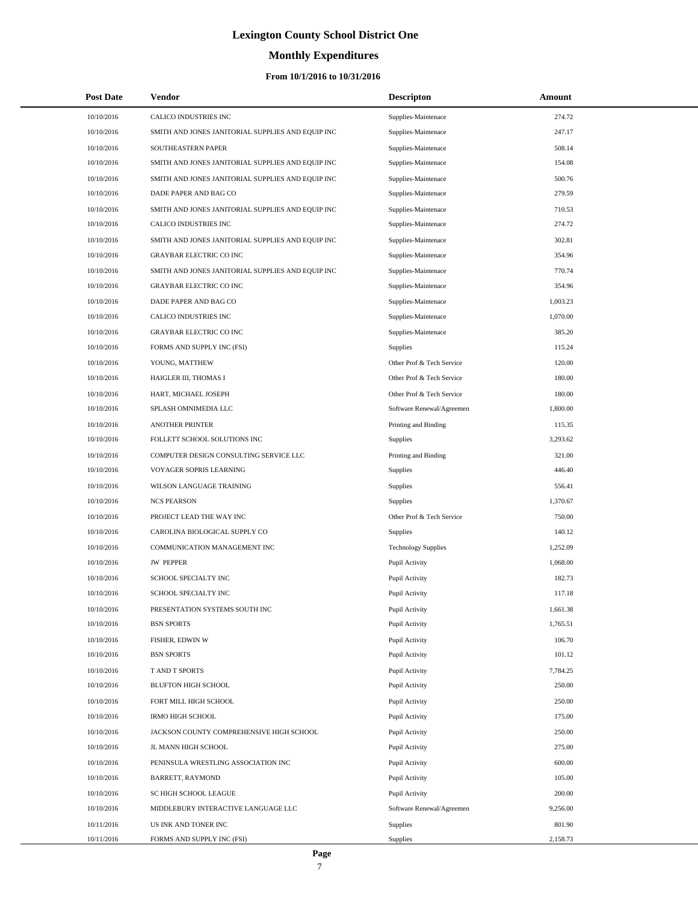# Lexington County School District One

## Monthly Expenditures

### From 10/1/2016 to 10/31/2016

| Post Date | Vendor | Descripton | Amount |
|---|---|---|---|
| 10/10/2016 | CALICO INDUSTRIES INC | Supplies-Maintenace | 274.72 |
| 10/10/2016 | SMITH AND JONES JANITORIAL SUPPLIES AND EQUIP INC | Supplies-Maintenace | 247.17 |
| 10/10/2016 | SOUTHEASTERN PAPER | Supplies-Maintenace | 508.14 |
| 10/10/2016 | SMITH AND JONES JANITORIAL SUPPLIES AND EQUIP INC | Supplies-Maintenace | 154.08 |
| 10/10/2016 | SMITH AND JONES JANITORIAL SUPPLIES AND EQUIP INC | Supplies-Maintenace | 500.76 |
| 10/10/2016 | DADE PAPER AND BAG CO | Supplies-Maintenace | 279.59 |
| 10/10/2016 | SMITH AND JONES JANITORIAL SUPPLIES AND EQUIP INC | Supplies-Maintenace | 710.53 |
| 10/10/2016 | CALICO INDUSTRIES INC | Supplies-Maintenace | 274.72 |
| 10/10/2016 | SMITH AND JONES JANITORIAL SUPPLIES AND EQUIP INC | Supplies-Maintenace | 302.81 |
| 10/10/2016 | GRAYBAR ELECTRIC CO INC | Supplies-Maintenace | 354.96 |
| 10/10/2016 | SMITH AND JONES JANITORIAL SUPPLIES AND EQUIP INC | Supplies-Maintenace | 770.74 |
| 10/10/2016 | GRAYBAR ELECTRIC CO INC | Supplies-Maintenace | 354.96 |
| 10/10/2016 | DADE PAPER AND BAG CO | Supplies-Maintenace | 1,003.23 |
| 10/10/2016 | CALICO INDUSTRIES INC | Supplies-Maintenace | 1,070.00 |
| 10/10/2016 | GRAYBAR ELECTRIC CO INC | Supplies-Maintenace | 385.20 |
| 10/10/2016 | FORMS AND SUPPLY INC (FSI) | Supplies | 115.24 |
| 10/10/2016 | YOUNG, MATTHEW | Other Prof & Tech Service | 120.00 |
| 10/10/2016 | HAIGLER III, THOMAS I | Other Prof & Tech Service | 180.00 |
| 10/10/2016 | HART, MICHAEL JOSEPH | Other Prof & Tech Service | 180.00 |
| 10/10/2016 | SPLASH OMNIMEDIA LLC | Software Renewal/Agreemen | 1,800.00 |
| 10/10/2016 | ANOTHER PRINTER | Printing and Binding | 115.35 |
| 10/10/2016 | FOLLETT SCHOOL SOLUTIONS INC | Supplies | 3,293.62 |
| 10/10/2016 | COMPUTER DESIGN CONSULTING SERVICE LLC | Printing and Binding | 321.00 |
| 10/10/2016 | VOYAGER SOPRIS LEARNING | Supplies | 446.40 |
| 10/10/2016 | WILSON LANGUAGE TRAINING | Supplies | 556.41 |
| 10/10/2016 | NCS PEARSON | Supplies | 1,370.67 |
| 10/10/2016 | PROJECT LEAD THE WAY INC | Other Prof & Tech Service | 750.00 |
| 10/10/2016 | CAROLINA BIOLOGICAL SUPPLY CO | Supplies | 140.12 |
| 10/10/2016 | COMMUNICATION MANAGEMENT INC | Technology Supplies | 1,252.09 |
| 10/10/2016 | JW PEPPER | Pupil Activity | 1,068.00 |
| 10/10/2016 | SCHOOL SPECIALTY INC | Pupil Activity | 182.73 |
| 10/10/2016 | SCHOOL SPECIALTY INC | Pupil Activity | 117.18 |
| 10/10/2016 | PRESENTATION SYSTEMS SOUTH INC | Pupil Activity | 1,661.38 |
| 10/10/2016 | BSN SPORTS | Pupil Activity | 1,765.51 |
| 10/10/2016 | FISHER, EDWIN W | Pupil Activity | 106.70 |
| 10/10/2016 | BSN SPORTS | Pupil Activity | 101.12 |
| 10/10/2016 | T AND T SPORTS | Pupil Activity | 7,784.25 |
| 10/10/2016 | BLUFTON HIGH SCHOOL | Pupil Activity | 250.00 |
| 10/10/2016 | FORT MILL HIGH SCHOOL | Pupil Activity | 250.00 |
| 10/10/2016 | IRMO HIGH SCHOOL | Pupil Activity | 175.00 |
| 10/10/2016 | JACKSON COUNTY COMPREHENSIVE HIGH SCHOOL | Pupil Activity | 250.00 |
| 10/10/2016 | JL MANN HIGH SCHOOL | Pupil Activity | 275.00 |
| 10/10/2016 | PENINSULA WRESTLING ASSOCIATION INC | Pupil Activity | 600.00 |
| 10/10/2016 | BARRETT, RAYMOND | Pupil Activity | 105.00 |
| 10/10/2016 | SC HIGH SCHOOL LEAGUE | Pupil Activity | 200.00 |
| 10/10/2016 | MIDDLEBURY INTERACTIVE LANGUAGE LLC | Software Renewal/Agreemen | 9,256.00 |
| 10/11/2016 | US INK AND TONER INC | Supplies | 801.90 |
| 10/11/2016 | FORMS AND SUPPLY INC (FSI) | Supplies | 2,158.73 |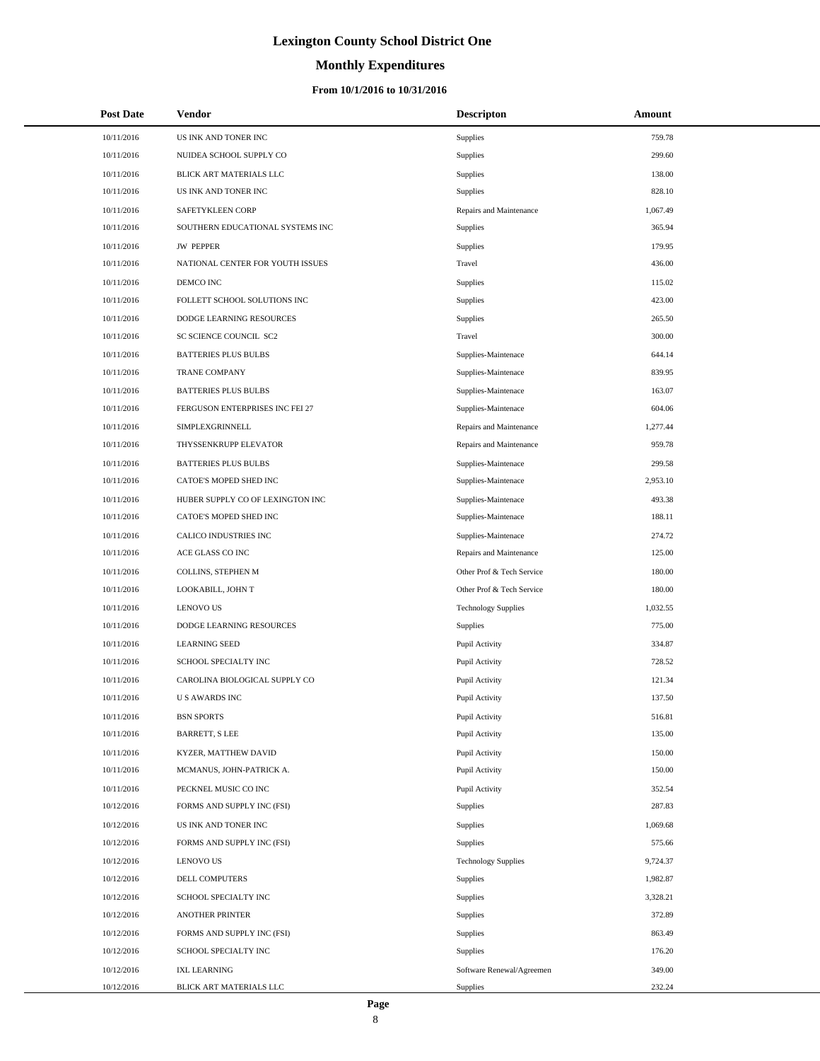# Lexington County School District One

## Monthly Expenditures

### From 10/1/2016 to 10/31/2016

| Post Date | Vendor | Descripton | Amount |
|---|---|---|---|
| 10/11/2016 | US INK AND TONER INC | Supplies | 759.78 |
| 10/11/2016 | NUIDEA SCHOOL SUPPLY CO | Supplies | 299.60 |
| 10/11/2016 | BLICK ART MATERIALS LLC | Supplies | 138.00 |
| 10/11/2016 | US INK AND TONER INC | Supplies | 828.10 |
| 10/11/2016 | SAFETYKLEEN CORP | Repairs and Maintenance | 1,067.49 |
| 10/11/2016 | SOUTHERN EDUCATIONAL SYSTEMS INC | Supplies | 365.94 |
| 10/11/2016 | JW PEPPER | Supplies | 179.95 |
| 10/11/2016 | NATIONAL CENTER FOR YOUTH ISSUES | Travel | 436.00 |
| 10/11/2016 | DEMCO INC | Supplies | 115.02 |
| 10/11/2016 | FOLLETT SCHOOL SOLUTIONS INC | Supplies | 423.00 |
| 10/11/2016 | DODGE LEARNING RESOURCES | Supplies | 265.50 |
| 10/11/2016 | SC SCIENCE COUNCIL SC2 | Travel | 300.00 |
| 10/11/2016 | BATTERIES PLUS BULBS | Supplies-Maintenace | 644.14 |
| 10/11/2016 | TRANE COMPANY | Supplies-Maintenace | 839.95 |
| 10/11/2016 | BATTERIES PLUS BULBS | Supplies-Maintenace | 163.07 |
| 10/11/2016 | FERGUSON ENTERPRISES INC FEI 27 | Supplies-Maintenace | 604.06 |
| 10/11/2016 | SIMPLEXGRINNELL | Repairs and Maintenance | 1,277.44 |
| 10/11/2016 | THYSSENKRUPP ELEVATOR | Repairs and Maintenance | 959.78 |
| 10/11/2016 | BATTERIES PLUS BULBS | Supplies-Maintenace | 299.58 |
| 10/11/2016 | CATOE'S MOPED SHED INC | Supplies-Maintenace | 2,953.10 |
| 10/11/2016 | HUBER SUPPLY CO OF LEXINGTON INC | Supplies-Maintenace | 493.38 |
| 10/11/2016 | CATOE'S MOPED SHED INC | Supplies-Maintenace | 188.11 |
| 10/11/2016 | CALICO INDUSTRIES INC | Supplies-Maintenace | 274.72 |
| 10/11/2016 | ACE GLASS CO INC | Repairs and Maintenance | 125.00 |
| 10/11/2016 | COLLINS, STEPHEN M | Other Prof & Tech Service | 180.00 |
| 10/11/2016 | LOOKABILL, JOHN T | Other Prof & Tech Service | 180.00 |
| 10/11/2016 | LENOVO US | Technology Supplies | 1,032.55 |
| 10/11/2016 | DODGE LEARNING RESOURCES | Supplies | 775.00 |
| 10/11/2016 | LEARNING SEED | Pupil Activity | 334.87 |
| 10/11/2016 | SCHOOL SPECIALTY INC | Pupil Activity | 728.52 |
| 10/11/2016 | CAROLINA BIOLOGICAL SUPPLY CO | Pupil Activity | 121.34 |
| 10/11/2016 | U S AWARDS INC | Pupil Activity | 137.50 |
| 10/11/2016 | BSN SPORTS | Pupil Activity | 516.81 |
| 10/11/2016 | BARRETT, S LEE | Pupil Activity | 135.00 |
| 10/11/2016 | KYZER, MATTHEW DAVID | Pupil Activity | 150.00 |
| 10/11/2016 | MCMANUS, JOHN-PATRICK A. | Pupil Activity | 150.00 |
| 10/11/2016 | PECKNEL MUSIC CO INC | Pupil Activity | 352.54 |
| 10/12/2016 | FORMS AND SUPPLY INC (FSI) | Supplies | 287.83 |
| 10/12/2016 | US INK AND TONER INC | Supplies | 1,069.68 |
| 10/12/2016 | FORMS AND SUPPLY INC (FSI) | Supplies | 575.66 |
| 10/12/2016 | LENOVO US | Technology Supplies | 9,724.37 |
| 10/12/2016 | DELL COMPUTERS | Supplies | 1,982.87 |
| 10/12/2016 | SCHOOL SPECIALTY INC | Supplies | 3,328.21 |
| 10/12/2016 | ANOTHER PRINTER | Supplies | 372.89 |
| 10/12/2016 | FORMS AND SUPPLY INC (FSI) | Supplies | 863.49 |
| 10/12/2016 | SCHOOL SPECIALTY INC | Supplies | 176.20 |
| 10/12/2016 | IXL LEARNING | Software Renewal/Agreemen | 349.00 |
| 10/12/2016 | BLICK ART MATERIALS LLC | Supplies | 232.24 |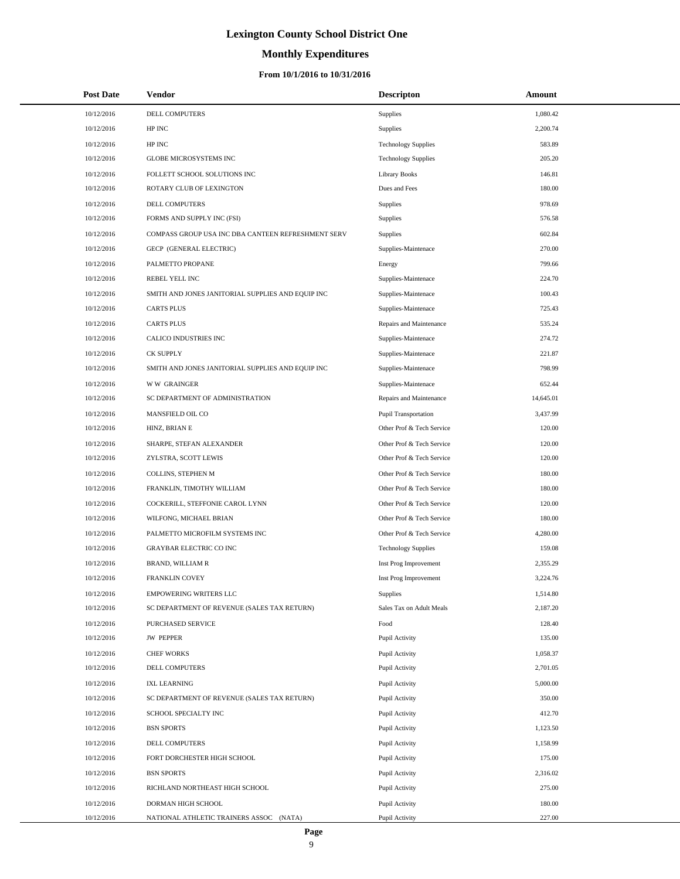# Lexington County School District One

## Monthly Expenditures

### From 10/1/2016 to 10/31/2016

| Post Date | Vendor | Descripton | Amount |
|---|---|---|---|
| 10/12/2016 | DELL COMPUTERS | Supplies | 1,080.42 |
| 10/12/2016 | HP INC | Supplies | 2,200.74 |
| 10/12/2016 | HP INC | Technology Supplies | 583.89 |
| 10/12/2016 | GLOBE MICROSYSTEMS INC | Technology Supplies | 205.20 |
| 10/12/2016 | FOLLETT SCHOOL SOLUTIONS INC | Library Books | 146.81 |
| 10/12/2016 | ROTARY CLUB OF LEXINGTON | Dues and Fees | 180.00 |
| 10/12/2016 | DELL COMPUTERS | Supplies | 978.69 |
| 10/12/2016 | FORMS AND SUPPLY INC (FSI) | Supplies | 576.58 |
| 10/12/2016 | COMPASS GROUP USA INC DBA CANTEEN REFRESHMENT SERV | Supplies | 602.84 |
| 10/12/2016 | GECP (GENERAL ELECTRIC) | Supplies-Maintenace | 270.00 |
| 10/12/2016 | PALMETTO PROPANE | Energy | 799.66 |
| 10/12/2016 | REBEL YELL INC | Supplies-Maintenace | 224.70 |
| 10/12/2016 | SMITH AND JONES JANITORIAL SUPPLIES AND EQUIP INC | Supplies-Maintenace | 100.43 |
| 10/12/2016 | CARTS PLUS | Supplies-Maintenace | 725.43 |
| 10/12/2016 | CARTS PLUS | Repairs and Maintenance | 535.24 |
| 10/12/2016 | CALICO INDUSTRIES INC | Supplies-Maintenace | 274.72 |
| 10/12/2016 | CK SUPPLY | Supplies-Maintenace | 221.87 |
| 10/12/2016 | SMITH AND JONES JANITORIAL SUPPLIES AND EQUIP INC | Supplies-Maintenace | 798.99 |
| 10/12/2016 | W W GRAINGER | Supplies-Maintenace | 652.44 |
| 10/12/2016 | SC DEPARTMENT OF ADMINISTRATION | Repairs and Maintenance | 14,645.01 |
| 10/12/2016 | MANSFIELD OIL CO | Pupil Transportation | 3,437.99 |
| 10/12/2016 | HINZ, BRIAN E | Other Prof & Tech Service | 120.00 |
| 10/12/2016 | SHARPE, STEFAN ALEXANDER | Other Prof & Tech Service | 120.00 |
| 10/12/2016 | ZYLSTRA, SCOTT LEWIS | Other Prof & Tech Service | 120.00 |
| 10/12/2016 | COLLINS, STEPHEN M | Other Prof & Tech Service | 180.00 |
| 10/12/2016 | FRANKLIN, TIMOTHY WILLIAM | Other Prof & Tech Service | 180.00 |
| 10/12/2016 | COCKERILL, STEFFONIE CAROL LYNN | Other Prof & Tech Service | 120.00 |
| 10/12/2016 | WILFONG, MICHAEL BRIAN | Other Prof & Tech Service | 180.00 |
| 10/12/2016 | PALMETTO MICROFILM SYSTEMS INC | Other Prof & Tech Service | 4,280.00 |
| 10/12/2016 | GRAYBAR ELECTRIC CO INC | Technology Supplies | 159.08 |
| 10/12/2016 | BRAND, WILLIAM R | Inst Prog Improvement | 2,355.29 |
| 10/12/2016 | FRANKLIN COVEY | Inst Prog Improvement | 3,224.76 |
| 10/12/2016 | EMPOWERING WRITERS LLC | Supplies | 1,514.80 |
| 10/12/2016 | SC DEPARTMENT OF REVENUE (SALES TAX RETURN) | Sales Tax on Adult Meals | 2,187.20 |
| 10/12/2016 | PURCHASED SERVICE | Food | 128.40 |
| 10/12/2016 | JW PEPPER | Pupil Activity | 135.00 |
| 10/12/2016 | CHEF WORKS | Pupil Activity | 1,058.37 |
| 10/12/2016 | DELL COMPUTERS | Pupil Activity | 2,701.05 |
| 10/12/2016 | IXL LEARNING | Pupil Activity | 5,000.00 |
| 10/12/2016 | SC DEPARTMENT OF REVENUE (SALES TAX RETURN) | Pupil Activity | 350.00 |
| 10/12/2016 | SCHOOL SPECIALTY INC | Pupil Activity | 412.70 |
| 10/12/2016 | BSN SPORTS | Pupil Activity | 1,123.50 |
| 10/12/2016 | DELL COMPUTERS | Pupil Activity | 1,158.99 |
| 10/12/2016 | FORT DORCHESTER HIGH SCHOOL | Pupil Activity | 175.00 |
| 10/12/2016 | BSN SPORTS | Pupil Activity | 2,316.02 |
| 10/12/2016 | RICHLAND NORTHEAST HIGH SCHOOL | Pupil Activity | 275.00 |
| 10/12/2016 | DORMAN HIGH SCHOOL | Pupil Activity | 180.00 |
| 10/12/2016 | NATIONAL ATHLETIC TRAINERS ASSOC (NATA) | Pupil Activity | 227.00 |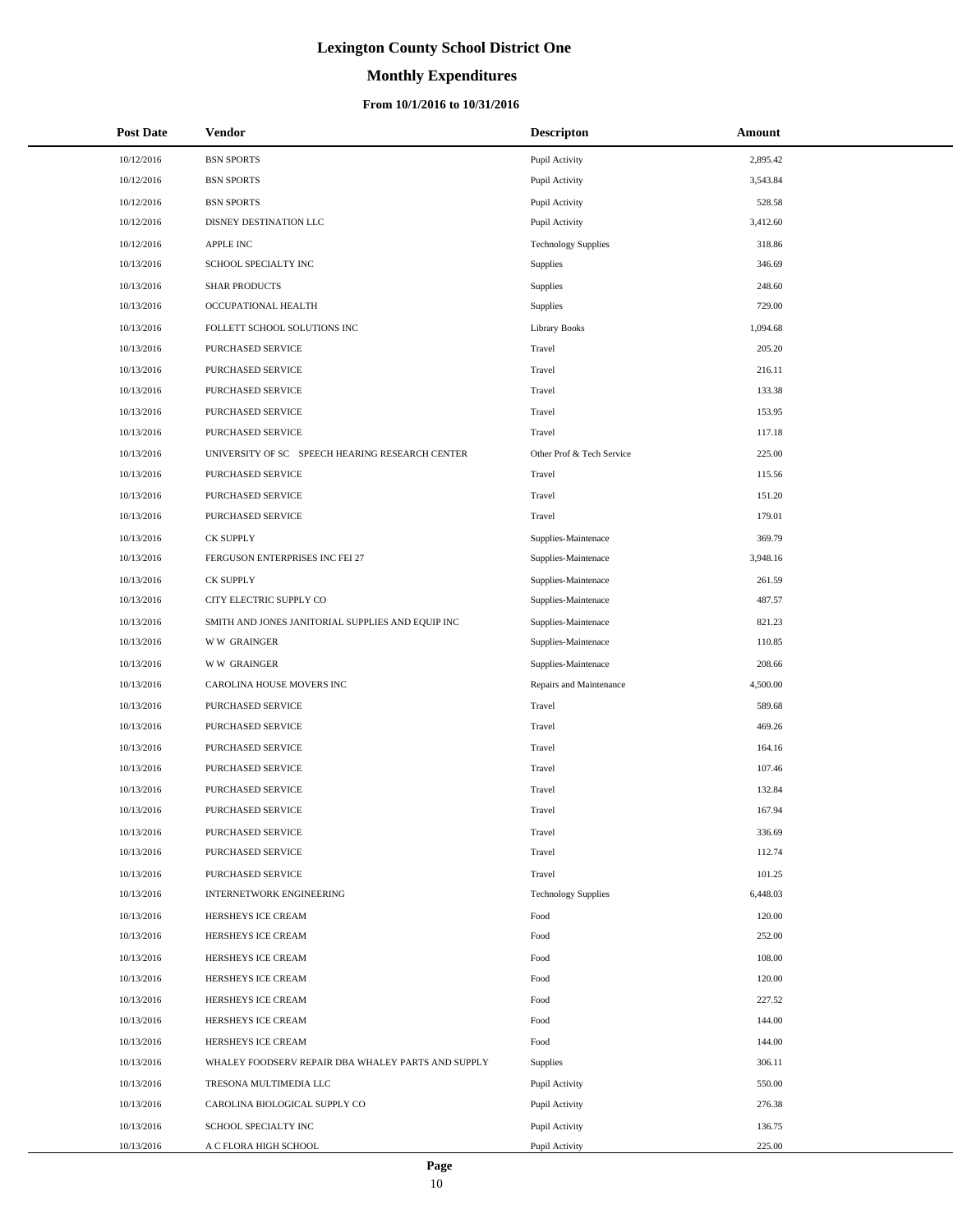# Lexington County School District One

## Monthly Expenditures

### From 10/1/2016 to 10/31/2016

| Post Date | Vendor | Descripton | Amount |
|---|---|---|---|
| 10/12/2016 | BSN SPORTS | Pupil Activity | 2,895.42 |
| 10/12/2016 | BSN SPORTS | Pupil Activity | 3,543.84 |
| 10/12/2016 | BSN SPORTS | Pupil Activity | 528.58 |
| 10/12/2016 | DISNEY DESTINATION LLC | Pupil Activity | 3,412.60 |
| 10/12/2016 | APPLE INC | Technology Supplies | 318.86 |
| 10/13/2016 | SCHOOL SPECIALTY INC | Supplies | 346.69 |
| 10/13/2016 | SHAR PRODUCTS | Supplies | 248.60 |
| 10/13/2016 | OCCUPATIONAL HEALTH | Supplies | 729.00 |
| 10/13/2016 | FOLLETT SCHOOL SOLUTIONS INC | Library Books | 1,094.68 |
| 10/13/2016 | PURCHASED SERVICE | Travel | 205.20 |
| 10/13/2016 | PURCHASED SERVICE | Travel | 216.11 |
| 10/13/2016 | PURCHASED SERVICE | Travel | 133.38 |
| 10/13/2016 | PURCHASED SERVICE | Travel | 153.95 |
| 10/13/2016 | PURCHASED SERVICE | Travel | 117.18 |
| 10/13/2016 | UNIVERSITY OF SC SPEECH HEARING RESEARCH CENTER | Other Prof & Tech Service | 225.00 |
| 10/13/2016 | PURCHASED SERVICE | Travel | 115.56 |
| 10/13/2016 | PURCHASED SERVICE | Travel | 151.20 |
| 10/13/2016 | PURCHASED SERVICE | Travel | 179.01 |
| 10/13/2016 | CK SUPPLY | Supplies-Maintenace | 369.79 |
| 10/13/2016 | FERGUSON ENTERPRISES INC FEI 27 | Supplies-Maintenace | 3,948.16 |
| 10/13/2016 | CK SUPPLY | Supplies-Maintenace | 261.59 |
| 10/13/2016 | CITY ELECTRIC SUPPLY CO | Supplies-Maintenace | 487.57 |
| 10/13/2016 | SMITH AND JONES JANITORIAL SUPPLIES AND EQUIP INC | Supplies-Maintenace | 821.23 |
| 10/13/2016 | W W GRAINGER | Supplies-Maintenace | 110.85 |
| 10/13/2016 | W W GRAINGER | Supplies-Maintenace | 208.66 |
| 10/13/2016 | CAROLINA HOUSE MOVERS INC | Repairs and Maintenance | 4,500.00 |
| 10/13/2016 | PURCHASED SERVICE | Travel | 589.68 |
| 10/13/2016 | PURCHASED SERVICE | Travel | 469.26 |
| 10/13/2016 | PURCHASED SERVICE | Travel | 164.16 |
| 10/13/2016 | PURCHASED SERVICE | Travel | 107.46 |
| 10/13/2016 | PURCHASED SERVICE | Travel | 132.84 |
| 10/13/2016 | PURCHASED SERVICE | Travel | 167.94 |
| 10/13/2016 | PURCHASED SERVICE | Travel | 336.69 |
| 10/13/2016 | PURCHASED SERVICE | Travel | 112.74 |
| 10/13/2016 | PURCHASED SERVICE | Travel | 101.25 |
| 10/13/2016 | INTERNETWORK ENGINEERING | Technology Supplies | 6,448.03 |
| 10/13/2016 | HERSHEYS ICE CREAM | Food | 120.00 |
| 10/13/2016 | HERSHEYS ICE CREAM | Food | 252.00 |
| 10/13/2016 | HERSHEYS ICE CREAM | Food | 108.00 |
| 10/13/2016 | HERSHEYS ICE CREAM | Food | 120.00 |
| 10/13/2016 | HERSHEYS ICE CREAM | Food | 227.52 |
| 10/13/2016 | HERSHEYS ICE CREAM | Food | 144.00 |
| 10/13/2016 | HERSHEYS ICE CREAM | Food | 144.00 |
| 10/13/2016 | WHALEY FOODSERV REPAIR DBA WHALEY PARTS AND SUPPLY | Supplies | 306.11 |
| 10/13/2016 | TRESONA MULTIMEDIA LLC | Pupil Activity | 550.00 |
| 10/13/2016 | CAROLINA BIOLOGICAL SUPPLY CO | Pupil Activity | 276.38 |
| 10/13/2016 | SCHOOL SPECIALTY INC | Pupil Activity | 136.75 |
| 10/13/2016 | A C FLORA HIGH SCHOOL | Pupil Activity | 225.00 |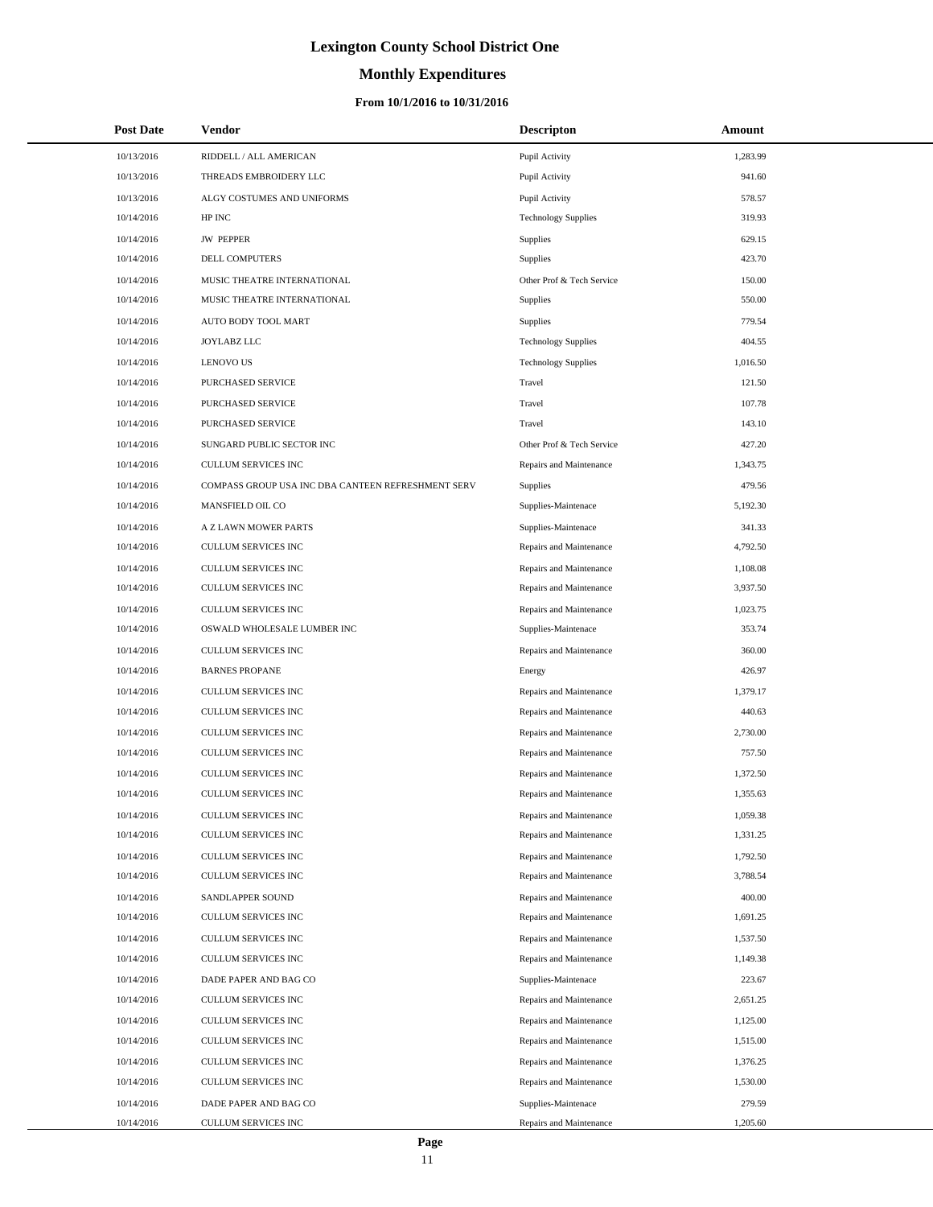# Lexington County School District One

## Monthly Expenditures

### From 10/1/2016 to 10/31/2016

| Post Date | Vendor | Descripton | Amount |
|---|---|---|---|
| 10/13/2016 | RIDDELL / ALL AMERICAN | Pupil Activity | 1,283.99 |
| 10/13/2016 | THREADS EMBROIDERY LLC | Pupil Activity | 941.60 |
| 10/13/2016 | ALGY COSTUMES AND UNIFORMS | Pupil Activity | 578.57 |
| 10/14/2016 | HP INC | Technology Supplies | 319.93 |
| 10/14/2016 | JW PEPPER | Supplies | 629.15 |
| 10/14/2016 | DELL COMPUTERS | Supplies | 423.70 |
| 10/14/2016 | MUSIC THEATRE INTERNATIONAL | Other Prof & Tech Service | 150.00 |
| 10/14/2016 | MUSIC THEATRE INTERNATIONAL | Supplies | 550.00 |
| 10/14/2016 | AUTO BODY TOOL MART | Supplies | 779.54 |
| 10/14/2016 | JOYLABZ LLC | Technology Supplies | 404.55 |
| 10/14/2016 | LENOVO US | Technology Supplies | 1,016.50 |
| 10/14/2016 | PURCHASED SERVICE | Travel | 121.50 |
| 10/14/2016 | PURCHASED SERVICE | Travel | 107.78 |
| 10/14/2016 | PURCHASED SERVICE | Travel | 143.10 |
| 10/14/2016 | SUNGARD PUBLIC SECTOR INC | Other Prof & Tech Service | 427.20 |
| 10/14/2016 | CULLUM SERVICES INC | Repairs and Maintenance | 1,343.75 |
| 10/14/2016 | COMPASS GROUP USA INC DBA CANTEEN REFRESHMENT SERV | Supplies | 479.56 |
| 10/14/2016 | MANSFIELD OIL CO | Supplies-Maintenace | 5,192.30 |
| 10/14/2016 | A Z LAWN MOWER PARTS | Supplies-Maintenace | 341.33 |
| 10/14/2016 | CULLUM SERVICES INC | Repairs and Maintenance | 4,792.50 |
| 10/14/2016 | CULLUM SERVICES INC | Repairs and Maintenance | 1,108.08 |
| 10/14/2016 | CULLUM SERVICES INC | Repairs and Maintenance | 3,937.50 |
| 10/14/2016 | CULLUM SERVICES INC | Repairs and Maintenance | 1,023.75 |
| 10/14/2016 | OSWALD WHOLESALE LUMBER INC | Supplies-Maintenace | 353.74 |
| 10/14/2016 | CULLUM SERVICES INC | Repairs and Maintenance | 360.00 |
| 10/14/2016 | BARNES PROPANE | Energy | 426.97 |
| 10/14/2016 | CULLUM SERVICES INC | Repairs and Maintenance | 1,379.17 |
| 10/14/2016 | CULLUM SERVICES INC | Repairs and Maintenance | 440.63 |
| 10/14/2016 | CULLUM SERVICES INC | Repairs and Maintenance | 2,730.00 |
| 10/14/2016 | CULLUM SERVICES INC | Repairs and Maintenance | 757.50 |
| 10/14/2016 | CULLUM SERVICES INC | Repairs and Maintenance | 1,372.50 |
| 10/14/2016 | CULLUM SERVICES INC | Repairs and Maintenance | 1,355.63 |
| 10/14/2016 | CULLUM SERVICES INC | Repairs and Maintenance | 1,059.38 |
| 10/14/2016 | CULLUM SERVICES INC | Repairs and Maintenance | 1,331.25 |
| 10/14/2016 | CULLUM SERVICES INC | Repairs and Maintenance | 1,792.50 |
| 10/14/2016 | CULLUM SERVICES INC | Repairs and Maintenance | 3,788.54 |
| 10/14/2016 | SANDLAPPER SOUND | Repairs and Maintenance | 400.00 |
| 10/14/2016 | CULLUM SERVICES INC | Repairs and Maintenance | 1,691.25 |
| 10/14/2016 | CULLUM SERVICES INC | Repairs and Maintenance | 1,537.50 |
| 10/14/2016 | CULLUM SERVICES INC | Repairs and Maintenance | 1,149.38 |
| 10/14/2016 | DADE PAPER AND BAG CO | Supplies-Maintenace | 223.67 |
| 10/14/2016 | CULLUM SERVICES INC | Repairs and Maintenance | 2,651.25 |
| 10/14/2016 | CULLUM SERVICES INC | Repairs and Maintenance | 1,125.00 |
| 10/14/2016 | CULLUM SERVICES INC | Repairs and Maintenance | 1,515.00 |
| 10/14/2016 | CULLUM SERVICES INC | Repairs and Maintenance | 1,376.25 |
| 10/14/2016 | CULLUM SERVICES INC | Repairs and Maintenance | 1,530.00 |
| 10/14/2016 | DADE PAPER AND BAG CO | Supplies-Maintenace | 279.59 |
| 10/14/2016 | CULLUM SERVICES INC | Repairs and Maintenance | 1,205.60 |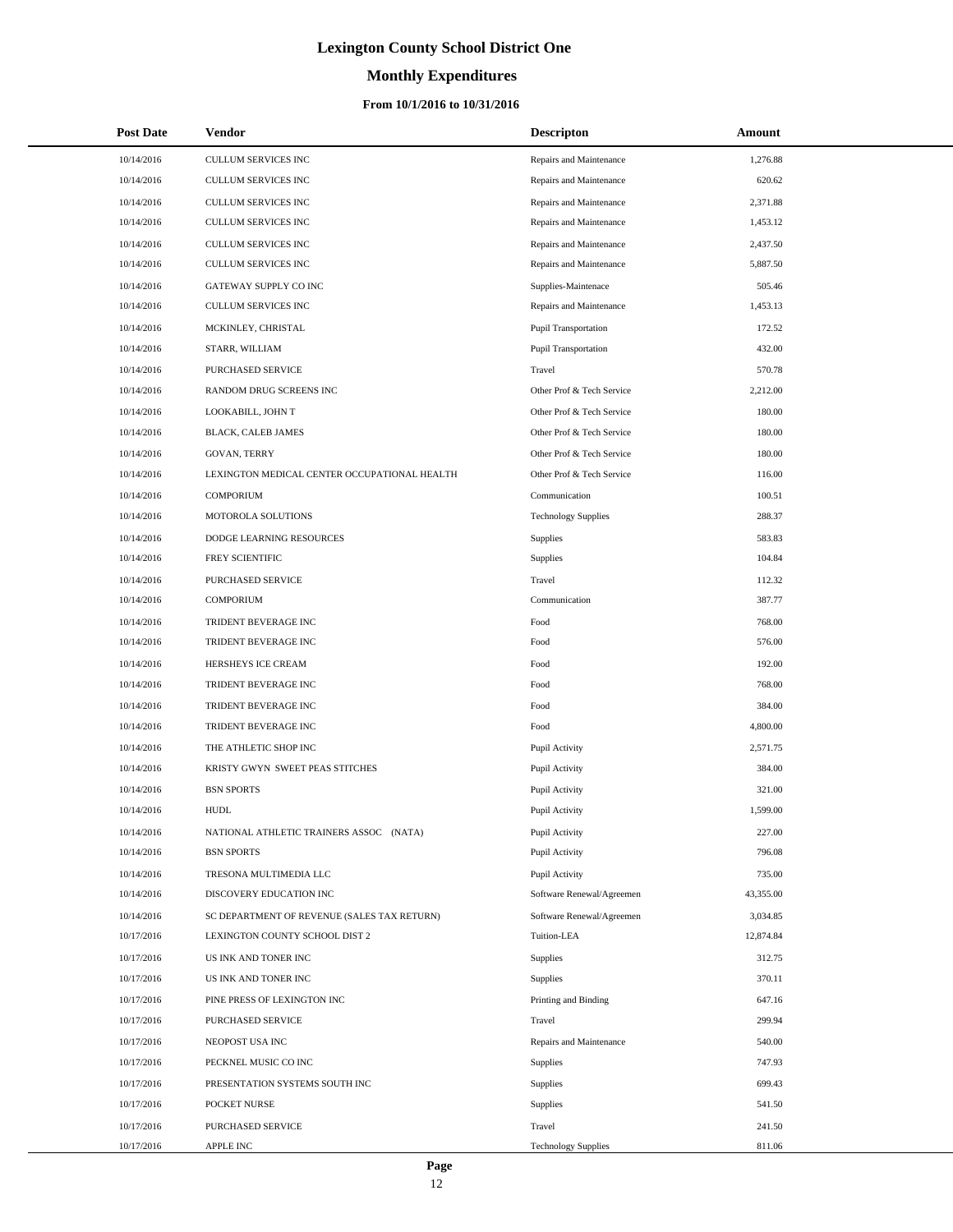# Lexington County School District One

## Monthly Expenditures

### From 10/1/2016 to 10/31/2016

| Post Date | Vendor | Descripton | Amount |
|---|---|---|---|
| 10/14/2016 | CULLUM SERVICES INC | Repairs and Maintenance | 1,276.88 |
| 10/14/2016 | CULLUM SERVICES INC | Repairs and Maintenance | 620.62 |
| 10/14/2016 | CULLUM SERVICES INC | Repairs and Maintenance | 2,371.88 |
| 10/14/2016 | CULLUM SERVICES INC | Repairs and Maintenance | 1,453.12 |
| 10/14/2016 | CULLUM SERVICES INC | Repairs and Maintenance | 2,437.50 |
| 10/14/2016 | CULLUM SERVICES INC | Repairs and Maintenance | 5,887.50 |
| 10/14/2016 | GATEWAY SUPPLY CO INC | Supplies-Maintenace | 505.46 |
| 10/14/2016 | CULLUM SERVICES INC | Repairs and Maintenance | 1,453.13 |
| 10/14/2016 | MCKINLEY, CHRISTAL | Pupil Transportation | 172.52 |
| 10/14/2016 | STARR, WILLIAM | Pupil Transportation | 432.00 |
| 10/14/2016 | PURCHASED SERVICE | Travel | 570.78 |
| 10/14/2016 | RANDOM DRUG SCREENS INC | Other Prof & Tech Service | 2,212.00 |
| 10/14/2016 | LOOKABILL, JOHN T | Other Prof & Tech Service | 180.00 |
| 10/14/2016 | BLACK, CALEB JAMES | Other Prof & Tech Service | 180.00 |
| 10/14/2016 | GOVAN, TERRY | Other Prof & Tech Service | 180.00 |
| 10/14/2016 | LEXINGTON MEDICAL CENTER OCCUPATIONAL HEALTH | Other Prof & Tech Service | 116.00 |
| 10/14/2016 | COMPORIUM | Communication | 100.51 |
| 10/14/2016 | MOTOROLA SOLUTIONS | Technology Supplies | 288.37 |
| 10/14/2016 | DODGE LEARNING RESOURCES | Supplies | 583.83 |
| 10/14/2016 | FREY SCIENTIFIC | Supplies | 104.84 |
| 10/14/2016 | PURCHASED SERVICE | Travel | 112.32 |
| 10/14/2016 | COMPORIUM | Communication | 387.77 |
| 10/14/2016 | TRIDENT BEVERAGE INC | Food | 768.00 |
| 10/14/2016 | TRIDENT BEVERAGE INC | Food | 576.00 |
| 10/14/2016 | HERSHEYS ICE CREAM | Food | 192.00 |
| 10/14/2016 | TRIDENT BEVERAGE INC | Food | 768.00 |
| 10/14/2016 | TRIDENT BEVERAGE INC | Food | 384.00 |
| 10/14/2016 | TRIDENT BEVERAGE INC | Food | 4,800.00 |
| 10/14/2016 | THE ATHLETIC SHOP INC | Pupil Activity | 2,571.75 |
| 10/14/2016 | KRISTY GWYN SWEET PEAS STITCHES | Pupil Activity | 384.00 |
| 10/14/2016 | BSN SPORTS | Pupil Activity | 321.00 |
| 10/14/2016 | HUDL | Pupil Activity | 1,599.00 |
| 10/14/2016 | NATIONAL ATHLETIC TRAINERS ASSOC (NATA) | Pupil Activity | 227.00 |
| 10/14/2016 | BSN SPORTS | Pupil Activity | 796.08 |
| 10/14/2016 | TRESONA MULTIMEDIA LLC | Pupil Activity | 735.00 |
| 10/14/2016 | DISCOVERY EDUCATION INC | Software Renewal/Agreemen | 43,355.00 |
| 10/14/2016 | SC DEPARTMENT OF REVENUE (SALES TAX RETURN) | Software Renewal/Agreemen | 3,034.85 |
| 10/17/2016 | LEXINGTON COUNTY SCHOOL DIST 2 | Tuition-LEA | 12,874.84 |
| 10/17/2016 | US INK AND TONER INC | Supplies | 312.75 |
| 10/17/2016 | US INK AND TONER INC | Supplies | 370.11 |
| 10/17/2016 | PINE PRESS OF LEXINGTON INC | Printing and Binding | 647.16 |
| 10/17/2016 | PURCHASED SERVICE | Travel | 299.94 |
| 10/17/2016 | NEOPOST USA INC | Repairs and Maintenance | 540.00 |
| 10/17/2016 | PECKNEL MUSIC CO INC | Supplies | 747.93 |
| 10/17/2016 | PRESENTATION SYSTEMS SOUTH INC | Supplies | 699.43 |
| 10/17/2016 | POCKET NURSE | Supplies | 541.50 |
| 10/17/2016 | PURCHASED SERVICE | Travel | 241.50 |
| 10/17/2016 | APPLE INC | Technology Supplies | 811.06 |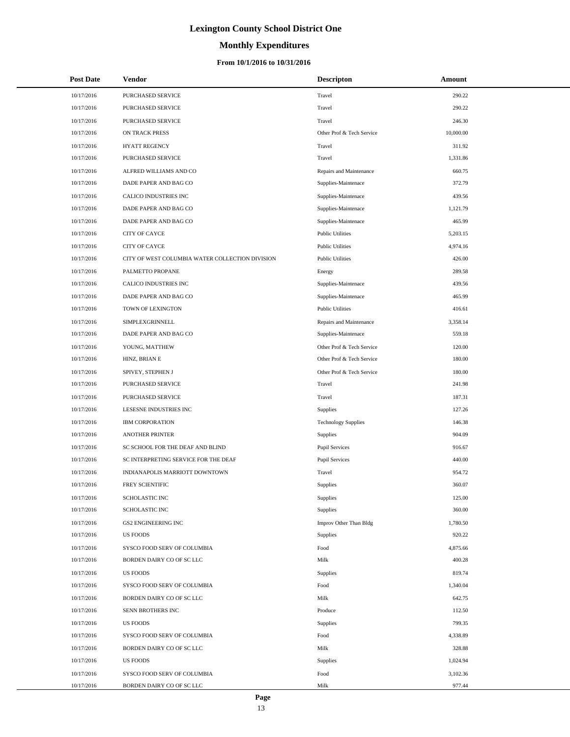# Lexington County School District One

## Monthly Expenditures

### From 10/1/2016 to 10/31/2016

| Post Date | Vendor | Descripton | Amount |
| --- | --- | --- | --- |
| 10/17/2016 | PURCHASED SERVICE | Travel | 290.22 |
| 10/17/2016 | PURCHASED SERVICE | Travel | 290.22 |
| 10/17/2016 | PURCHASED SERVICE | Travel | 246.30 |
| 10/17/2016 | ON TRACK PRESS | Other Prof & Tech Service | 10,000.00 |
| 10/17/2016 | HYATT REGENCY | Travel | 311.92 |
| 10/17/2016 | PURCHASED SERVICE | Travel | 1,331.86 |
| 10/17/2016 | ALFRED WILLIAMS AND CO | Repairs and Maintenance | 660.75 |
| 10/17/2016 | DADE PAPER AND BAG CO | Supplies-Maintenace | 372.79 |
| 10/17/2016 | CALICO INDUSTRIES INC | Supplies-Maintenace | 439.56 |
| 10/17/2016 | DADE PAPER AND BAG CO | Supplies-Maintenace | 1,121.79 |
| 10/17/2016 | DADE PAPER AND BAG CO | Supplies-Maintenace | 465.99 |
| 10/17/2016 | CITY OF CAYCE | Public Utilities | 5,203.15 |
| 10/17/2016 | CITY OF CAYCE | Public Utilities | 4,974.16 |
| 10/17/2016 | CITY OF WEST COLUMBIA WATER COLLECTION DIVISION | Public Utilities | 426.00 |
| 10/17/2016 | PALMETTO PROPANE | Energy | 289.58 |
| 10/17/2016 | CALICO INDUSTRIES INC | Supplies-Maintenace | 439.56 |
| 10/17/2016 | DADE PAPER AND BAG CO | Supplies-Maintenace | 465.99 |
| 10/17/2016 | TOWN OF LEXINGTON | Public Utilities | 416.61 |
| 10/17/2016 | SIMPLEXGRINNELL | Repairs and Maintenance | 3,358.14 |
| 10/17/2016 | DADE PAPER AND BAG CO | Supplies-Maintenace | 559.18 |
| 10/17/2016 | YOUNG, MATTHEW | Other Prof & Tech Service | 120.00 |
| 10/17/2016 | HINZ, BRIAN E | Other Prof & Tech Service | 180.00 |
| 10/17/2016 | SPIVEY, STEPHEN J | Other Prof & Tech Service | 180.00 |
| 10/17/2016 | PURCHASED SERVICE | Travel | 241.98 |
| 10/17/2016 | PURCHASED SERVICE | Travel | 187.31 |
| 10/17/2016 | LESESNE INDUSTRIES INC | Supplies | 127.26 |
| 10/17/2016 | IBM CORPORATION | Technology Supplies | 146.38 |
| 10/17/2016 | ANOTHER PRINTER | Supplies | 904.09 |
| 10/17/2016 | SC SCHOOL FOR THE DEAF AND BLIND | Pupil Services | 916.67 |
| 10/17/2016 | SC INTERPRETING SERVICE FOR THE DEAF | Pupil Services | 440.00 |
| 10/17/2016 | INDIANAPOLIS MARRIOTT DOWNTOWN | Travel | 954.72 |
| 10/17/2016 | FREY SCIENTIFIC | Supplies | 360.07 |
| 10/17/2016 | SCHOLASTIC INC | Supplies | 125.00 |
| 10/17/2016 | SCHOLASTIC INC | Supplies | 360.00 |
| 10/17/2016 | GS2 ENGINEERING INC | Improv Other Than Bldg | 1,780.50 |
| 10/17/2016 | US FOODS | Supplies | 920.22 |
| 10/17/2016 | SYSCO FOOD SERV OF COLUMBIA | Food | 4,875.66 |
| 10/17/2016 | BORDEN DAIRY CO OF SC LLC | Milk | 400.28 |
| 10/17/2016 | US FOODS | Supplies | 819.74 |
| 10/17/2016 | SYSCO FOOD SERV OF COLUMBIA | Food | 1,340.04 |
| 10/17/2016 | BORDEN DAIRY CO OF SC LLC | Milk | 642.75 |
| 10/17/2016 | SENN BROTHERS INC | Produce | 112.50 |
| 10/17/2016 | US FOODS | Supplies | 799.35 |
| 10/17/2016 | SYSCO FOOD SERV OF COLUMBIA | Food | 4,338.89 |
| 10/17/2016 | BORDEN DAIRY CO OF SC LLC | Milk | 328.88 |
| 10/17/2016 | US FOODS | Supplies | 1,024.94 |
| 10/17/2016 | SYSCO FOOD SERV OF COLUMBIA | Food | 3,102.36 |
| 10/17/2016 | BORDEN DAIRY CO OF SC LLC | Milk | 977.44 |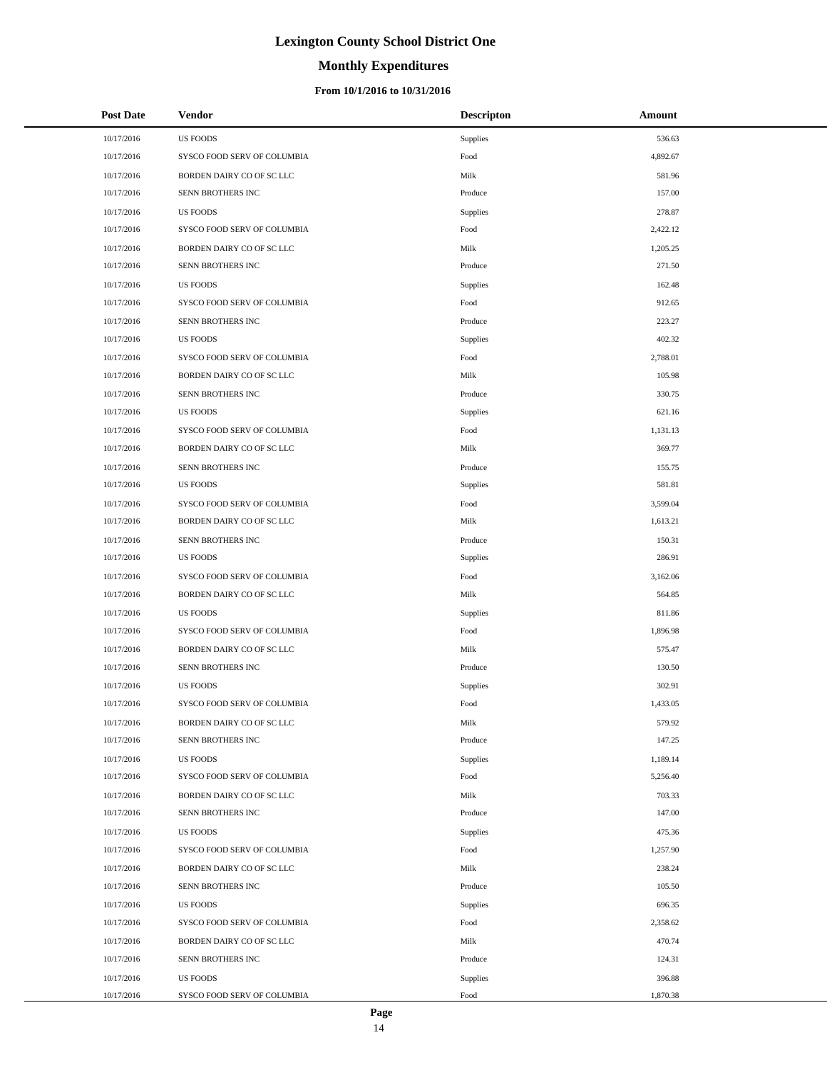# Lexington County School District One

## Monthly Expenditures

### From 10/1/2016 to 10/31/2016

| Post Date | Vendor | Descripton | Amount |
|---|---|---|---|
| 10/17/2016 | US FOODS | Supplies | 536.63 |
| 10/17/2016 | SYSCO FOOD SERV OF COLUMBIA | Food | 4,892.67 |
| 10/17/2016 | BORDEN DAIRY CO OF SC LLC | Milk | 581.96 |
| 10/17/2016 | SENN BROTHERS INC | Produce | 157.00 |
| 10/17/2016 | US FOODS | Supplies | 278.87 |
| 10/17/2016 | SYSCO FOOD SERV OF COLUMBIA | Food | 2,422.12 |
| 10/17/2016 | BORDEN DAIRY CO OF SC LLC | Milk | 1,205.25 |
| 10/17/2016 | SENN BROTHERS INC | Produce | 271.50 |
| 10/17/2016 | US FOODS | Supplies | 162.48 |
| 10/17/2016 | SYSCO FOOD SERV OF COLUMBIA | Food | 912.65 |
| 10/17/2016 | SENN BROTHERS INC | Produce | 223.27 |
| 10/17/2016 | US FOODS | Supplies | 402.32 |
| 10/17/2016 | SYSCO FOOD SERV OF COLUMBIA | Food | 2,788.01 |
| 10/17/2016 | BORDEN DAIRY CO OF SC LLC | Milk | 105.98 |
| 10/17/2016 | SENN BROTHERS INC | Produce | 330.75 |
| 10/17/2016 | US FOODS | Supplies | 621.16 |
| 10/17/2016 | SYSCO FOOD SERV OF COLUMBIA | Food | 1,131.13 |
| 10/17/2016 | BORDEN DAIRY CO OF SC LLC | Milk | 369.77 |
| 10/17/2016 | SENN BROTHERS INC | Produce | 155.75 |
| 10/17/2016 | US FOODS | Supplies | 581.81 |
| 10/17/2016 | SYSCO FOOD SERV OF COLUMBIA | Food | 3,599.04 |
| 10/17/2016 | BORDEN DAIRY CO OF SC LLC | Milk | 1,613.21 |
| 10/17/2016 | SENN BROTHERS INC | Produce | 150.31 |
| 10/17/2016 | US FOODS | Supplies | 286.91 |
| 10/17/2016 | SYSCO FOOD SERV OF COLUMBIA | Food | 3,162.06 |
| 10/17/2016 | BORDEN DAIRY CO OF SC LLC | Milk | 564.85 |
| 10/17/2016 | US FOODS | Supplies | 811.86 |
| 10/17/2016 | SYSCO FOOD SERV OF COLUMBIA | Food | 1,896.98 |
| 10/17/2016 | BORDEN DAIRY CO OF SC LLC | Milk | 575.47 |
| 10/17/2016 | SENN BROTHERS INC | Produce | 130.50 |
| 10/17/2016 | US FOODS | Supplies | 302.91 |
| 10/17/2016 | SYSCO FOOD SERV OF COLUMBIA | Food | 1,433.05 |
| 10/17/2016 | BORDEN DAIRY CO OF SC LLC | Milk | 579.92 |
| 10/17/2016 | SENN BROTHERS INC | Produce | 147.25 |
| 10/17/2016 | US FOODS | Supplies | 1,189.14 |
| 10/17/2016 | SYSCO FOOD SERV OF COLUMBIA | Food | 5,256.40 |
| 10/17/2016 | BORDEN DAIRY CO OF SC LLC | Milk | 703.33 |
| 10/17/2016 | SENN BROTHERS INC | Produce | 147.00 |
| 10/17/2016 | US FOODS | Supplies | 475.36 |
| 10/17/2016 | SYSCO FOOD SERV OF COLUMBIA | Food | 1,257.90 |
| 10/17/2016 | BORDEN DAIRY CO OF SC LLC | Milk | 238.24 |
| 10/17/2016 | SENN BROTHERS INC | Produce | 105.50 |
| 10/17/2016 | US FOODS | Supplies | 696.35 |
| 10/17/2016 | SYSCO FOOD SERV OF COLUMBIA | Food | 2,358.62 |
| 10/17/2016 | BORDEN DAIRY CO OF SC LLC | Milk | 470.74 |
| 10/17/2016 | SENN BROTHERS INC | Produce | 124.31 |
| 10/17/2016 | US FOODS | Supplies | 396.88 |
| 10/17/2016 | SYSCO FOOD SERV OF COLUMBIA | Food | 1,870.38 |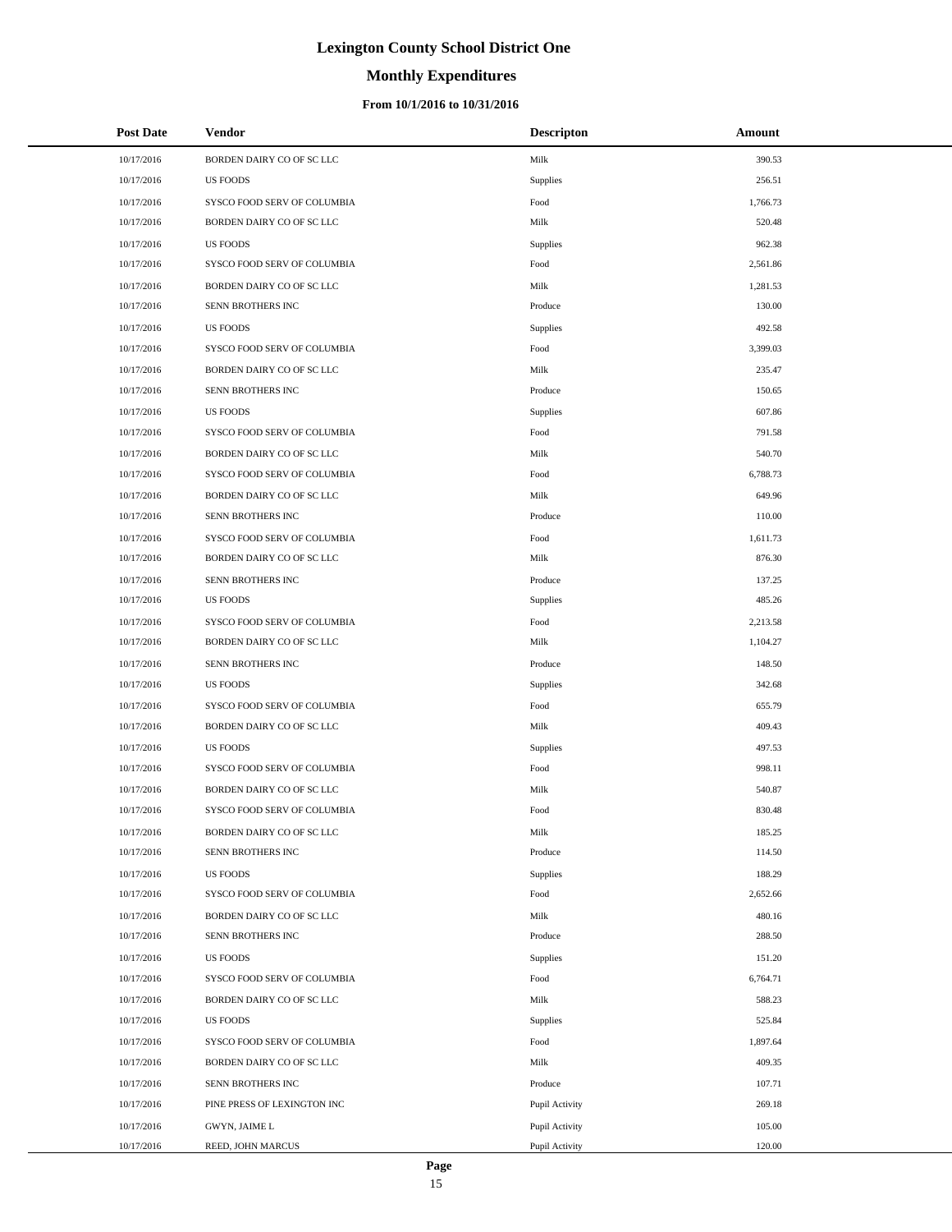# Lexington County School District One

## Monthly Expenditures

### From 10/1/2016 to 10/31/2016

| Post Date | Vendor | Descripton | Amount |
|---|---|---|---|
| 10/17/2016 | BORDEN DAIRY CO OF SC LLC | Milk | 390.53 |
| 10/17/2016 | US FOODS | Supplies | 256.51 |
| 10/17/2016 | SYSCO FOOD SERV OF COLUMBIA | Food | 1,766.73 |
| 10/17/2016 | BORDEN DAIRY CO OF SC LLC | Milk | 520.48 |
| 10/17/2016 | US FOODS | Supplies | 962.38 |
| 10/17/2016 | SYSCO FOOD SERV OF COLUMBIA | Food | 2,561.86 |
| 10/17/2016 | BORDEN DAIRY CO OF SC LLC | Milk | 1,281.53 |
| 10/17/2016 | SENN BROTHERS INC | Produce | 130.00 |
| 10/17/2016 | US FOODS | Supplies | 492.58 |
| 10/17/2016 | SYSCO FOOD SERV OF COLUMBIA | Food | 3,399.03 |
| 10/17/2016 | BORDEN DAIRY CO OF SC LLC | Milk | 235.47 |
| 10/17/2016 | SENN BROTHERS INC | Produce | 150.65 |
| 10/17/2016 | US FOODS | Supplies | 607.86 |
| 10/17/2016 | SYSCO FOOD SERV OF COLUMBIA | Food | 791.58 |
| 10/17/2016 | BORDEN DAIRY CO OF SC LLC | Milk | 540.70 |
| 10/17/2016 | SYSCO FOOD SERV OF COLUMBIA | Food | 6,788.73 |
| 10/17/2016 | BORDEN DAIRY CO OF SC LLC | Milk | 649.96 |
| 10/17/2016 | SENN BROTHERS INC | Produce | 110.00 |
| 10/17/2016 | SYSCO FOOD SERV OF COLUMBIA | Food | 1,611.73 |
| 10/17/2016 | BORDEN DAIRY CO OF SC LLC | Milk | 876.30 |
| 10/17/2016 | SENN BROTHERS INC | Produce | 137.25 |
| 10/17/2016 | US FOODS | Supplies | 485.26 |
| 10/17/2016 | SYSCO FOOD SERV OF COLUMBIA | Food | 2,213.58 |
| 10/17/2016 | BORDEN DAIRY CO OF SC LLC | Milk | 1,104.27 |
| 10/17/2016 | SENN BROTHERS INC | Produce | 148.50 |
| 10/17/2016 | US FOODS | Supplies | 342.68 |
| 10/17/2016 | SYSCO FOOD SERV OF COLUMBIA | Food | 655.79 |
| 10/17/2016 | BORDEN DAIRY CO OF SC LLC | Milk | 409.43 |
| 10/17/2016 | US FOODS | Supplies | 497.53 |
| 10/17/2016 | SYSCO FOOD SERV OF COLUMBIA | Food | 998.11 |
| 10/17/2016 | BORDEN DAIRY CO OF SC LLC | Milk | 540.87 |
| 10/17/2016 | SYSCO FOOD SERV OF COLUMBIA | Food | 830.48 |
| 10/17/2016 | BORDEN DAIRY CO OF SC LLC | Milk | 185.25 |
| 10/17/2016 | SENN BROTHERS INC | Produce | 114.50 |
| 10/17/2016 | US FOODS | Supplies | 188.29 |
| 10/17/2016 | SYSCO FOOD SERV OF COLUMBIA | Food | 2,652.66 |
| 10/17/2016 | BORDEN DAIRY CO OF SC LLC | Milk | 480.16 |
| 10/17/2016 | SENN BROTHERS INC | Produce | 288.50 |
| 10/17/2016 | US FOODS | Supplies | 151.20 |
| 10/17/2016 | SYSCO FOOD SERV OF COLUMBIA | Food | 6,764.71 |
| 10/17/2016 | BORDEN DAIRY CO OF SC LLC | Milk | 588.23 |
| 10/17/2016 | US FOODS | Supplies | 525.84 |
| 10/17/2016 | SYSCO FOOD SERV OF COLUMBIA | Food | 1,897.64 |
| 10/17/2016 | BORDEN DAIRY CO OF SC LLC | Milk | 409.35 |
| 10/17/2016 | SENN BROTHERS INC | Produce | 107.71 |
| 10/17/2016 | PINE PRESS OF LEXINGTON INC | Pupil Activity | 269.18 |
| 10/17/2016 | GWYN, JAIME L | Pupil Activity | 105.00 |
| 10/17/2016 | REED, JOHN MARCUS | Pupil Activity | 120.00 |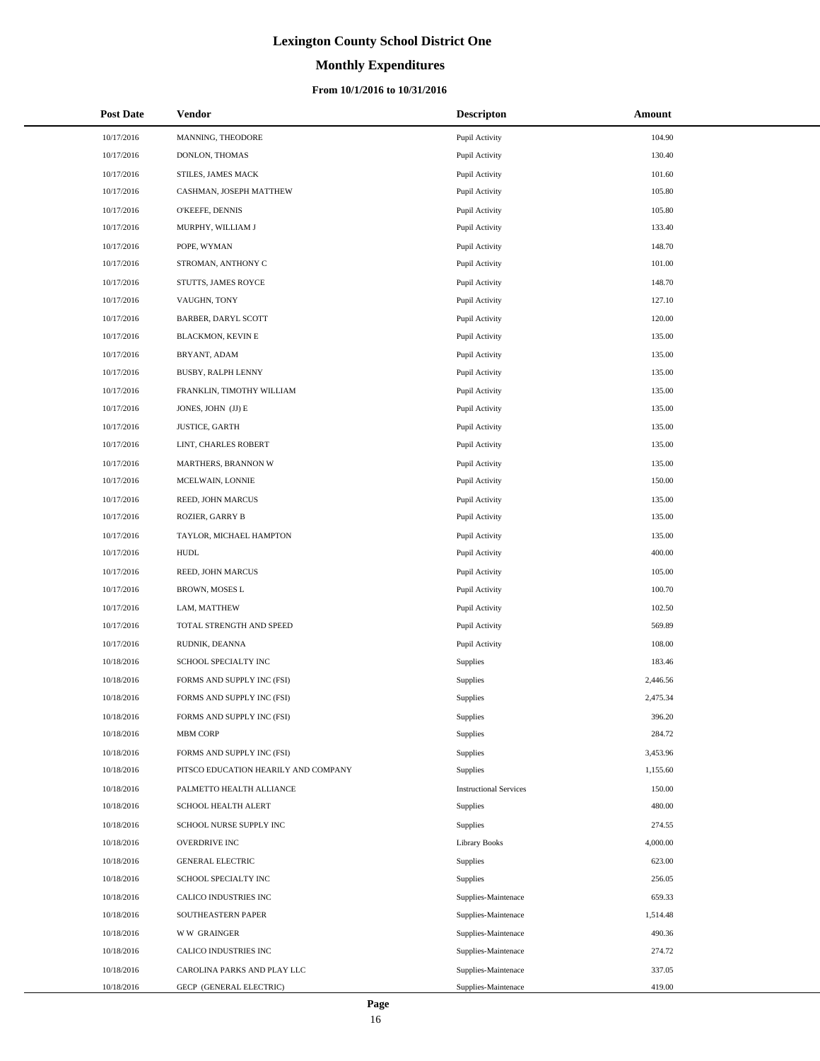# Lexington County School District One

## Monthly Expenditures

### From 10/1/2016 to 10/31/2016

| Post Date | Vendor | Descripton | Amount |
|---|---|---|---|
| 10/17/2016 | MANNING, THEODORE | Pupil Activity | 104.90 |
| 10/17/2016 | DONLON, THOMAS | Pupil Activity | 130.40 |
| 10/17/2016 | STILES, JAMES MACK | Pupil Activity | 101.60 |
| 10/17/2016 | CASHMAN, JOSEPH MATTHEW | Pupil Activity | 105.80 |
| 10/17/2016 | O'KEEFE, DENNIS | Pupil Activity | 105.80 |
| 10/17/2016 | MURPHY, WILLIAM J | Pupil Activity | 133.40 |
| 10/17/2016 | POPE, WYMAN | Pupil Activity | 148.70 |
| 10/17/2016 | STROMAN, ANTHONY C | Pupil Activity | 101.00 |
| 10/17/2016 | STUTTS, JAMES ROYCE | Pupil Activity | 148.70 |
| 10/17/2016 | VAUGHN, TONY | Pupil Activity | 127.10 |
| 10/17/2016 | BARBER, DARYL SCOTT | Pupil Activity | 120.00 |
| 10/17/2016 | BLACKMON, KEVIN E | Pupil Activity | 135.00 |
| 10/17/2016 | BRYANT, ADAM | Pupil Activity | 135.00 |
| 10/17/2016 | BUSBY, RALPH LENNY | Pupil Activity | 135.00 |
| 10/17/2016 | FRANKLIN, TIMOTHY WILLIAM | Pupil Activity | 135.00 |
| 10/17/2016 | JONES, JOHN (JJ) E | Pupil Activity | 135.00 |
| 10/17/2016 | JUSTICE, GARTH | Pupil Activity | 135.00 |
| 10/17/2016 | LINT, CHARLES ROBERT | Pupil Activity | 135.00 |
| 10/17/2016 | MARTHERS, BRANNON W | Pupil Activity | 135.00 |
| 10/17/2016 | MCELWAIN, LONNIE | Pupil Activity | 150.00 |
| 10/17/2016 | REED, JOHN MARCUS | Pupil Activity | 135.00 |
| 10/17/2016 | ROZIER, GARRY B | Pupil Activity | 135.00 |
| 10/17/2016 | TAYLOR, MICHAEL HAMPTON | Pupil Activity | 135.00 |
| 10/17/2016 | HUDL | Pupil Activity | 400.00 |
| 10/17/2016 | REED, JOHN MARCUS | Pupil Activity | 105.00 |
| 10/17/2016 | BROWN, MOSES L | Pupil Activity | 100.70 |
| 10/17/2016 | LAM, MATTHEW | Pupil Activity | 102.50 |
| 10/17/2016 | TOTAL STRENGTH AND SPEED | Pupil Activity | 569.89 |
| 10/17/2016 | RUDNIK, DEANNA | Pupil Activity | 108.00 |
| 10/18/2016 | SCHOOL SPECIALTY INC | Supplies | 183.46 |
| 10/18/2016 | FORMS AND SUPPLY INC (FSI) | Supplies | 2,446.56 |
| 10/18/2016 | FORMS AND SUPPLY INC (FSI) | Supplies | 2,475.34 |
| 10/18/2016 | FORMS AND SUPPLY INC (FSI) | Supplies | 396.20 |
| 10/18/2016 | MBM CORP | Supplies | 284.72 |
| 10/18/2016 | FORMS AND SUPPLY INC (FSI) | Supplies | 3,453.96 |
| 10/18/2016 | PITSCO EDUCATION HEARILY AND COMPANY | Supplies | 1,155.60 |
| 10/18/2016 | PALMETTO HEALTH ALLIANCE | Instructional Services | 150.00 |
| 10/18/2016 | SCHOOL HEALTH ALERT | Supplies | 480.00 |
| 10/18/2016 | SCHOOL NURSE SUPPLY INC | Supplies | 274.55 |
| 10/18/2016 | OVERDRIVE INC | Library Books | 4,000.00 |
| 10/18/2016 | GENERAL ELECTRIC | Supplies | 623.00 |
| 10/18/2016 | SCHOOL SPECIALTY INC | Supplies | 256.05 |
| 10/18/2016 | CALICO INDUSTRIES INC | Supplies-Maintenace | 659.33 |
| 10/18/2016 | SOUTHEASTERN PAPER | Supplies-Maintenace | 1,514.48 |
| 10/18/2016 | W W GRAINGER | Supplies-Maintenace | 490.36 |
| 10/18/2016 | CALICO INDUSTRIES INC | Supplies-Maintenace | 274.72 |
| 10/18/2016 | CAROLINA PARKS AND PLAY LLC | Supplies-Maintenace | 337.05 |
| 10/18/2016 | GECP (GENERAL ELECTRIC) | Supplies-Maintenace | 419.00 |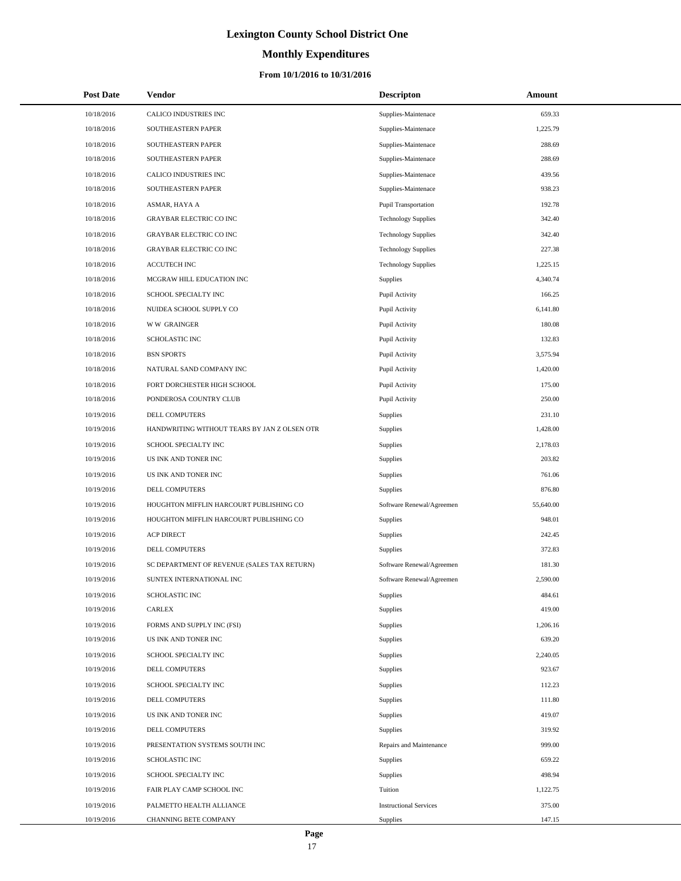# Lexington County School District One

## Monthly Expenditures

### From 10/1/2016 to 10/31/2016

| Post Date | Vendor | Descripton | Amount |
|---|---|---|---|
| 10/18/2016 | CALICO INDUSTRIES INC | Supplies-Maintenace | 659.33 |
| 10/18/2016 | SOUTHEASTERN PAPER | Supplies-Maintenace | 1,225.79 |
| 10/18/2016 | SOUTHEASTERN PAPER | Supplies-Maintenace | 288.69 |
| 10/18/2016 | SOUTHEASTERN PAPER | Supplies-Maintenace | 288.69 |
| 10/18/2016 | CALICO INDUSTRIES INC | Supplies-Maintenace | 439.56 |
| 10/18/2016 | SOUTHEASTERN PAPER | Supplies-Maintenace | 938.23 |
| 10/18/2016 | ASMAR, HAYA A | Pupil Transportation | 192.78 |
| 10/18/2016 | GRAYBAR ELECTRIC CO INC | Technology Supplies | 342.40 |
| 10/18/2016 | GRAYBAR ELECTRIC CO INC | Technology Supplies | 342.40 |
| 10/18/2016 | GRAYBAR ELECTRIC CO INC | Technology Supplies | 227.38 |
| 10/18/2016 | ACCUTECH INC | Technology Supplies | 1,225.15 |
| 10/18/2016 | MCGRAW HILL EDUCATION INC | Supplies | 4,340.74 |
| 10/18/2016 | SCHOOL SPECIALTY INC | Pupil Activity | 166.25 |
| 10/18/2016 | NUIDEA SCHOOL SUPPLY CO | Pupil Activity | 6,141.80 |
| 10/18/2016 | W W GRAINGER | Pupil Activity | 180.08 |
| 10/18/2016 | SCHOLASTIC INC | Pupil Activity | 132.83 |
| 10/18/2016 | BSN SPORTS | Pupil Activity | 3,575.94 |
| 10/18/2016 | NATURAL SAND COMPANY INC | Pupil Activity | 1,420.00 |
| 10/18/2016 | FORT DORCHESTER HIGH SCHOOL | Pupil Activity | 175.00 |
| 10/18/2016 | PONDEROSA COUNTRY CLUB | Pupil Activity | 250.00 |
| 10/19/2016 | DELL COMPUTERS | Supplies | 231.10 |
| 10/19/2016 | HANDWRITING WITHOUT TEARS BY JAN Z OLSEN OTR | Supplies | 1,428.00 |
| 10/19/2016 | SCHOOL SPECIALTY INC | Supplies | 2,178.03 |
| 10/19/2016 | US INK AND TONER INC | Supplies | 203.82 |
| 10/19/2016 | US INK AND TONER INC | Supplies | 761.06 |
| 10/19/2016 | DELL COMPUTERS | Supplies | 876.80 |
| 10/19/2016 | HOUGHTON MIFFLIN HARCOURT PUBLISHING CO | Software Renewal/Agreemen | 55,640.00 |
| 10/19/2016 | HOUGHTON MIFFLIN HARCOURT PUBLISHING CO | Supplies | 948.01 |
| 10/19/2016 | ACP DIRECT | Supplies | 242.45 |
| 10/19/2016 | DELL COMPUTERS | Supplies | 372.83 |
| 10/19/2016 | SC DEPARTMENT OF REVENUE (SALES TAX RETURN) | Software Renewal/Agreemen | 181.30 |
| 10/19/2016 | SUNTEX INTERNATIONAL INC | Software Renewal/Agreemen | 2,590.00 |
| 10/19/2016 | SCHOLASTIC INC | Supplies | 484.61 |
| 10/19/2016 | CARLEX | Supplies | 419.00 |
| 10/19/2016 | FORMS AND SUPPLY INC (FSI) | Supplies | 1,206.16 |
| 10/19/2016 | US INK AND TONER INC | Supplies | 639.20 |
| 10/19/2016 | SCHOOL SPECIALTY INC | Supplies | 2,240.05 |
| 10/19/2016 | DELL COMPUTERS | Supplies | 923.67 |
| 10/19/2016 | SCHOOL SPECIALTY INC | Supplies | 112.23 |
| 10/19/2016 | DELL COMPUTERS | Supplies | 111.80 |
| 10/19/2016 | US INK AND TONER INC | Supplies | 419.07 |
| 10/19/2016 | DELL COMPUTERS | Supplies | 319.92 |
| 10/19/2016 | PRESENTATION SYSTEMS SOUTH INC | Repairs and Maintenance | 999.00 |
| 10/19/2016 | SCHOLASTIC INC | Supplies | 659.22 |
| 10/19/2016 | SCHOOL SPECIALTY INC | Supplies | 498.94 |
| 10/19/2016 | FAIR PLAY CAMP SCHOOL INC | Tuition | 1,122.75 |
| 10/19/2016 | PALMETTO HEALTH ALLIANCE | Instructional Services | 375.00 |
| 10/19/2016 | CHANNING BETE COMPANY | Supplies | 147.15 |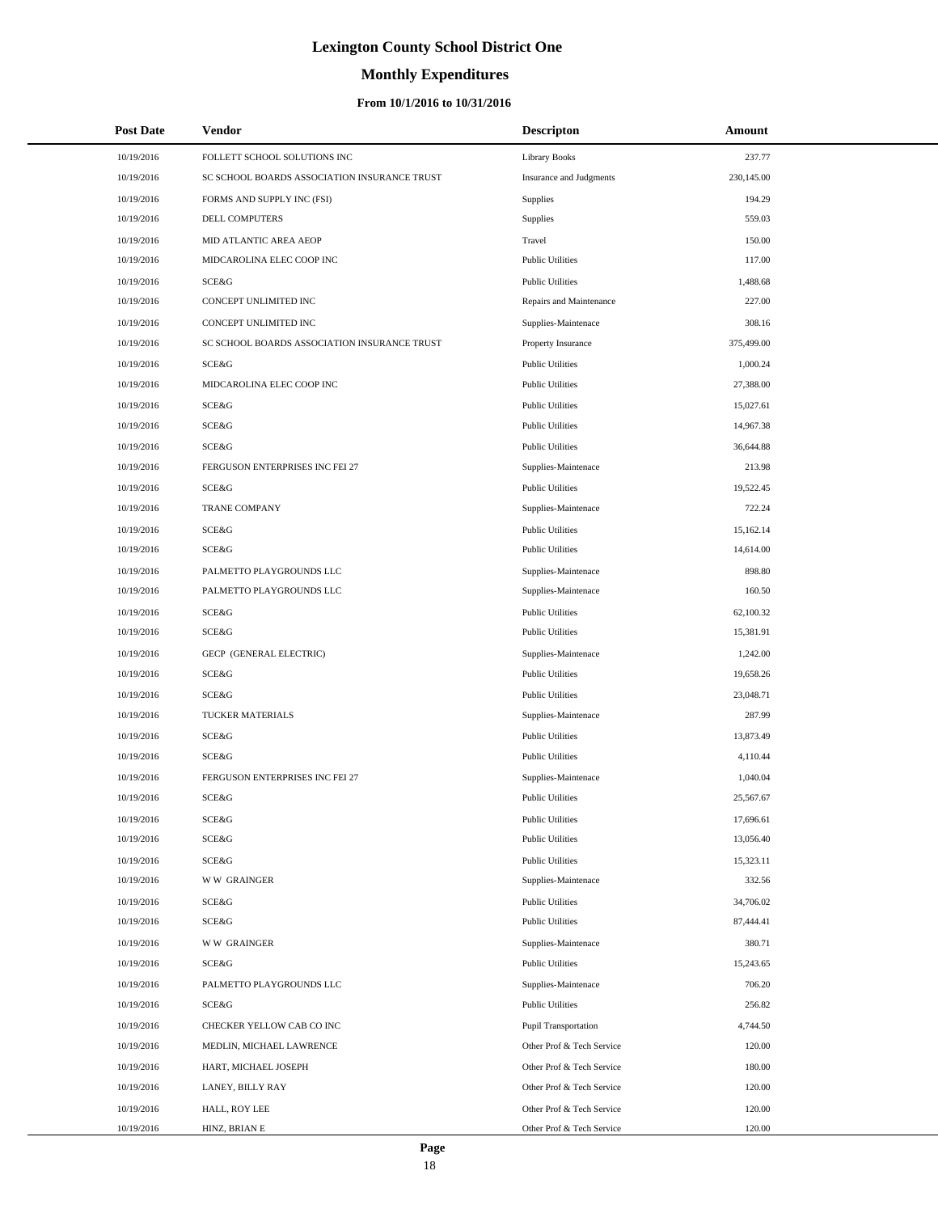# Lexington County School District One

## Monthly Expenditures

### From 10/1/2016 to 10/31/2016

| Post Date | Vendor | Descripton | Amount |
|---|---|---|---|
| 10/19/2016 | FOLLETT SCHOOL SOLUTIONS INC | Library Books | 237.77 |
| 10/19/2016 | SC SCHOOL BOARDS ASSOCIATION INSURANCE TRUST | Insurance and Judgments | 230,145.00 |
| 10/19/2016 | FORMS AND SUPPLY INC (FSI) | Supplies | 194.29 |
| 10/19/2016 | DELL COMPUTERS | Supplies | 559.03 |
| 10/19/2016 | MID ATLANTIC AREA AEOP | Travel | 150.00 |
| 10/19/2016 | MIDCAROLINA ELEC COOP INC | Public Utilities | 117.00 |
| 10/19/2016 | SCE&G | Public Utilities | 1,488.68 |
| 10/19/2016 | CONCEPT UNLIMITED INC | Repairs and Maintenance | 227.00 |
| 10/19/2016 | CONCEPT UNLIMITED INC | Supplies-Maintenace | 308.16 |
| 10/19/2016 | SC SCHOOL BOARDS ASSOCIATION INSURANCE TRUST | Property Insurance | 375,499.00 |
| 10/19/2016 | SCE&G | Public Utilities | 1,000.24 |
| 10/19/2016 | MIDCAROLINA ELEC COOP INC | Public Utilities | 27,388.00 |
| 10/19/2016 | SCE&G | Public Utilities | 15,027.61 |
| 10/19/2016 | SCE&G | Public Utilities | 14,967.38 |
| 10/19/2016 | SCE&G | Public Utilities | 36,644.88 |
| 10/19/2016 | FERGUSON ENTERPRISES INC FEI 27 | Supplies-Maintenace | 213.98 |
| 10/19/2016 | SCE&G | Public Utilities | 19,522.45 |
| 10/19/2016 | TRANE COMPANY | Supplies-Maintenace | 722.24 |
| 10/19/2016 | SCE&G | Public Utilities | 15,162.14 |
| 10/19/2016 | SCE&G | Public Utilities | 14,614.00 |
| 10/19/2016 | PALMETTO PLAYGROUNDS LLC | Supplies-Maintenace | 898.80 |
| 10/19/2016 | PALMETTO PLAYGROUNDS LLC | Supplies-Maintenace | 160.50 |
| 10/19/2016 | SCE&G | Public Utilities | 62,100.32 |
| 10/19/2016 | SCE&G | Public Utilities | 15,381.91 |
| 10/19/2016 | GECP (GENERAL ELECTRIC) | Supplies-Maintenace | 1,242.00 |
| 10/19/2016 | SCE&G | Public Utilities | 19,658.26 |
| 10/19/2016 | SCE&G | Public Utilities | 23,048.71 |
| 10/19/2016 | TUCKER MATERIALS | Supplies-Maintenace | 287.99 |
| 10/19/2016 | SCE&G | Public Utilities | 13,873.49 |
| 10/19/2016 | SCE&G | Public Utilities | 4,110.44 |
| 10/19/2016 | FERGUSON ENTERPRISES INC FEI 27 | Supplies-Maintenace | 1,040.04 |
| 10/19/2016 | SCE&G | Public Utilities | 25,567.67 |
| 10/19/2016 | SCE&G | Public Utilities | 17,696.61 |
| 10/19/2016 | SCE&G | Public Utilities | 13,056.40 |
| 10/19/2016 | SCE&G | Public Utilities | 15,323.11 |
| 10/19/2016 | W W GRAINGER | Supplies-Maintenace | 332.56 |
| 10/19/2016 | SCE&G | Public Utilities | 34,706.02 |
| 10/19/2016 | SCE&G | Public Utilities | 87,444.41 |
| 10/19/2016 | W W GRAINGER | Supplies-Maintenace | 380.71 |
| 10/19/2016 | SCE&G | Public Utilities | 15,243.65 |
| 10/19/2016 | PALMETTO PLAYGROUNDS LLC | Supplies-Maintenace | 706.20 |
| 10/19/2016 | SCE&G | Public Utilities | 256.82 |
| 10/19/2016 | CHECKER YELLOW CAB CO INC | Pupil Transportation | 4,744.50 |
| 10/19/2016 | MEDLIN, MICHAEL LAWRENCE | Other Prof & Tech Service | 120.00 |
| 10/19/2016 | HART, MICHAEL JOSEPH | Other Prof & Tech Service | 180.00 |
| 10/19/2016 | LANEY, BILLY RAY | Other Prof & Tech Service | 120.00 |
| 10/19/2016 | HALL, ROY LEE | Other Prof & Tech Service | 120.00 |
| 10/19/2016 | HINZ, BRIAN E | Other Prof & Tech Service | 120.00 |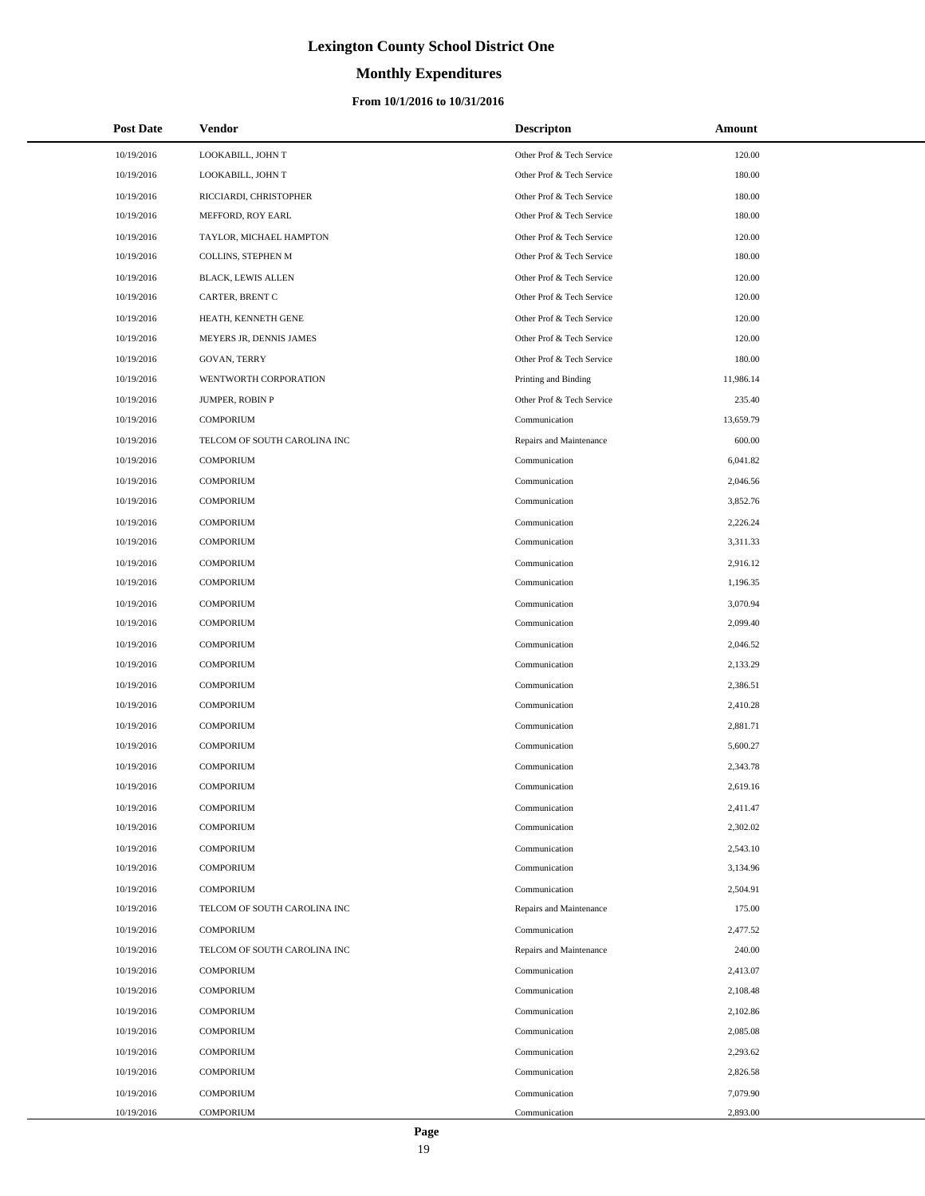# Lexington County School District One

## Monthly Expenditures

### From 10/1/2016 to 10/31/2016

| Post Date | Vendor | Descripton | Amount |
|---|---|---|---|
| 10/19/2016 | LOOKABILL, JOHN T | Other Prof & Tech Service | 120.00 |
| 10/19/2016 | LOOKABILL, JOHN T | Other Prof & Tech Service | 180.00 |
| 10/19/2016 | RICCIARDI, CHRISTOPHER | Other Prof & Tech Service | 180.00 |
| 10/19/2016 | MEFFORD, ROY EARL | Other Prof & Tech Service | 180.00 |
| 10/19/2016 | TAYLOR, MICHAEL HAMPTON | Other Prof & Tech Service | 120.00 |
| 10/19/2016 | COLLINS, STEPHEN M | Other Prof & Tech Service | 180.00 |
| 10/19/2016 | BLACK, LEWIS ALLEN | Other Prof & Tech Service | 120.00 |
| 10/19/2016 | CARTER, BRENT C | Other Prof & Tech Service | 120.00 |
| 10/19/2016 | HEATH, KENNETH GENE | Other Prof & Tech Service | 120.00 |
| 10/19/2016 | MEYERS JR, DENNIS JAMES | Other Prof & Tech Service | 120.00 |
| 10/19/2016 | GOVAN, TERRY | Other Prof & Tech Service | 180.00 |
| 10/19/2016 | WENTWORTH CORPORATION | Printing and Binding | 11,986.14 |
| 10/19/2016 | JUMPER, ROBIN P | Other Prof & Tech Service | 235.40 |
| 10/19/2016 | COMPORIUM | Communication | 13,659.79 |
| 10/19/2016 | TELCOM OF SOUTH CAROLINA INC | Repairs and Maintenance | 600.00 |
| 10/19/2016 | COMPORIUM | Communication | 6,041.82 |
| 10/19/2016 | COMPORIUM | Communication | 2,046.56 |
| 10/19/2016 | COMPORIUM | Communication | 3,852.76 |
| 10/19/2016 | COMPORIUM | Communication | 2,226.24 |
| 10/19/2016 | COMPORIUM | Communication | 3,311.33 |
| 10/19/2016 | COMPORIUM | Communication | 2,916.12 |
| 10/19/2016 | COMPORIUM | Communication | 1,196.35 |
| 10/19/2016 | COMPORIUM | Communication | 3,070.94 |
| 10/19/2016 | COMPORIUM | Communication | 2,099.40 |
| 10/19/2016 | COMPORIUM | Communication | 2,046.52 |
| 10/19/2016 | COMPORIUM | Communication | 2,133.29 |
| 10/19/2016 | COMPORIUM | Communication | 2,386.51 |
| 10/19/2016 | COMPORIUM | Communication | 2,410.28 |
| 10/19/2016 | COMPORIUM | Communication | 2,881.71 |
| 10/19/2016 | COMPORIUM | Communication | 5,600.27 |
| 10/19/2016 | COMPORIUM | Communication | 2,343.78 |
| 10/19/2016 | COMPORIUM | Communication | 2,619.16 |
| 10/19/2016 | COMPORIUM | Communication | 2,411.47 |
| 10/19/2016 | COMPORIUM | Communication | 2,302.02 |
| 10/19/2016 | COMPORIUM | Communication | 2,543.10 |
| 10/19/2016 | COMPORIUM | Communication | 3,134.96 |
| 10/19/2016 | COMPORIUM | Communication | 2,504.91 |
| 10/19/2016 | TELCOM OF SOUTH CAROLINA INC | Repairs and Maintenance | 175.00 |
| 10/19/2016 | COMPORIUM | Communication | 2,477.52 |
| 10/19/2016 | TELCOM OF SOUTH CAROLINA INC | Repairs and Maintenance | 240.00 |
| 10/19/2016 | COMPORIUM | Communication | 2,413.07 |
| 10/19/2016 | COMPORIUM | Communication | 2,108.48 |
| 10/19/2016 | COMPORIUM | Communication | 2,102.86 |
| 10/19/2016 | COMPORIUM | Communication | 2,085.08 |
| 10/19/2016 | COMPORIUM | Communication | 2,293.62 |
| 10/19/2016 | COMPORIUM | Communication | 2,826.58 |
| 10/19/2016 | COMPORIUM | Communication | 7,079.90 |
| 10/19/2016 | COMPORIUM | Communication | 2,893.00 |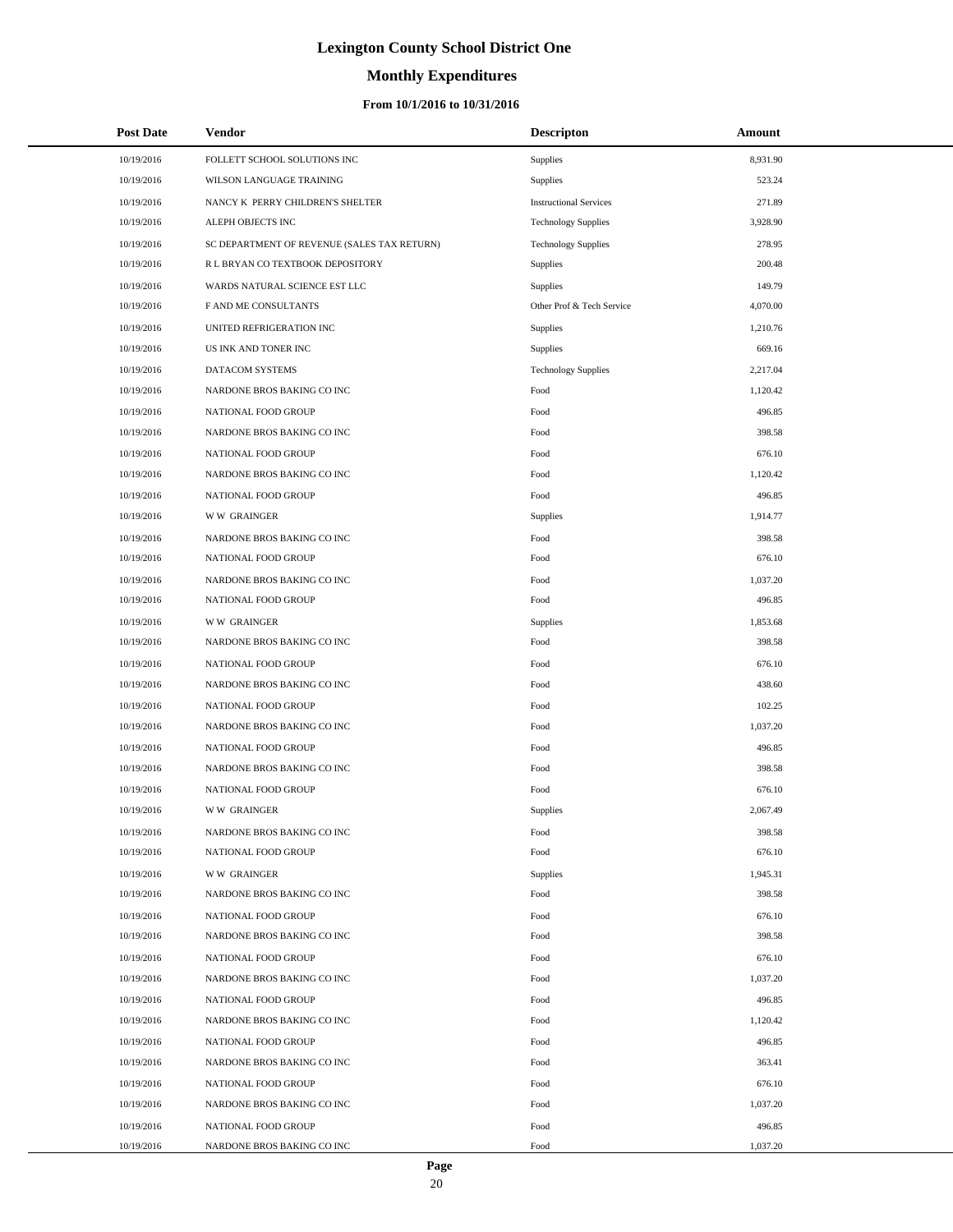# Lexington County School District One

## Monthly Expenditures

### From 10/1/2016 to 10/31/2016

| Post Date | Vendor | Descripton | Amount |
|---|---|---|---|
| 10/19/2016 | FOLLETT SCHOOL SOLUTIONS INC | Supplies | 8,931.90 |
| 10/19/2016 | WILSON LANGUAGE TRAINING | Supplies | 523.24 |
| 10/19/2016 | NANCY K PERRY CHILDREN'S SHELTER | Instructional Services | 271.89 |
| 10/19/2016 | ALEPH OBJECTS INC | Technology Supplies | 3,928.90 |
| 10/19/2016 | SC DEPARTMENT OF REVENUE (SALES TAX RETURN) | Technology Supplies | 278.95 |
| 10/19/2016 | R L BRYAN CO TEXTBOOK DEPOSITORY | Supplies | 200.48 |
| 10/19/2016 | WARDS NATURAL SCIENCE EST LLC | Supplies | 149.79 |
| 10/19/2016 | F AND ME CONSULTANTS | Other Prof & Tech Service | 4,070.00 |
| 10/19/2016 | UNITED REFRIGERATION INC | Supplies | 1,210.76 |
| 10/19/2016 | US INK AND TONER INC | Supplies | 669.16 |
| 10/19/2016 | DATACOM SYSTEMS | Technology Supplies | 2,217.04 |
| 10/19/2016 | NARDONE BROS BAKING CO INC | Food | 1,120.42 |
| 10/19/2016 | NATIONAL FOOD GROUP | Food | 496.85 |
| 10/19/2016 | NARDONE BROS BAKING CO INC | Food | 398.58 |
| 10/19/2016 | NATIONAL FOOD GROUP | Food | 676.10 |
| 10/19/2016 | NARDONE BROS BAKING CO INC | Food | 1,120.42 |
| 10/19/2016 | NATIONAL FOOD GROUP | Food | 496.85 |
| 10/19/2016 | W W GRAINGER | Supplies | 1,914.77 |
| 10/19/2016 | NARDONE BROS BAKING CO INC | Food | 398.58 |
| 10/19/2016 | NATIONAL FOOD GROUP | Food | 676.10 |
| 10/19/2016 | NARDONE BROS BAKING CO INC | Food | 1,037.20 |
| 10/19/2016 | NATIONAL FOOD GROUP | Food | 496.85 |
| 10/19/2016 | W W GRAINGER | Supplies | 1,853.68 |
| 10/19/2016 | NARDONE BROS BAKING CO INC | Food | 398.58 |
| 10/19/2016 | NATIONAL FOOD GROUP | Food | 676.10 |
| 10/19/2016 | NARDONE BROS BAKING CO INC | Food | 438.60 |
| 10/19/2016 | NATIONAL FOOD GROUP | Food | 102.25 |
| 10/19/2016 | NARDONE BROS BAKING CO INC | Food | 1,037.20 |
| 10/19/2016 | NATIONAL FOOD GROUP | Food | 496.85 |
| 10/19/2016 | NARDONE BROS BAKING CO INC | Food | 398.58 |
| 10/19/2016 | NATIONAL FOOD GROUP | Food | 676.10 |
| 10/19/2016 | W W GRAINGER | Supplies | 2,067.49 |
| 10/19/2016 | NARDONE BROS BAKING CO INC | Food | 398.58 |
| 10/19/2016 | NATIONAL FOOD GROUP | Food | 676.10 |
| 10/19/2016 | W W GRAINGER | Supplies | 1,945.31 |
| 10/19/2016 | NARDONE BROS BAKING CO INC | Food | 398.58 |
| 10/19/2016 | NATIONAL FOOD GROUP | Food | 676.10 |
| 10/19/2016 | NARDONE BROS BAKING CO INC | Food | 398.58 |
| 10/19/2016 | NATIONAL FOOD GROUP | Food | 676.10 |
| 10/19/2016 | NARDONE BROS BAKING CO INC | Food | 1,037.20 |
| 10/19/2016 | NATIONAL FOOD GROUP | Food | 496.85 |
| 10/19/2016 | NARDONE BROS BAKING CO INC | Food | 1,120.42 |
| 10/19/2016 | NATIONAL FOOD GROUP | Food | 496.85 |
| 10/19/2016 | NARDONE BROS BAKING CO INC | Food | 363.41 |
| 10/19/2016 | NATIONAL FOOD GROUP | Food | 676.10 |
| 10/19/2016 | NARDONE BROS BAKING CO INC | Food | 1,037.20 |
| 10/19/2016 | NATIONAL FOOD GROUP | Food | 496.85 |
| 10/19/2016 | NARDONE BROS BAKING CO INC | Food | 1,037.20 |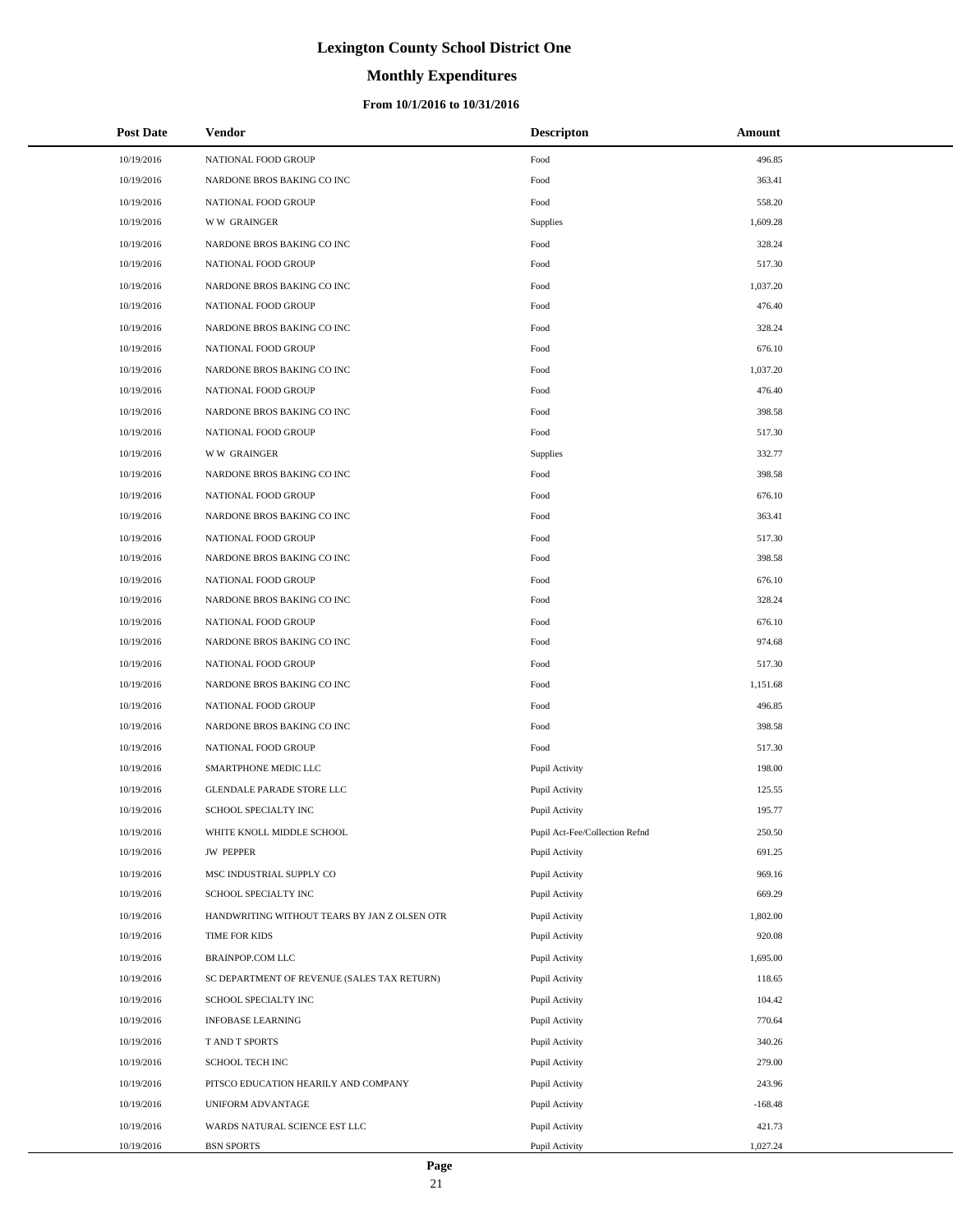# Lexington County School District One

## Monthly Expenditures

### From 10/1/2016 to 10/31/2016

| Post Date | Vendor | Descripton | Amount |
| --- | --- | --- | --- |
| 10/19/2016 | NATIONAL FOOD GROUP | Food | 496.85 |
| 10/19/2016 | NARDONE BROS BAKING CO INC | Food | 363.41 |
| 10/19/2016 | NATIONAL FOOD GROUP | Food | 558.20 |
| 10/19/2016 | W W GRAINGER | Supplies | 1,609.28 |
| 10/19/2016 | NARDONE BROS BAKING CO INC | Food | 328.24 |
| 10/19/2016 | NATIONAL FOOD GROUP | Food | 517.30 |
| 10/19/2016 | NARDONE BROS BAKING CO INC | Food | 1,037.20 |
| 10/19/2016 | NATIONAL FOOD GROUP | Food | 476.40 |
| 10/19/2016 | NARDONE BROS BAKING CO INC | Food | 328.24 |
| 10/19/2016 | NATIONAL FOOD GROUP | Food | 676.10 |
| 10/19/2016 | NARDONE BROS BAKING CO INC | Food | 1,037.20 |
| 10/19/2016 | NATIONAL FOOD GROUP | Food | 476.40 |
| 10/19/2016 | NARDONE BROS BAKING CO INC | Food | 398.58 |
| 10/19/2016 | NATIONAL FOOD GROUP | Food | 517.30 |
| 10/19/2016 | W W GRAINGER | Supplies | 332.77 |
| 10/19/2016 | NARDONE BROS BAKING CO INC | Food | 398.58 |
| 10/19/2016 | NATIONAL FOOD GROUP | Food | 676.10 |
| 10/19/2016 | NARDONE BROS BAKING CO INC | Food | 363.41 |
| 10/19/2016 | NATIONAL FOOD GROUP | Food | 517.30 |
| 10/19/2016 | NARDONE BROS BAKING CO INC | Food | 398.58 |
| 10/19/2016 | NATIONAL FOOD GROUP | Food | 676.10 |
| 10/19/2016 | NARDONE BROS BAKING CO INC | Food | 328.24 |
| 10/19/2016 | NATIONAL FOOD GROUP | Food | 676.10 |
| 10/19/2016 | NARDONE BROS BAKING CO INC | Food | 974.68 |
| 10/19/2016 | NATIONAL FOOD GROUP | Food | 517.30 |
| 10/19/2016 | NARDONE BROS BAKING CO INC | Food | 1,151.68 |
| 10/19/2016 | NATIONAL FOOD GROUP | Food | 496.85 |
| 10/19/2016 | NARDONE BROS BAKING CO INC | Food | 398.58 |
| 10/19/2016 | NATIONAL FOOD GROUP | Food | 517.30 |
| 10/19/2016 | SMARTPHONE MEDIC LLC | Pupil Activity | 198.00 |
| 10/19/2016 | GLENDALE PARADE STORE LLC | Pupil Activity | 125.55 |
| 10/19/2016 | SCHOOL SPECIALTY INC | Pupil Activity | 195.77 |
| 10/19/2016 | WHITE KNOLL MIDDLE SCHOOL | Pupil Act-Fee/Collection Refnd | 250.50 |
| 10/19/2016 | JW PEPPER | Pupil Activity | 691.25 |
| 10/19/2016 | MSC INDUSTRIAL SUPPLY CO | Pupil Activity | 969.16 |
| 10/19/2016 | SCHOOL SPECIALTY INC | Pupil Activity | 669.29 |
| 10/19/2016 | HANDWRITING WITHOUT TEARS BY JAN Z OLSEN OTR | Pupil Activity | 1,802.00 |
| 10/19/2016 | TIME FOR KIDS | Pupil Activity | 920.08 |
| 10/19/2016 | BRAINPOP.COM LLC | Pupil Activity | 1,695.00 |
| 10/19/2016 | SC DEPARTMENT OF REVENUE (SALES TAX RETURN) | Pupil Activity | 118.65 |
| 10/19/2016 | SCHOOL SPECIALTY INC | Pupil Activity | 104.42 |
| 10/19/2016 | INFOBASE LEARNING | Pupil Activity | 770.64 |
| 10/19/2016 | T AND T SPORTS | Pupil Activity | 340.26 |
| 10/19/2016 | SCHOOL TECH INC | Pupil Activity | 279.00 |
| 10/19/2016 | PITSCO EDUCATION HEARILY AND COMPANY | Pupil Activity | 243.96 |
| 10/19/2016 | UNIFORM ADVANTAGE | Pupil Activity | -168.48 |
| 10/19/2016 | WARDS NATURAL SCIENCE EST LLC | Pupil Activity | 421.73 |
| 10/19/2016 | BSN SPORTS | Pupil Activity | 1,027.24 |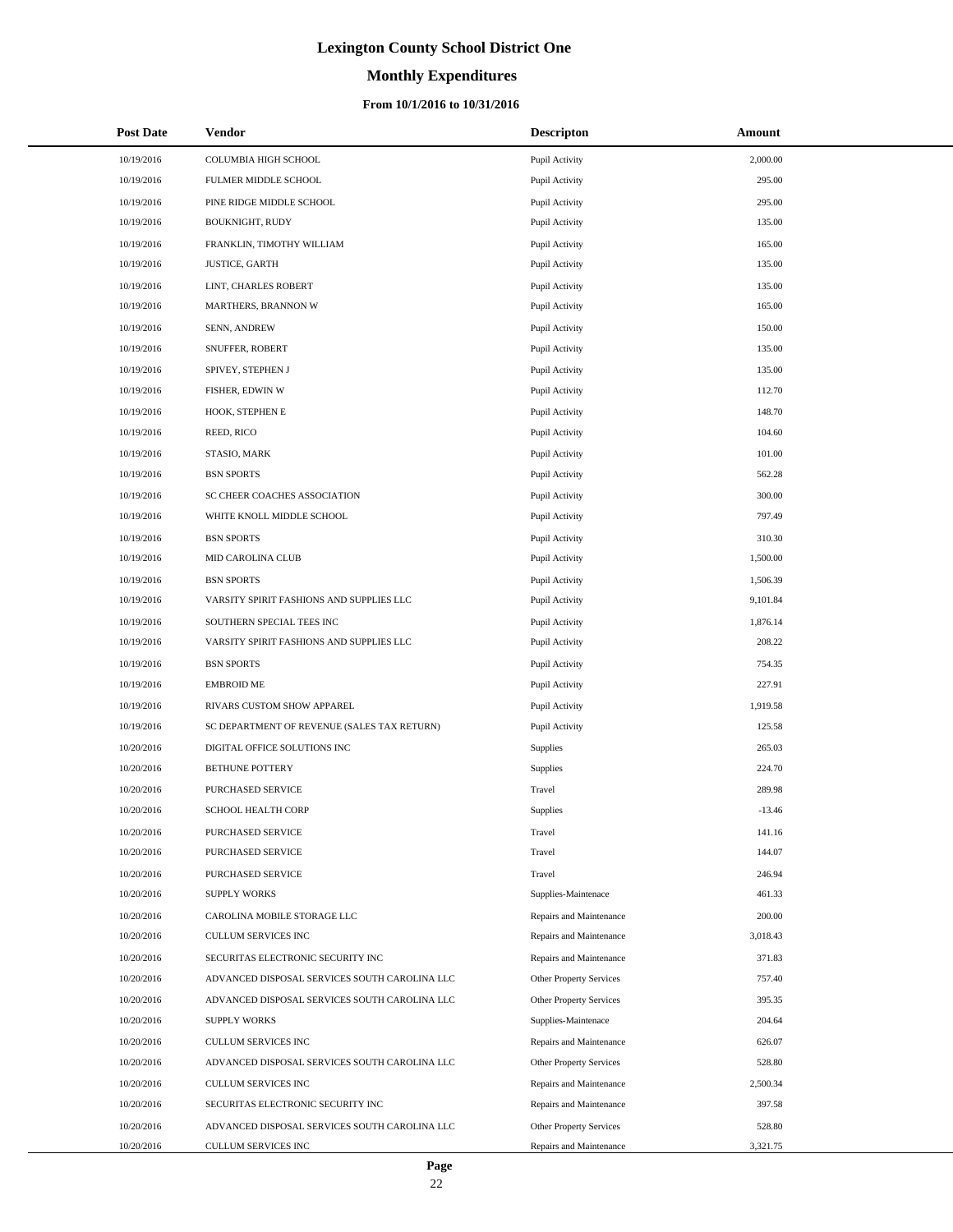# Lexington County School District One

## Monthly Expenditures

### From 10/1/2016 to 10/31/2016

| Post Date | Vendor | Descripton | Amount |
|---|---|---|---|
| 10/19/2016 | COLUMBIA HIGH SCHOOL | Pupil Activity | 2,000.00 |
| 10/19/2016 | FULMER MIDDLE SCHOOL | Pupil Activity | 295.00 |
| 10/19/2016 | PINE RIDGE MIDDLE SCHOOL | Pupil Activity | 295.00 |
| 10/19/2016 | BOUKNIGHT, RUDY | Pupil Activity | 135.00 |
| 10/19/2016 | FRANKLIN, TIMOTHY WILLIAM | Pupil Activity | 165.00 |
| 10/19/2016 | JUSTICE, GARTH | Pupil Activity | 135.00 |
| 10/19/2016 | LINT, CHARLES ROBERT | Pupil Activity | 135.00 |
| 10/19/2016 | MARTHERS, BRANNON W | Pupil Activity | 165.00 |
| 10/19/2016 | SENN, ANDREW | Pupil Activity | 150.00 |
| 10/19/2016 | SNUFFER, ROBERT | Pupil Activity | 135.00 |
| 10/19/2016 | SPIVEY, STEPHEN J | Pupil Activity | 135.00 |
| 10/19/2016 | FISHER, EDWIN W | Pupil Activity | 112.70 |
| 10/19/2016 | HOOK, STEPHEN E | Pupil Activity | 148.70 |
| 10/19/2016 | REED, RICO | Pupil Activity | 104.60 |
| 10/19/2016 | STASIO, MARK | Pupil Activity | 101.00 |
| 10/19/2016 | BSN SPORTS | Pupil Activity | 562.28 |
| 10/19/2016 | SC CHEER COACHES ASSOCIATION | Pupil Activity | 300.00 |
| 10/19/2016 | WHITE KNOLL MIDDLE SCHOOL | Pupil Activity | 797.49 |
| 10/19/2016 | BSN SPORTS | Pupil Activity | 310.30 |
| 10/19/2016 | MID CAROLINA CLUB | Pupil Activity | 1,500.00 |
| 10/19/2016 | BSN SPORTS | Pupil Activity | 1,506.39 |
| 10/19/2016 | VARSITY SPIRIT FASHIONS AND SUPPLIES LLC | Pupil Activity | 9,101.84 |
| 10/19/2016 | SOUTHERN SPECIAL TEES INC | Pupil Activity | 1,876.14 |
| 10/19/2016 | VARSITY SPIRIT FASHIONS AND SUPPLIES LLC | Pupil Activity | 208.22 |
| 10/19/2016 | BSN SPORTS | Pupil Activity | 754.35 |
| 10/19/2016 | EMBROID ME | Pupil Activity | 227.91 |
| 10/19/2016 | RIVARS CUSTOM SHOW APPAREL | Pupil Activity | 1,919.58 |
| 10/19/2016 | SC DEPARTMENT OF REVENUE (SALES TAX RETURN) | Pupil Activity | 125.58 |
| 10/20/2016 | DIGITAL OFFICE SOLUTIONS INC | Supplies | 265.03 |
| 10/20/2016 | BETHUNE POTTERY | Supplies | 224.70 |
| 10/20/2016 | PURCHASED SERVICE | Travel | 289.98 |
| 10/20/2016 | SCHOOL HEALTH CORP | Supplies | -13.46 |
| 10/20/2016 | PURCHASED SERVICE | Travel | 141.16 |
| 10/20/2016 | PURCHASED SERVICE | Travel | 144.07 |
| 10/20/2016 | PURCHASED SERVICE | Travel | 246.94 |
| 10/20/2016 | SUPPLY WORKS | Supplies-Maintenace | 461.33 |
| 10/20/2016 | CAROLINA MOBILE STORAGE LLC | Repairs and Maintenance | 200.00 |
| 10/20/2016 | CULLUM SERVICES INC | Repairs and Maintenance | 3,018.43 |
| 10/20/2016 | SECURITAS ELECTRONIC SECURITY INC | Repairs and Maintenance | 371.83 |
| 10/20/2016 | ADVANCED DISPOSAL SERVICES SOUTH CAROLINA LLC | Other Property Services | 757.40 |
| 10/20/2016 | ADVANCED DISPOSAL SERVICES SOUTH CAROLINA LLC | Other Property Services | 395.35 |
| 10/20/2016 | SUPPLY WORKS | Supplies-Maintenace | 204.64 |
| 10/20/2016 | CULLUM SERVICES INC | Repairs and Maintenance | 626.07 |
| 10/20/2016 | ADVANCED DISPOSAL SERVICES SOUTH CAROLINA LLC | Other Property Services | 528.80 |
| 10/20/2016 | CULLUM SERVICES INC | Repairs and Maintenance | 2,500.34 |
| 10/20/2016 | SECURITAS ELECTRONIC SECURITY INC | Repairs and Maintenance | 397.58 |
| 10/20/2016 | ADVANCED DISPOSAL SERVICES SOUTH CAROLINA LLC | Other Property Services | 528.80 |
| 10/20/2016 | CULLUM SERVICES INC | Repairs and Maintenance | 3,321.75 |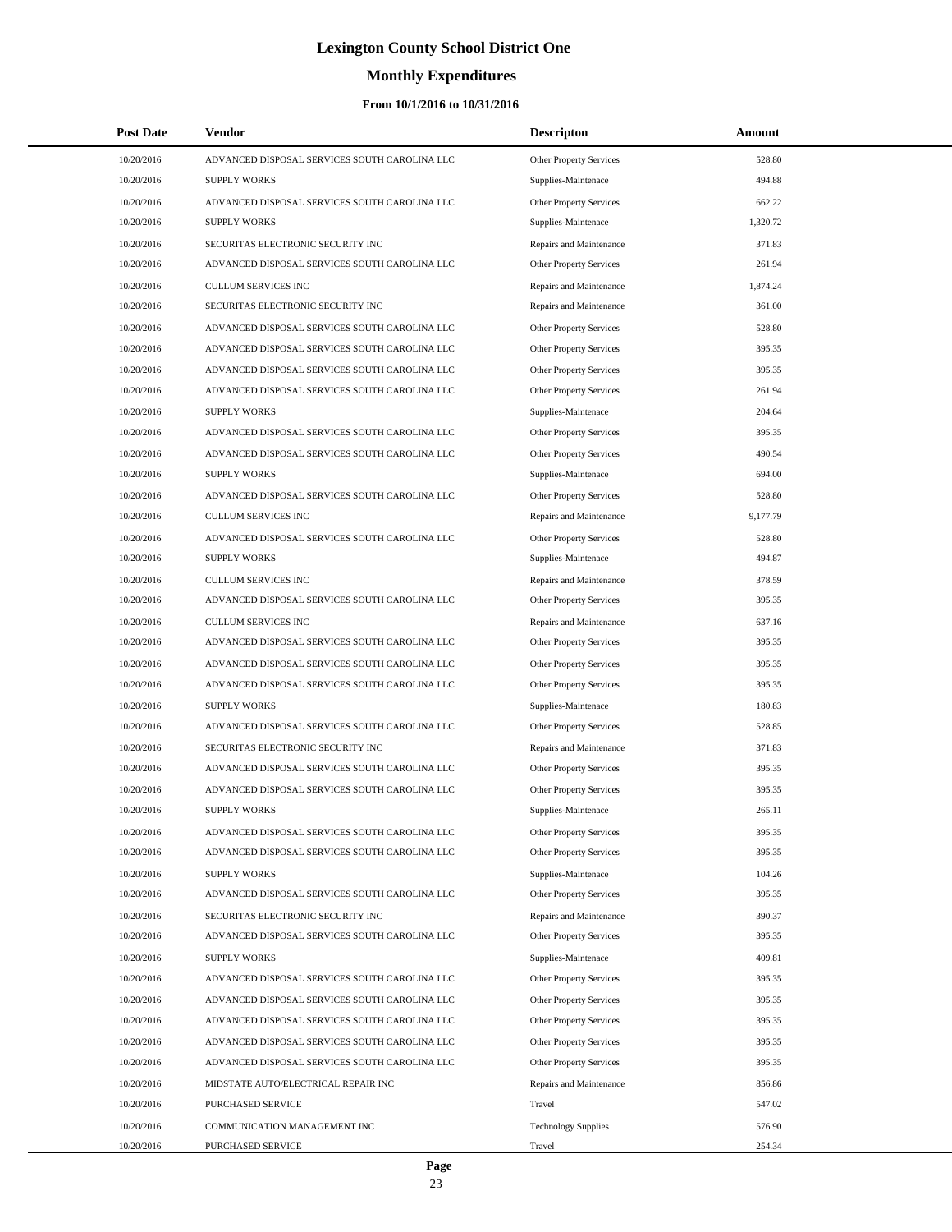# Lexington County School District One

## Monthly Expenditures

### From 10/1/2016 to 10/31/2016

| Post Date | Vendor | Descripton | Amount |
|---|---|---|---|
| 10/20/2016 | ADVANCED DISPOSAL SERVICES SOUTH CAROLINA LLC | Other Property Services | 528.80 |
| 10/20/2016 | SUPPLY WORKS | Supplies-Maintenace | 494.88 |
| 10/20/2016 | ADVANCED DISPOSAL SERVICES SOUTH CAROLINA LLC | Other Property Services | 662.22 |
| 10/20/2016 | SUPPLY WORKS | Supplies-Maintenace | 1,320.72 |
| 10/20/2016 | SECURITAS ELECTRONIC SECURITY INC | Repairs and Maintenance | 371.83 |
| 10/20/2016 | ADVANCED DISPOSAL SERVICES SOUTH CAROLINA LLC | Other Property Services | 261.94 |
| 10/20/2016 | CULLUM SERVICES INC | Repairs and Maintenance | 1,874.24 |
| 10/20/2016 | SECURITAS ELECTRONIC SECURITY INC | Repairs and Maintenance | 361.00 |
| 10/20/2016 | ADVANCED DISPOSAL SERVICES SOUTH CAROLINA LLC | Other Property Services | 528.80 |
| 10/20/2016 | ADVANCED DISPOSAL SERVICES SOUTH CAROLINA LLC | Other Property Services | 395.35 |
| 10/20/2016 | ADVANCED DISPOSAL SERVICES SOUTH CAROLINA LLC | Other Property Services | 395.35 |
| 10/20/2016 | ADVANCED DISPOSAL SERVICES SOUTH CAROLINA LLC | Other Property Services | 261.94 |
| 10/20/2016 | SUPPLY WORKS | Supplies-Maintenace | 204.64 |
| 10/20/2016 | ADVANCED DISPOSAL SERVICES SOUTH CAROLINA LLC | Other Property Services | 395.35 |
| 10/20/2016 | ADVANCED DISPOSAL SERVICES SOUTH CAROLINA LLC | Other Property Services | 490.54 |
| 10/20/2016 | SUPPLY WORKS | Supplies-Maintenace | 694.00 |
| 10/20/2016 | ADVANCED DISPOSAL SERVICES SOUTH CAROLINA LLC | Other Property Services | 528.80 |
| 10/20/2016 | CULLUM SERVICES INC | Repairs and Maintenance | 9,177.79 |
| 10/20/2016 | ADVANCED DISPOSAL SERVICES SOUTH CAROLINA LLC | Other Property Services | 528.80 |
| 10/20/2016 | SUPPLY WORKS | Supplies-Maintenace | 494.87 |
| 10/20/2016 | CULLUM SERVICES INC | Repairs and Maintenance | 378.59 |
| 10/20/2016 | ADVANCED DISPOSAL SERVICES SOUTH CAROLINA LLC | Other Property Services | 395.35 |
| 10/20/2016 | CULLUM SERVICES INC | Repairs and Maintenance | 637.16 |
| 10/20/2016 | ADVANCED DISPOSAL SERVICES SOUTH CAROLINA LLC | Other Property Services | 395.35 |
| 10/20/2016 | ADVANCED DISPOSAL SERVICES SOUTH CAROLINA LLC | Other Property Services | 395.35 |
| 10/20/2016 | ADVANCED DISPOSAL SERVICES SOUTH CAROLINA LLC | Other Property Services | 395.35 |
| 10/20/2016 | SUPPLY WORKS | Supplies-Maintenace | 180.83 |
| 10/20/2016 | ADVANCED DISPOSAL SERVICES SOUTH CAROLINA LLC | Other Property Services | 528.85 |
| 10/20/2016 | SECURITAS ELECTRONIC SECURITY INC | Repairs and Maintenance | 371.83 |
| 10/20/2016 | ADVANCED DISPOSAL SERVICES SOUTH CAROLINA LLC | Other Property Services | 395.35 |
| 10/20/2016 | ADVANCED DISPOSAL SERVICES SOUTH CAROLINA LLC | Other Property Services | 395.35 |
| 10/20/2016 | SUPPLY WORKS | Supplies-Maintenace | 265.11 |
| 10/20/2016 | ADVANCED DISPOSAL SERVICES SOUTH CAROLINA LLC | Other Property Services | 395.35 |
| 10/20/2016 | ADVANCED DISPOSAL SERVICES SOUTH CAROLINA LLC | Other Property Services | 395.35 |
| 10/20/2016 | SUPPLY WORKS | Supplies-Maintenace | 104.26 |
| 10/20/2016 | ADVANCED DISPOSAL SERVICES SOUTH CAROLINA LLC | Other Property Services | 395.35 |
| 10/20/2016 | SECURITAS ELECTRONIC SECURITY INC | Repairs and Maintenance | 390.37 |
| 10/20/2016 | ADVANCED DISPOSAL SERVICES SOUTH CAROLINA LLC | Other Property Services | 395.35 |
| 10/20/2016 | SUPPLY WORKS | Supplies-Maintenace | 409.81 |
| 10/20/2016 | ADVANCED DISPOSAL SERVICES SOUTH CAROLINA LLC | Other Property Services | 395.35 |
| 10/20/2016 | ADVANCED DISPOSAL SERVICES SOUTH CAROLINA LLC | Other Property Services | 395.35 |
| 10/20/2016 | ADVANCED DISPOSAL SERVICES SOUTH CAROLINA LLC | Other Property Services | 395.35 |
| 10/20/2016 | ADVANCED DISPOSAL SERVICES SOUTH CAROLINA LLC | Other Property Services | 395.35 |
| 10/20/2016 | ADVANCED DISPOSAL SERVICES SOUTH CAROLINA LLC | Other Property Services | 395.35 |
| 10/20/2016 | MIDSTATE AUTO/ELECTRICAL REPAIR INC | Repairs and Maintenance | 856.86 |
| 10/20/2016 | PURCHASED SERVICE | Travel | 547.02 |
| 10/20/2016 | COMMUNICATION MANAGEMENT INC | Technology Supplies | 576.90 |
| 10/20/2016 | PURCHASED SERVICE | Travel | 254.34 |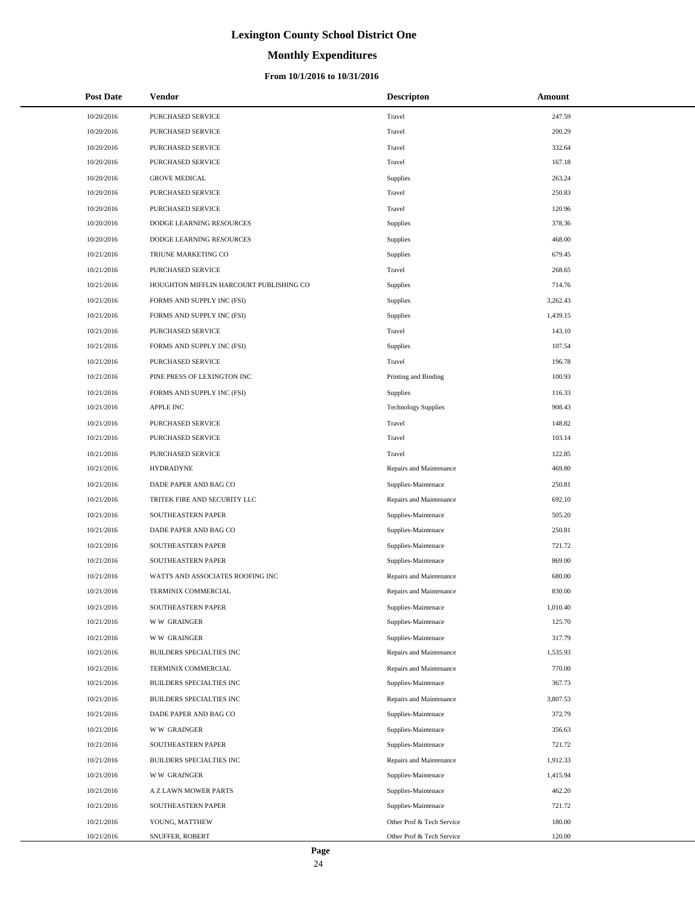# Lexington County School District One

## Monthly Expenditures

### From 10/1/2016 to 10/31/2016

| Post Date | Vendor | Descripton | Amount |
|---|---|---|---|
| 10/20/2016 | PURCHASED SERVICE | Travel | 247.59 |
| 10/20/2016 | PURCHASED SERVICE | Travel | 200.29 |
| 10/20/2016 | PURCHASED SERVICE | Travel | 332.64 |
| 10/20/2016 | PURCHASED SERVICE | Travel | 167.18 |
| 10/20/2016 | GROVE MEDICAL | Supplies | 263.24 |
| 10/20/2016 | PURCHASED SERVICE | Travel | 250.83 |
| 10/20/2016 | PURCHASED SERVICE | Travel | 120.96 |
| 10/20/2016 | DODGE LEARNING RESOURCES | Supplies | 378.36 |
| 10/20/2016 | DODGE LEARNING RESOURCES | Supplies | 468.00 |
| 10/21/2016 | TRIUNE MARKETING CO | Supplies | 679.45 |
| 10/21/2016 | PURCHASED SERVICE | Travel | 268.65 |
| 10/21/2016 | HOUGHTON MIFFLIN HARCOURT PUBLISHING CO | Supplies | 714.76 |
| 10/21/2016 | FORMS AND SUPPLY INC (FSI) | Supplies | 3,262.43 |
| 10/21/2016 | FORMS AND SUPPLY INC (FSI) | Supplies | 1,439.15 |
| 10/21/2016 | PURCHASED SERVICE | Travel | 143.10 |
| 10/21/2016 | FORMS AND SUPPLY INC (FSI) | Supplies | 107.54 |
| 10/21/2016 | PURCHASED SERVICE | Travel | 196.78 |
| 10/21/2016 | PINE PRESS OF LEXINGTON INC | Printing and Binding | 100.93 |
| 10/21/2016 | FORMS AND SUPPLY INC (FSI) | Supplies | 116.33 |
| 10/21/2016 | APPLE INC | Technology Supplies | 908.43 |
| 10/21/2016 | PURCHASED SERVICE | Travel | 148.82 |
| 10/21/2016 | PURCHASED SERVICE | Travel | 103.14 |
| 10/21/2016 | PURCHASED SERVICE | Travel | 122.85 |
| 10/21/2016 | HYDRADYNE | Repairs and Maintenance | 469.80 |
| 10/21/2016 | DADE PAPER AND BAG CO | Supplies-Maintenace | 250.81 |
| 10/21/2016 | TRITEK FIRE AND SECURITY LLC | Repairs and Maintenance | 692.10 |
| 10/21/2016 | SOUTHEASTERN PAPER | Supplies-Maintenace | 505.20 |
| 10/21/2016 | DADE PAPER AND BAG CO | Supplies-Maintenace | 250.81 |
| 10/21/2016 | SOUTHEASTERN PAPER | Supplies-Maintenace | 721.72 |
| 10/21/2016 | SOUTHEASTERN PAPER | Supplies-Maintenace | 869.00 |
| 10/21/2016 | WATTS AND ASSOCIATES ROOFING INC | Repairs and Maintenance | 680.00 |
| 10/21/2016 | TERMINIX COMMERCIAL | Repairs and Maintenance | 830.00 |
| 10/21/2016 | SOUTHEASTERN PAPER | Supplies-Maintenace | 1,010.40 |
| 10/21/2016 | W W GRAINGER | Supplies-Maintenace | 125.70 |
| 10/21/2016 | W W GRAINGER | Supplies-Maintenace | 317.79 |
| 10/21/2016 | BUILDERS SPECIALTIES INC | Repairs and Maintenance | 1,535.93 |
| 10/21/2016 | TERMINIX COMMERCIAL | Repairs and Maintenance | 770.00 |
| 10/21/2016 | BUILDERS SPECIALTIES INC | Supplies-Maintenace | 367.73 |
| 10/21/2016 | BUILDERS SPECIALTIES INC | Repairs and Maintenance | 3,807.53 |
| 10/21/2016 | DADE PAPER AND BAG CO | Supplies-Maintenace | 372.79 |
| 10/21/2016 | W W GRAINGER | Supplies-Maintenace | 356.63 |
| 10/21/2016 | SOUTHEASTERN PAPER | Supplies-Maintenace | 721.72 |
| 10/21/2016 | BUILDERS SPECIALTIES INC | Repairs and Maintenance | 1,912.33 |
| 10/21/2016 | W W GRAINGER | Supplies-Maintenace | 1,415.94 |
| 10/21/2016 | A Z LAWN MOWER PARTS | Supplies-Maintenace | 462.20 |
| 10/21/2016 | SOUTHEASTERN PAPER | Supplies-Maintenace | 721.72 |
| 10/21/2016 | YOUNG, MATTHEW | Other Prof & Tech Service | 180.00 |
| 10/21/2016 | SNUFFER, ROBERT | Other Prof & Tech Service | 120.00 |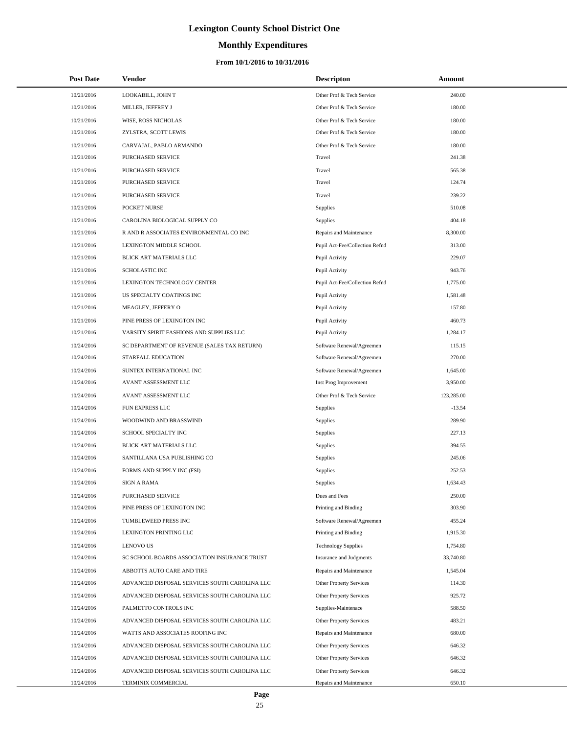# Lexington County School District One

## Monthly Expenditures

### From 10/1/2016 to 10/31/2016

| Post Date | Vendor | Descripton | Amount |
|---|---|---|---|
| 10/21/2016 | LOOKABILL, JOHN T | Other Prof & Tech Service | 240.00 |
| 10/21/2016 | MILLER, JEFFREY J | Other Prof & Tech Service | 180.00 |
| 10/21/2016 | WISE, ROSS NICHOLAS | Other Prof & Tech Service | 180.00 |
| 10/21/2016 | ZYLSTRA, SCOTT LEWIS | Other Prof & Tech Service | 180.00 |
| 10/21/2016 | CARVAJAL, PABLO ARMANDO | Other Prof & Tech Service | 180.00 |
| 10/21/2016 | PURCHASED SERVICE | Travel | 241.38 |
| 10/21/2016 | PURCHASED SERVICE | Travel | 565.38 |
| 10/21/2016 | PURCHASED SERVICE | Travel | 124.74 |
| 10/21/2016 | PURCHASED SERVICE | Travel | 239.22 |
| 10/21/2016 | POCKET NURSE | Supplies | 510.08 |
| 10/21/2016 | CAROLINA BIOLOGICAL SUPPLY CO | Supplies | 404.18 |
| 10/21/2016 | R AND R ASSOCIATES ENVIRONMENTAL CO INC | Repairs and Maintenance | 8,300.00 |
| 10/21/2016 | LEXINGTON MIDDLE SCHOOL | Pupil Act-Fee/Collection Refnd | 313.00 |
| 10/21/2016 | BLICK ART MATERIALS LLC | Pupil Activity | 229.07 |
| 10/21/2016 | SCHOLASTIC INC | Pupil Activity | 943.76 |
| 10/21/2016 | LEXINGTON TECHNOLOGY CENTER | Pupil Act-Fee/Collection Refnd | 1,775.00 |
| 10/21/2016 | US SPECIALTY COATINGS INC | Pupil Activity | 1,581.48 |
| 10/21/2016 | MEAGLEY, JEFFERY O | Pupil Activity | 157.80 |
| 10/21/2016 | PINE PRESS OF LEXINGTON INC | Pupil Activity | 460.73 |
| 10/21/2016 | VARSITY SPIRIT FASHIONS AND SUPPLIES LLC | Pupil Activity | 1,284.17 |
| 10/24/2016 | SC DEPARTMENT OF REVENUE (SALES TAX RETURN) | Software Renewal/Agreemen | 115.15 |
| 10/24/2016 | STARFALL EDUCATION | Software Renewal/Agreemen | 270.00 |
| 10/24/2016 | SUNTEX INTERNATIONAL INC | Software Renewal/Agreemen | 1,645.00 |
| 10/24/2016 | AVANT ASSESSMENT LLC | Inst Prog Improvement | 3,950.00 |
| 10/24/2016 | AVANT ASSESSMENT LLC | Other Prof & Tech Service | 123,285.00 |
| 10/24/2016 | FUN EXPRESS LLC | Supplies | -13.54 |
| 10/24/2016 | WOODWIND AND BRASSWIND | Supplies | 289.90 |
| 10/24/2016 | SCHOOL SPECIALTY INC | Supplies | 227.13 |
| 10/24/2016 | BLICK ART MATERIALS LLC | Supplies | 394.55 |
| 10/24/2016 | SANTILLANA USA PUBLISHING CO | Supplies | 245.06 |
| 10/24/2016 | FORMS AND SUPPLY INC (FSI) | Supplies | 252.53 |
| 10/24/2016 | SIGN A RAMA | Supplies | 1,634.43 |
| 10/24/2016 | PURCHASED SERVICE | Dues and Fees | 250.00 |
| 10/24/2016 | PINE PRESS OF LEXINGTON INC | Printing and Binding | 303.90 |
| 10/24/2016 | TUMBLEWEED PRESS INC | Software Renewal/Agreemen | 455.24 |
| 10/24/2016 | LEXINGTON PRINTING LLC | Printing and Binding | 1,915.30 |
| 10/24/2016 | LENOVO US | Technology Supplies | 1,754.80 |
| 10/24/2016 | SC SCHOOL BOARDS ASSOCIATION INSURANCE TRUST | Insurance and Judgments | 33,740.80 |
| 10/24/2016 | ABBOTTS AUTO CARE AND TIRE | Repairs and Maintenance | 1,545.04 |
| 10/24/2016 | ADVANCED DISPOSAL SERVICES SOUTH CAROLINA LLC | Other Property Services | 114.30 |
| 10/24/2016 | ADVANCED DISPOSAL SERVICES SOUTH CAROLINA LLC | Other Property Services | 925.72 |
| 10/24/2016 | PALMETTO CONTROLS INC | Supplies-Maintenace | 588.50 |
| 10/24/2016 | ADVANCED DISPOSAL SERVICES SOUTH CAROLINA LLC | Other Property Services | 483.21 |
| 10/24/2016 | WATTS AND ASSOCIATES ROOFING INC | Repairs and Maintenance | 680.00 |
| 10/24/2016 | ADVANCED DISPOSAL SERVICES SOUTH CAROLINA LLC | Other Property Services | 646.32 |
| 10/24/2016 | ADVANCED DISPOSAL SERVICES SOUTH CAROLINA LLC | Other Property Services | 646.32 |
| 10/24/2016 | ADVANCED DISPOSAL SERVICES SOUTH CAROLINA LLC | Other Property Services | 646.32 |
| 10/24/2016 | TERMINIX COMMERCIAL | Repairs and Maintenance | 650.10 |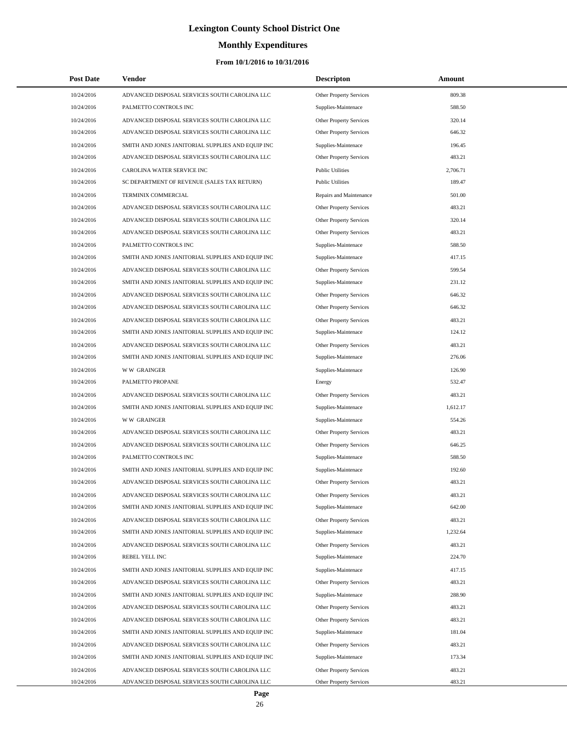# Lexington County School District One

## Monthly Expenditures

### From 10/1/2016 to 10/31/2016

| Post Date | Vendor | Descripton | Amount |
|---|---|---|---|
| 10/24/2016 | ADVANCED DISPOSAL SERVICES SOUTH CAROLINA LLC | Other Property Services | 809.38 |
| 10/24/2016 | PALMETTO CONTROLS INC | Supplies-Maintenace | 588.50 |
| 10/24/2016 | ADVANCED DISPOSAL SERVICES SOUTH CAROLINA LLC | Other Property Services | 320.14 |
| 10/24/2016 | ADVANCED DISPOSAL SERVICES SOUTH CAROLINA LLC | Other Property Services | 646.32 |
| 10/24/2016 | SMITH AND JONES JANITORIAL SUPPLIES AND EQUIP INC | Supplies-Maintenace | 196.45 |
| 10/24/2016 | ADVANCED DISPOSAL SERVICES SOUTH CAROLINA LLC | Other Property Services | 483.21 |
| 10/24/2016 | CAROLINA WATER SERVICE INC | Public Utilities | 2,706.71 |
| 10/24/2016 | SC DEPARTMENT OF REVENUE (SALES TAX RETURN) | Public Utilities | 189.47 |
| 10/24/2016 | TERMINIX COMMERCIAL | Repairs and Maintenance | 501.00 |
| 10/24/2016 | ADVANCED DISPOSAL SERVICES SOUTH CAROLINA LLC | Other Property Services | 483.21 |
| 10/24/2016 | ADVANCED DISPOSAL SERVICES SOUTH CAROLINA LLC | Other Property Services | 320.14 |
| 10/24/2016 | ADVANCED DISPOSAL SERVICES SOUTH CAROLINA LLC | Other Property Services | 483.21 |
| 10/24/2016 | PALMETTO CONTROLS INC | Supplies-Maintenace | 588.50 |
| 10/24/2016 | SMITH AND JONES JANITORIAL SUPPLIES AND EQUIP INC | Supplies-Maintenace | 417.15 |
| 10/24/2016 | ADVANCED DISPOSAL SERVICES SOUTH CAROLINA LLC | Other Property Services | 599.54 |
| 10/24/2016 | SMITH AND JONES JANITORIAL SUPPLIES AND EQUIP INC | Supplies-Maintenace | 231.12 |
| 10/24/2016 | ADVANCED DISPOSAL SERVICES SOUTH CAROLINA LLC | Other Property Services | 646.32 |
| 10/24/2016 | ADVANCED DISPOSAL SERVICES SOUTH CAROLINA LLC | Other Property Services | 646.32 |
| 10/24/2016 | ADVANCED DISPOSAL SERVICES SOUTH CAROLINA LLC | Other Property Services | 483.21 |
| 10/24/2016 | SMITH AND JONES JANITORIAL SUPPLIES AND EQUIP INC | Supplies-Maintenace | 124.12 |
| 10/24/2016 | ADVANCED DISPOSAL SERVICES SOUTH CAROLINA LLC | Other Property Services | 483.21 |
| 10/24/2016 | SMITH AND JONES JANITORIAL SUPPLIES AND EQUIP INC | Supplies-Maintenace | 276.06 |
| 10/24/2016 | W W GRAINGER | Supplies-Maintenace | 126.90 |
| 10/24/2016 | PALMETTO PROPANE | Energy | 532.47 |
| 10/24/2016 | ADVANCED DISPOSAL SERVICES SOUTH CAROLINA LLC | Other Property Services | 483.21 |
| 10/24/2016 | SMITH AND JONES JANITORIAL SUPPLIES AND EQUIP INC | Supplies-Maintenace | 1,612.17 |
| 10/24/2016 | W W GRAINGER | Supplies-Maintenace | 554.26 |
| 10/24/2016 | ADVANCED DISPOSAL SERVICES SOUTH CAROLINA LLC | Other Property Services | 483.21 |
| 10/24/2016 | ADVANCED DISPOSAL SERVICES SOUTH CAROLINA LLC | Other Property Services | 646.25 |
| 10/24/2016 | PALMETTO CONTROLS INC | Supplies-Maintenace | 588.50 |
| 10/24/2016 | SMITH AND JONES JANITORIAL SUPPLIES AND EQUIP INC | Supplies-Maintenace | 192.60 |
| 10/24/2016 | ADVANCED DISPOSAL SERVICES SOUTH CAROLINA LLC | Other Property Services | 483.21 |
| 10/24/2016 | ADVANCED DISPOSAL SERVICES SOUTH CAROLINA LLC | Other Property Services | 483.21 |
| 10/24/2016 | SMITH AND JONES JANITORIAL SUPPLIES AND EQUIP INC | Supplies-Maintenace | 642.00 |
| 10/24/2016 | ADVANCED DISPOSAL SERVICES SOUTH CAROLINA LLC | Other Property Services | 483.21 |
| 10/24/2016 | SMITH AND JONES JANITORIAL SUPPLIES AND EQUIP INC | Supplies-Maintenace | 1,232.64 |
| 10/24/2016 | ADVANCED DISPOSAL SERVICES SOUTH CAROLINA LLC | Other Property Services | 483.21 |
| 10/24/2016 | REBEL YELL INC | Supplies-Maintenace | 224.70 |
| 10/24/2016 | SMITH AND JONES JANITORIAL SUPPLIES AND EQUIP INC | Supplies-Maintenace | 417.15 |
| 10/24/2016 | ADVANCED DISPOSAL SERVICES SOUTH CAROLINA LLC | Other Property Services | 483.21 |
| 10/24/2016 | SMITH AND JONES JANITORIAL SUPPLIES AND EQUIP INC | Supplies-Maintenace | 288.90 |
| 10/24/2016 | ADVANCED DISPOSAL SERVICES SOUTH CAROLINA LLC | Other Property Services | 483.21 |
| 10/24/2016 | ADVANCED DISPOSAL SERVICES SOUTH CAROLINA LLC | Other Property Services | 483.21 |
| 10/24/2016 | SMITH AND JONES JANITORIAL SUPPLIES AND EQUIP INC | Supplies-Maintenace | 181.04 |
| 10/24/2016 | ADVANCED DISPOSAL SERVICES SOUTH CAROLINA LLC | Other Property Services | 483.21 |
| 10/24/2016 | SMITH AND JONES JANITORIAL SUPPLIES AND EQUIP INC | Supplies-Maintenace | 173.34 |
| 10/24/2016 | ADVANCED DISPOSAL SERVICES SOUTH CAROLINA LLC | Other Property Services | 483.21 |
| 10/24/2016 | ADVANCED DISPOSAL SERVICES SOUTH CAROLINA LLC | Other Property Services | 483.21 |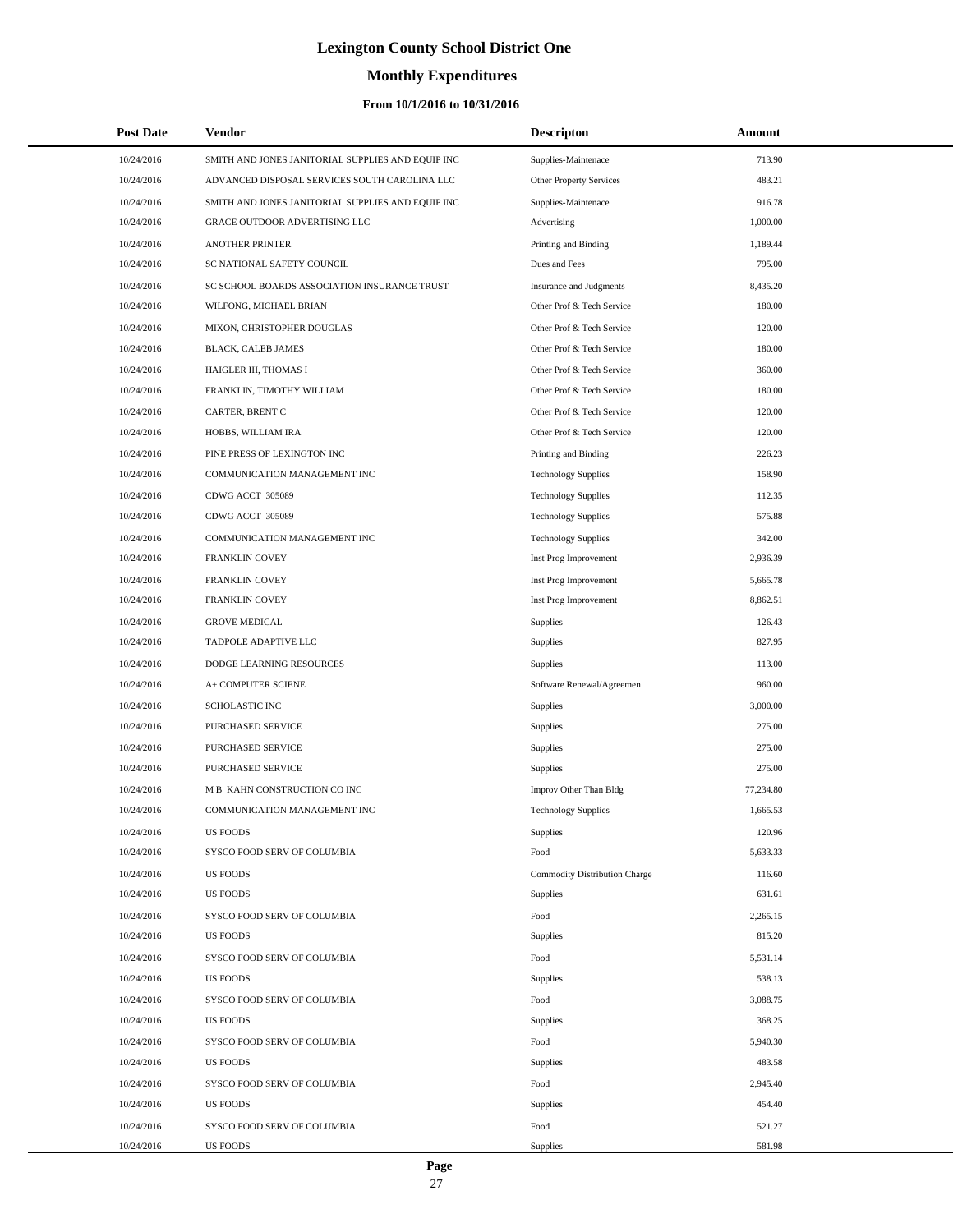# Lexington County School District One

## Monthly Expenditures

### From 10/1/2016 to 10/31/2016

| Post Date | Vendor | Descripton | Amount |
|---|---|---|---|
| 10/24/2016 | SMITH AND JONES JANITORIAL SUPPLIES AND EQUIP INC | Supplies-Maintenace | 713.90 |
| 10/24/2016 | ADVANCED DISPOSAL SERVICES SOUTH CAROLINA LLC | Other Property Services | 483.21 |
| 10/24/2016 | SMITH AND JONES JANITORIAL SUPPLIES AND EQUIP INC | Supplies-Maintenace | 916.78 |
| 10/24/2016 | GRACE OUTDOOR ADVERTISING LLC | Advertising | 1,000.00 |
| 10/24/2016 | ANOTHER PRINTER | Printing and Binding | 1,189.44 |
| 10/24/2016 | SC NATIONAL SAFETY COUNCIL | Dues and Fees | 795.00 |
| 10/24/2016 | SC SCHOOL BOARDS ASSOCIATION INSURANCE TRUST | Insurance and Judgments | 8,435.20 |
| 10/24/2016 | WILFONG, MICHAEL BRIAN | Other Prof & Tech Service | 180.00 |
| 10/24/2016 | MIXON, CHRISTOPHER DOUGLAS | Other Prof & Tech Service | 120.00 |
| 10/24/2016 | BLACK, CALEB JAMES | Other Prof & Tech Service | 180.00 |
| 10/24/2016 | HAIGLER III, THOMAS I | Other Prof & Tech Service | 360.00 |
| 10/24/2016 | FRANKLIN, TIMOTHY WILLIAM | Other Prof & Tech Service | 180.00 |
| 10/24/2016 | CARTER, BRENT C | Other Prof & Tech Service | 120.00 |
| 10/24/2016 | HOBBS, WILLIAM IRA | Other Prof & Tech Service | 120.00 |
| 10/24/2016 | PINE PRESS OF LEXINGTON INC | Printing and Binding | 226.23 |
| 10/24/2016 | COMMUNICATION MANAGEMENT INC | Technology Supplies | 158.90 |
| 10/24/2016 | CDWG ACCT 305089 | Technology Supplies | 112.35 |
| 10/24/2016 | CDWG ACCT 305089 | Technology Supplies | 575.88 |
| 10/24/2016 | COMMUNICATION MANAGEMENT INC | Technology Supplies | 342.00 |
| 10/24/2016 | FRANKLIN COVEY | Inst Prog Improvement | 2,936.39 |
| 10/24/2016 | FRANKLIN COVEY | Inst Prog Improvement | 5,665.78 |
| 10/24/2016 | FRANKLIN COVEY | Inst Prog Improvement | 8,862.51 |
| 10/24/2016 | GROVE MEDICAL | Supplies | 126.43 |
| 10/24/2016 | TADPOLE ADAPTIVE LLC | Supplies | 827.95 |
| 10/24/2016 | DODGE LEARNING RESOURCES | Supplies | 113.00 |
| 10/24/2016 | A+ COMPUTER SCIENE | Software Renewal/Agreemen | 960.00 |
| 10/24/2016 | SCHOLASTIC INC | Supplies | 3,000.00 |
| 10/24/2016 | PURCHASED SERVICE | Supplies | 275.00 |
| 10/24/2016 | PURCHASED SERVICE | Supplies | 275.00 |
| 10/24/2016 | PURCHASED SERVICE | Supplies | 275.00 |
| 10/24/2016 | M B KAHN CONSTRUCTION CO INC | Improv Other Than Bldg | 77,234.80 |
| 10/24/2016 | COMMUNICATION MANAGEMENT INC | Technology Supplies | 1,665.53 |
| 10/24/2016 | US FOODS | Supplies | 120.96 |
| 10/24/2016 | SYSCO FOOD SERV OF COLUMBIA | Food | 5,633.33 |
| 10/24/2016 | US FOODS | Commodity Distribution Charge | 116.60 |
| 10/24/2016 | US FOODS | Supplies | 631.61 |
| 10/24/2016 | SYSCO FOOD SERV OF COLUMBIA | Food | 2,265.15 |
| 10/24/2016 | US FOODS | Supplies | 815.20 |
| 10/24/2016 | SYSCO FOOD SERV OF COLUMBIA | Food | 5,531.14 |
| 10/24/2016 | US FOODS | Supplies | 538.13 |
| 10/24/2016 | SYSCO FOOD SERV OF COLUMBIA | Food | 3,088.75 |
| 10/24/2016 | US FOODS | Supplies | 368.25 |
| 10/24/2016 | SYSCO FOOD SERV OF COLUMBIA | Food | 5,940.30 |
| 10/24/2016 | US FOODS | Supplies | 483.58 |
| 10/24/2016 | SYSCO FOOD SERV OF COLUMBIA | Food | 2,945.40 |
| 10/24/2016 | US FOODS | Supplies | 454.40 |
| 10/24/2016 | SYSCO FOOD SERV OF COLUMBIA | Food | 521.27 |
| 10/24/2016 | US FOODS | Supplies | 581.98 |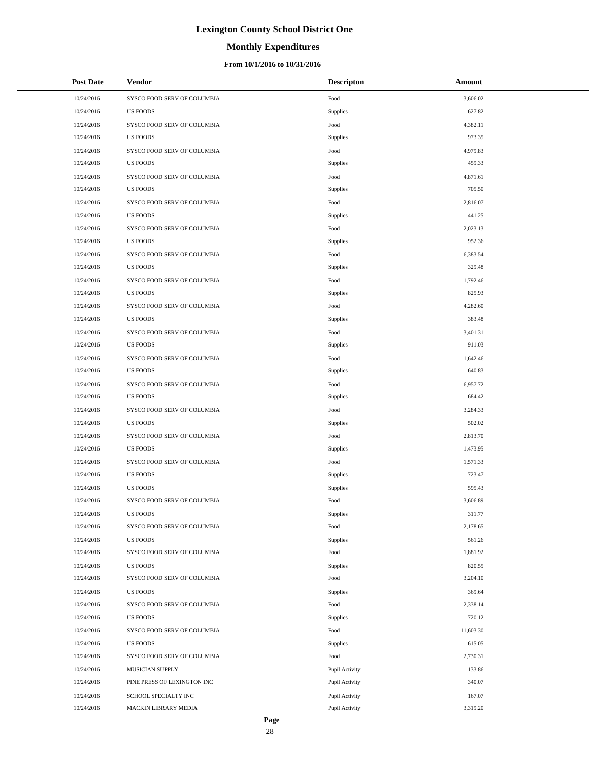# Lexington County School District One

## Monthly Expenditures

### From 10/1/2016 to 10/31/2016

| Post Date | Vendor | Descripton | Amount |
|---|---|---|---|
| 10/24/2016 | SYSCO FOOD SERV OF COLUMBIA | Food | 3,606.02 |
| 10/24/2016 | US FOODS | Supplies | 627.82 |
| 10/24/2016 | SYSCO FOOD SERV OF COLUMBIA | Food | 4,382.11 |
| 10/24/2016 | US FOODS | Supplies | 973.35 |
| 10/24/2016 | SYSCO FOOD SERV OF COLUMBIA | Food | 4,979.83 |
| 10/24/2016 | US FOODS | Supplies | 459.33 |
| 10/24/2016 | SYSCO FOOD SERV OF COLUMBIA | Food | 4,871.61 |
| 10/24/2016 | US FOODS | Supplies | 705.50 |
| 10/24/2016 | SYSCO FOOD SERV OF COLUMBIA | Food | 2,816.07 |
| 10/24/2016 | US FOODS | Supplies | 441.25 |
| 10/24/2016 | SYSCO FOOD SERV OF COLUMBIA | Food | 2,023.13 |
| 10/24/2016 | US FOODS | Supplies | 952.36 |
| 10/24/2016 | SYSCO FOOD SERV OF COLUMBIA | Food | 6,383.54 |
| 10/24/2016 | US FOODS | Supplies | 329.48 |
| 10/24/2016 | SYSCO FOOD SERV OF COLUMBIA | Food | 1,792.46 |
| 10/24/2016 | US FOODS | Supplies | 825.93 |
| 10/24/2016 | SYSCO FOOD SERV OF COLUMBIA | Food | 4,282.60 |
| 10/24/2016 | US FOODS | Supplies | 383.48 |
| 10/24/2016 | SYSCO FOOD SERV OF COLUMBIA | Food | 3,401.31 |
| 10/24/2016 | US FOODS | Supplies | 911.03 |
| 10/24/2016 | SYSCO FOOD SERV OF COLUMBIA | Food | 1,642.46 |
| 10/24/2016 | US FOODS | Supplies | 640.83 |
| 10/24/2016 | SYSCO FOOD SERV OF COLUMBIA | Food | 6,957.72 |
| 10/24/2016 | US FOODS | Supplies | 684.42 |
| 10/24/2016 | SYSCO FOOD SERV OF COLUMBIA | Food | 3,284.33 |
| 10/24/2016 | US FOODS | Supplies | 502.02 |
| 10/24/2016 | SYSCO FOOD SERV OF COLUMBIA | Food | 2,813.70 |
| 10/24/2016 | US FOODS | Supplies | 1,473.95 |
| 10/24/2016 | SYSCO FOOD SERV OF COLUMBIA | Food | 1,571.33 |
| 10/24/2016 | US FOODS | Supplies | 723.47 |
| 10/24/2016 | US FOODS | Supplies | 595.43 |
| 10/24/2016 | SYSCO FOOD SERV OF COLUMBIA | Food | 3,606.89 |
| 10/24/2016 | US FOODS | Supplies | 311.77 |
| 10/24/2016 | SYSCO FOOD SERV OF COLUMBIA | Food | 2,178.65 |
| 10/24/2016 | US FOODS | Supplies | 561.26 |
| 10/24/2016 | SYSCO FOOD SERV OF COLUMBIA | Food | 1,881.92 |
| 10/24/2016 | US FOODS | Supplies | 820.55 |
| 10/24/2016 | SYSCO FOOD SERV OF COLUMBIA | Food | 3,204.10 |
| 10/24/2016 | US FOODS | Supplies | 369.64 |
| 10/24/2016 | SYSCO FOOD SERV OF COLUMBIA | Food | 2,338.14 |
| 10/24/2016 | US FOODS | Supplies | 720.12 |
| 10/24/2016 | SYSCO FOOD SERV OF COLUMBIA | Food | 11,603.30 |
| 10/24/2016 | US FOODS | Supplies | 615.05 |
| 10/24/2016 | SYSCO FOOD SERV OF COLUMBIA | Food | 2,730.31 |
| 10/24/2016 | MUSICIAN SUPPLY | Pupil Activity | 133.86 |
| 10/24/2016 | PINE PRESS OF LEXINGTON INC | Pupil Activity | 340.07 |
| 10/24/2016 | SCHOOL SPECIALTY INC | Pupil Activity | 167.07 |
| 10/24/2016 | MACKIN LIBRARY MEDIA | Pupil Activity | 3,319.20 |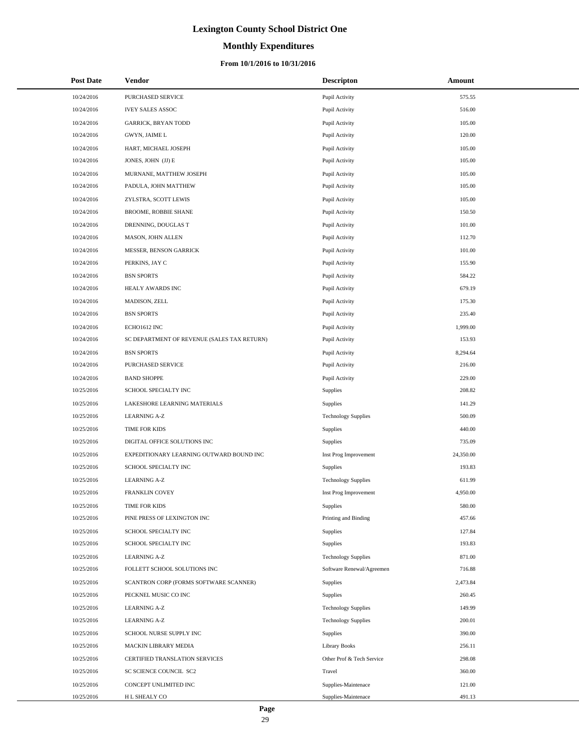# Lexington County School District One

## Monthly Expenditures

### From 10/1/2016 to 10/31/2016

| Post Date | Vendor | Descripton | Amount |
|---|---|---|---|
| 10/24/2016 | PURCHASED SERVICE | Pupil Activity | 575.55 |
| 10/24/2016 | IVEY SALES ASSOC | Pupil Activity | 516.00 |
| 10/24/2016 | GARRICK, BRYAN TODD | Pupil Activity | 105.00 |
| 10/24/2016 | GWYN, JAIME L | Pupil Activity | 120.00 |
| 10/24/2016 | HART, MICHAEL JOSEPH | Pupil Activity | 105.00 |
| 10/24/2016 | JONES, JOHN (JJ) E | Pupil Activity | 105.00 |
| 10/24/2016 | MURNANE, MATTHEW JOSEPH | Pupil Activity | 105.00 |
| 10/24/2016 | PADULA, JOHN MATTHEW | Pupil Activity | 105.00 |
| 10/24/2016 | ZYLSTRA, SCOTT LEWIS | Pupil Activity | 105.00 |
| 10/24/2016 | BROOME, ROBBIE SHANE | Pupil Activity | 150.50 |
| 10/24/2016 | DRENNING, DOUGLAS T | Pupil Activity | 101.00 |
| 10/24/2016 | MASON, JOHN ALLEN | Pupil Activity | 112.70 |
| 10/24/2016 | MESSER, BENSON GARRICK | Pupil Activity | 101.00 |
| 10/24/2016 | PERKINS, JAY C | Pupil Activity | 155.90 |
| 10/24/2016 | BSN SPORTS | Pupil Activity | 584.22 |
| 10/24/2016 | HEALY AWARDS INC | Pupil Activity | 679.19 |
| 10/24/2016 | MADISON, ZELL | Pupil Activity | 175.30 |
| 10/24/2016 | BSN SPORTS | Pupil Activity | 235.40 |
| 10/24/2016 | ECHO1612 INC | Pupil Activity | 1,999.00 |
| 10/24/2016 | SC DEPARTMENT OF REVENUE (SALES TAX RETURN) | Pupil Activity | 153.93 |
| 10/24/2016 | BSN SPORTS | Pupil Activity | 8,294.64 |
| 10/24/2016 | PURCHASED SERVICE | Pupil Activity | 216.00 |
| 10/24/2016 | BAND SHOPPE | Pupil Activity | 229.00 |
| 10/25/2016 | SCHOOL SPECIALTY INC | Supplies | 208.82 |
| 10/25/2016 | LAKESHORE LEARNING MATERIALS | Supplies | 141.29 |
| 10/25/2016 | LEARNING A-Z | Technology Supplies | 500.09 |
| 10/25/2016 | TIME FOR KIDS | Supplies | 440.00 |
| 10/25/2016 | DIGITAL OFFICE SOLUTIONS INC | Supplies | 735.09 |
| 10/25/2016 | EXPEDITIONARY LEARNING OUTWARD BOUND INC | Inst Prog Improvement | 24,350.00 |
| 10/25/2016 | SCHOOL SPECIALTY INC | Supplies | 193.83 |
| 10/25/2016 | LEARNING A-Z | Technology Supplies | 611.99 |
| 10/25/2016 | FRANKLIN COVEY | Inst Prog Improvement | 4,950.00 |
| 10/25/2016 | TIME FOR KIDS | Supplies | 580.00 |
| 10/25/2016 | PINE PRESS OF LEXINGTON INC | Printing and Binding | 457.66 |
| 10/25/2016 | SCHOOL SPECIALTY INC | Supplies | 127.84 |
| 10/25/2016 | SCHOOL SPECIALTY INC | Supplies | 193.83 |
| 10/25/2016 | LEARNING A-Z | Technology Supplies | 871.00 |
| 10/25/2016 | FOLLETT SCHOOL SOLUTIONS INC | Software Renewal/Agreemen | 716.88 |
| 10/25/2016 | SCANTRON CORP (FORMS SOFTWARE SCANNER) | Supplies | 2,473.84 |
| 10/25/2016 | PECKNEL MUSIC CO INC | Supplies | 260.45 |
| 10/25/2016 | LEARNING A-Z | Technology Supplies | 149.99 |
| 10/25/2016 | LEARNING A-Z | Technology Supplies | 200.01 |
| 10/25/2016 | SCHOOL NURSE SUPPLY INC | Supplies | 390.00 |
| 10/25/2016 | MACKIN LIBRARY MEDIA | Library Books | 256.11 |
| 10/25/2016 | CERTIFIED TRANSLATION SERVICES | Other Prof & Tech Service | 298.08 |
| 10/25/2016 | SC SCIENCE COUNCIL SC2 | Travel | 360.00 |
| 10/25/2016 | CONCEPT UNLIMITED INC | Supplies-Maintenace | 121.00 |
| 10/25/2016 | H L SHEALY CO | Supplies-Maintenace | 491.13 |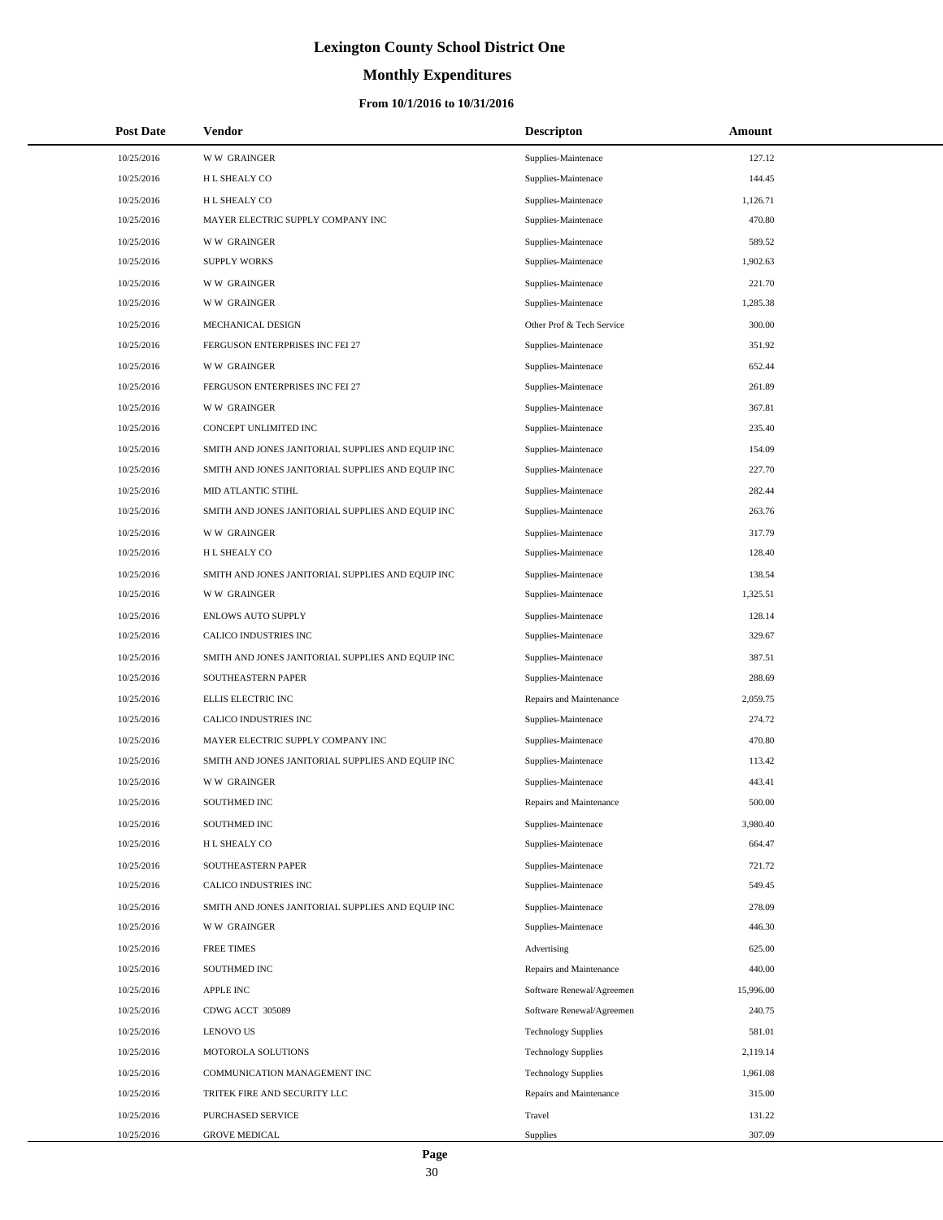# Lexington County School District One

## Monthly Expenditures

### From 10/1/2016 to 10/31/2016

| Post Date | Vendor | Descripton | Amount |
|---|---|---|---|
| 10/25/2016 | W W GRAINGER | Supplies-Maintenace | 127.12 |
| 10/25/2016 | H L SHEALY CO | Supplies-Maintenace | 144.45 |
| 10/25/2016 | H L SHEALY CO | Supplies-Maintenace | 1,126.71 |
| 10/25/2016 | MAYER ELECTRIC SUPPLY COMPANY INC | Supplies-Maintenace | 470.80 |
| 10/25/2016 | W W GRAINGER | Supplies-Maintenace | 589.52 |
| 10/25/2016 | SUPPLY WORKS | Supplies-Maintenace | 1,902.63 |
| 10/25/2016 | W W GRAINGER | Supplies-Maintenace | 221.70 |
| 10/25/2016 | W W GRAINGER | Supplies-Maintenace | 1,285.38 |
| 10/25/2016 | MECHANICAL DESIGN | Other Prof & Tech Service | 300.00 |
| 10/25/2016 | FERGUSON ENTERPRISES INC FEI 27 | Supplies-Maintenace | 351.92 |
| 10/25/2016 | W W GRAINGER | Supplies-Maintenace | 652.44 |
| 10/25/2016 | FERGUSON ENTERPRISES INC FEI 27 | Supplies-Maintenace | 261.89 |
| 10/25/2016 | W W GRAINGER | Supplies-Maintenace | 367.81 |
| 10/25/2016 | CONCEPT UNLIMITED INC | Supplies-Maintenace | 235.40 |
| 10/25/2016 | SMITH AND JONES JANITORIAL SUPPLIES AND EQUIP INC | Supplies-Maintenace | 154.09 |
| 10/25/2016 | SMITH AND JONES JANITORIAL SUPPLIES AND EQUIP INC | Supplies-Maintenace | 227.70 |
| 10/25/2016 | MID ATLANTIC STIHL | Supplies-Maintenace | 282.44 |
| 10/25/2016 | SMITH AND JONES JANITORIAL SUPPLIES AND EQUIP INC | Supplies-Maintenace | 263.76 |
| 10/25/2016 | W W GRAINGER | Supplies-Maintenace | 317.79 |
| 10/25/2016 | H L SHEALY CO | Supplies-Maintenace | 128.40 |
| 10/25/2016 | SMITH AND JONES JANITORIAL SUPPLIES AND EQUIP INC | Supplies-Maintenace | 138.54 |
| 10/25/2016 | W W GRAINGER | Supplies-Maintenace | 1,325.51 |
| 10/25/2016 | ENLOWS AUTO SUPPLY | Supplies-Maintenace | 128.14 |
| 10/25/2016 | CALICO INDUSTRIES INC | Supplies-Maintenace | 329.67 |
| 10/25/2016 | SMITH AND JONES JANITORIAL SUPPLIES AND EQUIP INC | Supplies-Maintenace | 387.51 |
| 10/25/2016 | SOUTHEASTERN PAPER | Supplies-Maintenace | 288.69 |
| 10/25/2016 | ELLIS ELECTRIC INC | Repairs and Maintenance | 2,059.75 |
| 10/25/2016 | CALICO INDUSTRIES INC | Supplies-Maintenace | 274.72 |
| 10/25/2016 | MAYER ELECTRIC SUPPLY COMPANY INC | Supplies-Maintenace | 470.80 |
| 10/25/2016 | SMITH AND JONES JANITORIAL SUPPLIES AND EQUIP INC | Supplies-Maintenace | 113.42 |
| 10/25/2016 | W W GRAINGER | Supplies-Maintenace | 443.41 |
| 10/25/2016 | SOUTHMED INC | Repairs and Maintenance | 500.00 |
| 10/25/2016 | SOUTHMED INC | Supplies-Maintenace | 3,980.40 |
| 10/25/2016 | H L SHEALY CO | Supplies-Maintenace | 664.47 |
| 10/25/2016 | SOUTHEASTERN PAPER | Supplies-Maintenace | 721.72 |
| 10/25/2016 | CALICO INDUSTRIES INC | Supplies-Maintenace | 549.45 |
| 10/25/2016 | SMITH AND JONES JANITORIAL SUPPLIES AND EQUIP INC | Supplies-Maintenace | 278.09 |
| 10/25/2016 | W W GRAINGER | Supplies-Maintenace | 446.30 |
| 10/25/2016 | FREE TIMES | Advertising | 625.00 |
| 10/25/2016 | SOUTHMED INC | Repairs and Maintenance | 440.00 |
| 10/25/2016 | APPLE INC | Software Renewal/Agreemen | 15,996.00 |
| 10/25/2016 | CDWG ACCT 305089 | Software Renewal/Agreemen | 240.75 |
| 10/25/2016 | LENOVO US | Technology Supplies | 581.01 |
| 10/25/2016 | MOTOROLA SOLUTIONS | Technology Supplies | 2,119.14 |
| 10/25/2016 | COMMUNICATION MANAGEMENT INC | Technology Supplies | 1,961.08 |
| 10/25/2016 | TRITEK FIRE AND SECURITY LLC | Repairs and Maintenance | 315.00 |
| 10/25/2016 | PURCHASED SERVICE | Travel | 131.22 |
| 10/25/2016 | GROVE MEDICAL | Supplies | 307.09 |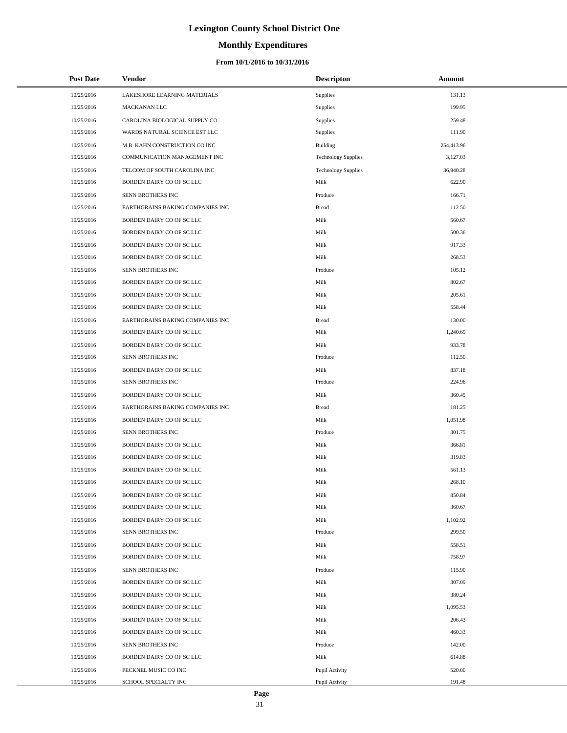# Lexington County School District One

## Monthly Expenditures

### From 10/1/2016 to 10/31/2016

| Post Date | Vendor | Descripton | Amount |
|---|---|---|---|
| 10/25/2016 | LAKESHORE LEARNING MATERIALS | Supplies | 131.13 |
| 10/25/2016 | MACKANAN LLC | Supplies | 199.95 |
| 10/25/2016 | CAROLINA BIOLOGICAL SUPPLY CO | Supplies | 259.48 |
| 10/25/2016 | WARDS NATURAL SCIENCE EST LLC | Supplies | 111.90 |
| 10/25/2016 | M B KAHN CONSTRUCTION CO INC | Building | 254,413.96 |
| 10/25/2016 | COMMUNICATION MANAGEMENT INC | Technology Supplies | 3,127.03 |
| 10/25/2016 | TELCOM OF SOUTH CAROLINA INC | Technology Supplies | 36,940.28 |
| 10/25/2016 | BORDEN DAIRY CO OF SC LLC | Milk | 622.90 |
| 10/25/2016 | SENN BROTHERS INC | Produce | 166.71 |
| 10/25/2016 | EARTHGRAINS BAKING COMPANIES INC | Bread | 112.50 |
| 10/25/2016 | BORDEN DAIRY CO OF SC LLC | Milk | 560.67 |
| 10/25/2016 | BORDEN DAIRY CO OF SC LLC | Milk | 500.36 |
| 10/25/2016 | BORDEN DAIRY CO OF SC LLC | Milk | 917.33 |
| 10/25/2016 | BORDEN DAIRY CO OF SC LLC | Milk | 268.53 |
| 10/25/2016 | SENN BROTHERS INC | Produce | 105.12 |
| 10/25/2016 | BORDEN DAIRY CO OF SC LLC | Milk | 802.67 |
| 10/25/2016 | BORDEN DAIRY CO OF SC LLC | Milk | 205.61 |
| 10/25/2016 | BORDEN DAIRY CO OF SC LLC | Milk | 558.44 |
| 10/25/2016 | EARTHGRAINS BAKING COMPANIES INC | Bread | 130.00 |
| 10/25/2016 | BORDEN DAIRY CO OF SC LLC | Milk | 1,240.69 |
| 10/25/2016 | BORDEN DAIRY CO OF SC LLC | Milk | 933.78 |
| 10/25/2016 | SENN BROTHERS INC | Produce | 112.50 |
| 10/25/2016 | BORDEN DAIRY CO OF SC LLC | Milk | 837.18 |
| 10/25/2016 | SENN BROTHERS INC | Produce | 224.96 |
| 10/25/2016 | BORDEN DAIRY CO OF SC LLC | Milk | 360.45 |
| 10/25/2016 | EARTHGRAINS BAKING COMPANIES INC | Bread | 181.25 |
| 10/25/2016 | BORDEN DAIRY CO OF SC LLC | Milk | 1,051.98 |
| 10/25/2016 | SENN BROTHERS INC | Produce | 301.75 |
| 10/25/2016 | BORDEN DAIRY CO OF SC LLC | Milk | 366.81 |
| 10/25/2016 | BORDEN DAIRY CO OF SC LLC | Milk | 319.83 |
| 10/25/2016 | BORDEN DAIRY CO OF SC LLC | Milk | 561.13 |
| 10/25/2016 | BORDEN DAIRY CO OF SC LLC | Milk | 268.10 |
| 10/25/2016 | BORDEN DAIRY CO OF SC LLC | Milk | 850.84 |
| 10/25/2016 | BORDEN DAIRY CO OF SC LLC | Milk | 360.67 |
| 10/25/2016 | BORDEN DAIRY CO OF SC LLC | Milk | 1,102.92 |
| 10/25/2016 | SENN BROTHERS INC | Produce | 299.50 |
| 10/25/2016 | BORDEN DAIRY CO OF SC LLC | Milk | 558.51 |
| 10/25/2016 | BORDEN DAIRY CO OF SC LLC | Milk | 758.97 |
| 10/25/2016 | SENN BROTHERS INC | Produce | 115.90 |
| 10/25/2016 | BORDEN DAIRY CO OF SC LLC | Milk | 307.09 |
| 10/25/2016 | BORDEN DAIRY CO OF SC LLC | Milk | 380.24 |
| 10/25/2016 | BORDEN DAIRY CO OF SC LLC | Milk | 1,095.53 |
| 10/25/2016 | BORDEN DAIRY CO OF SC LLC | Milk | 206.43 |
| 10/25/2016 | BORDEN DAIRY CO OF SC LLC | Milk | 460.33 |
| 10/25/2016 | SENN BROTHERS INC | Produce | 142.00 |
| 10/25/2016 | BORDEN DAIRY CO OF SC LLC | Milk | 614.88 |
| 10/25/2016 | PECKNEL MUSIC CO INC | Pupil Activity | 520.00 |
| 10/25/2016 | SCHOOL SPECIALTY INC | Pupil Activity | 191.48 |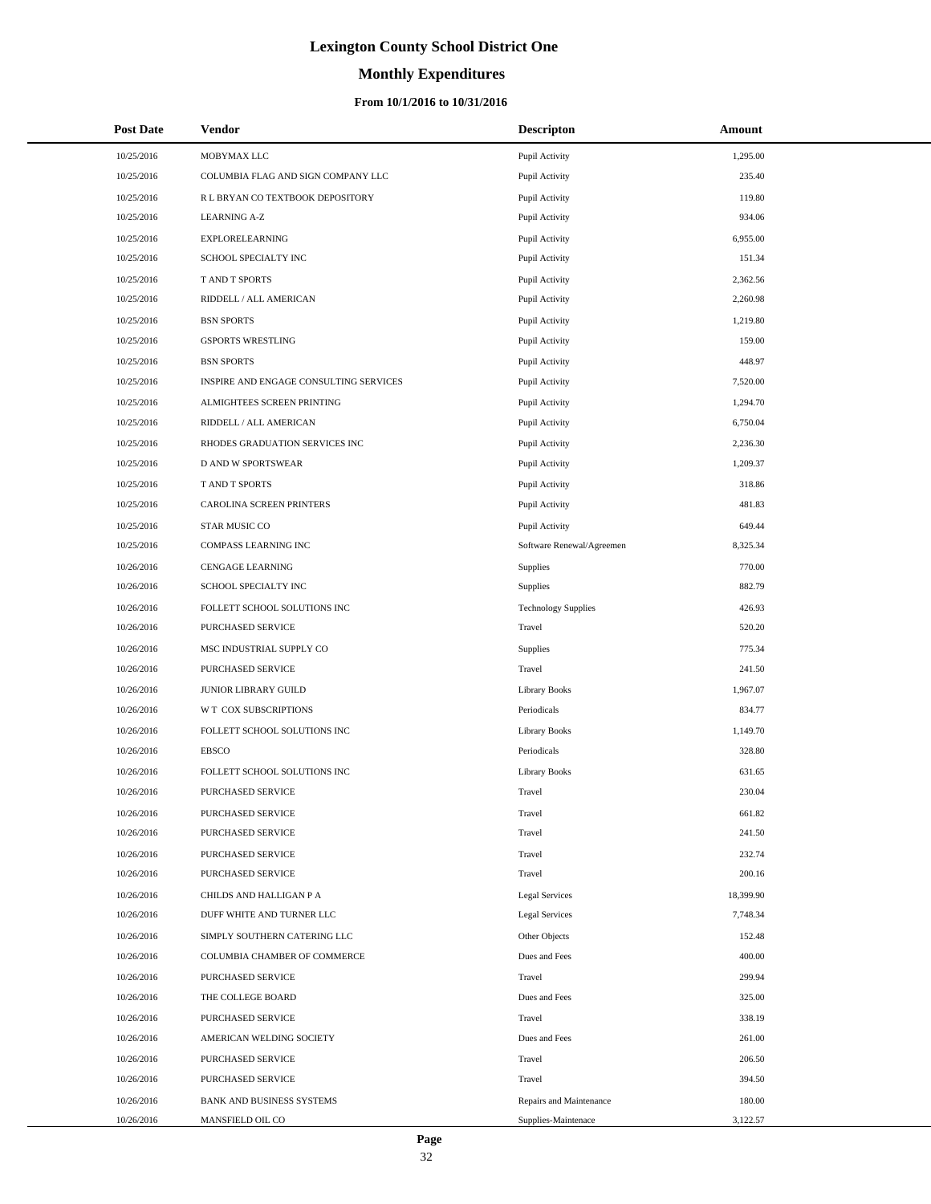# Lexington County School District One

## Monthly Expenditures

### From 10/1/2016 to 10/31/2016

| Post Date | Vendor | Descripton | Amount |
|---|---|---|---|
| 10/25/2016 | MOBYMAX LLC | Pupil Activity | 1,295.00 |
| 10/25/2016 | COLUMBIA FLAG AND SIGN COMPANY LLC | Pupil Activity | 235.40 |
| 10/25/2016 | R L BRYAN CO TEXTBOOK DEPOSITORY | Pupil Activity | 119.80 |
| 10/25/2016 | LEARNING A-Z | Pupil Activity | 934.06 |
| 10/25/2016 | EXPLORELEARNING | Pupil Activity | 6,955.00 |
| 10/25/2016 | SCHOOL SPECIALTY INC | Pupil Activity | 151.34 |
| 10/25/2016 | T AND T SPORTS | Pupil Activity | 2,362.56 |
| 10/25/2016 | RIDDELL / ALL AMERICAN | Pupil Activity | 2,260.98 |
| 10/25/2016 | BSN SPORTS | Pupil Activity | 1,219.80 |
| 10/25/2016 | GSPORTS WRESTLING | Pupil Activity | 159.00 |
| 10/25/2016 | BSN SPORTS | Pupil Activity | 448.97 |
| 10/25/2016 | INSPIRE AND ENGAGE CONSULTING SERVICES | Pupil Activity | 7,520.00 |
| 10/25/2016 | ALMIGHTEES SCREEN PRINTING | Pupil Activity | 1,294.70 |
| 10/25/2016 | RIDDELL / ALL AMERICAN | Pupil Activity | 6,750.04 |
| 10/25/2016 | RHODES GRADUATION SERVICES INC | Pupil Activity | 2,236.30 |
| 10/25/2016 | D AND W SPORTSWEAR | Pupil Activity | 1,209.37 |
| 10/25/2016 | T AND T SPORTS | Pupil Activity | 318.86 |
| 10/25/2016 | CAROLINA SCREEN PRINTERS | Pupil Activity | 481.83 |
| 10/25/2016 | STAR MUSIC CO | Pupil Activity | 649.44 |
| 10/25/2016 | COMPASS LEARNING INC | Software Renewal/Agreemen | 8,325.34 |
| 10/26/2016 | CENGAGE LEARNING | Supplies | 770.00 |
| 10/26/2016 | SCHOOL SPECIALTY INC | Supplies | 882.79 |
| 10/26/2016 | FOLLETT SCHOOL SOLUTIONS INC | Technology Supplies | 426.93 |
| 10/26/2016 | PURCHASED SERVICE | Travel | 520.20 |
| 10/26/2016 | MSC INDUSTRIAL SUPPLY CO | Supplies | 775.34 |
| 10/26/2016 | PURCHASED SERVICE | Travel | 241.50 |
| 10/26/2016 | JUNIOR LIBRARY GUILD | Library Books | 1,967.07 |
| 10/26/2016 | W T COX SUBSCRIPTIONS | Periodicals | 834.77 |
| 10/26/2016 | FOLLETT SCHOOL SOLUTIONS INC | Library Books | 1,149.70 |
| 10/26/2016 | EBSCO | Periodicals | 328.80 |
| 10/26/2016 | FOLLETT SCHOOL SOLUTIONS INC | Library Books | 631.65 |
| 10/26/2016 | PURCHASED SERVICE | Travel | 230.04 |
| 10/26/2016 | PURCHASED SERVICE | Travel | 661.82 |
| 10/26/2016 | PURCHASED SERVICE | Travel | 241.50 |
| 10/26/2016 | PURCHASED SERVICE | Travel | 232.74 |
| 10/26/2016 | PURCHASED SERVICE | Travel | 200.16 |
| 10/26/2016 | CHILDS AND HALLIGAN P A | Legal Services | 18,399.90 |
| 10/26/2016 | DUFF WHITE AND TURNER LLC | Legal Services | 7,748.34 |
| 10/26/2016 | SIMPLY SOUTHERN CATERING LLC | Other Objects | 152.48 |
| 10/26/2016 | COLUMBIA CHAMBER OF COMMERCE | Dues and Fees | 400.00 |
| 10/26/2016 | PURCHASED SERVICE | Travel | 299.94 |
| 10/26/2016 | THE COLLEGE BOARD | Dues and Fees | 325.00 |
| 10/26/2016 | PURCHASED SERVICE | Travel | 338.19 |
| 10/26/2016 | AMERICAN WELDING SOCIETY | Dues and Fees | 261.00 |
| 10/26/2016 | PURCHASED SERVICE | Travel | 206.50 |
| 10/26/2016 | PURCHASED SERVICE | Travel | 394.50 |
| 10/26/2016 | BANK AND BUSINESS SYSTEMS | Repairs and Maintenance | 180.00 |
| 10/26/2016 | MANSFIELD OIL CO | Supplies-Maintenace | 3,122.57 |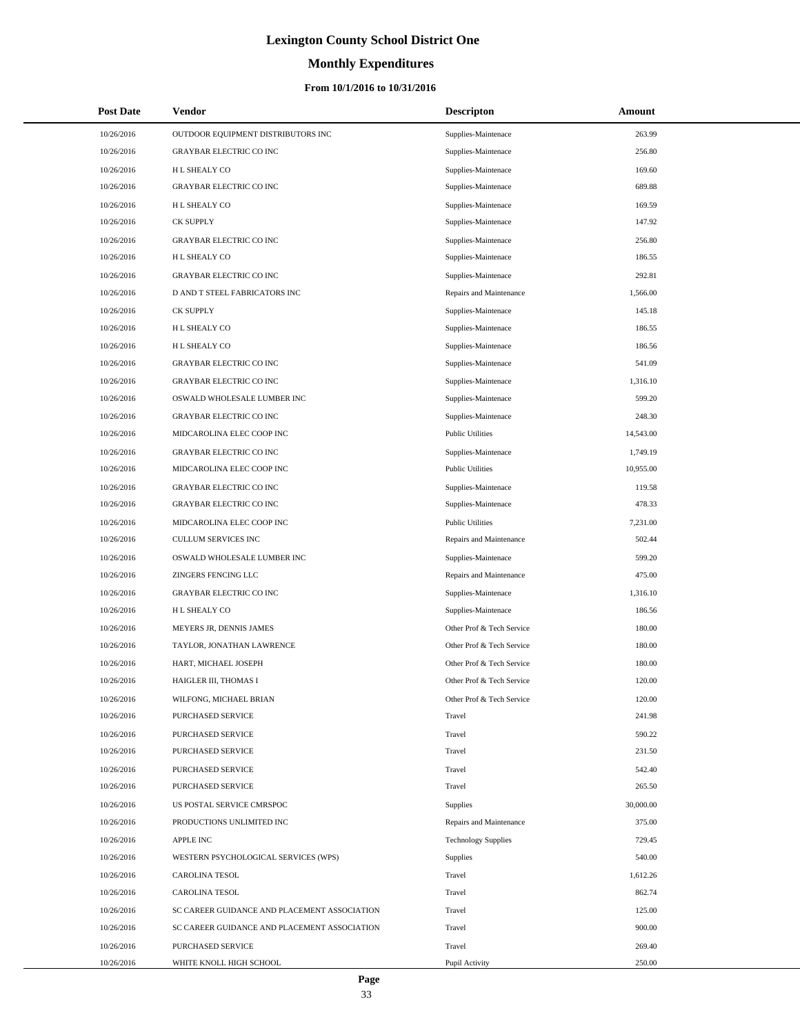# Lexington County School District One

## Monthly Expenditures

### From 10/1/2016 to 10/31/2016

| Post Date | Vendor | Descripton | Amount |
|---|---|---|---|
| 10/26/2016 | OUTDOOR EQUIPMENT DISTRIBUTORS INC | Supplies-Maintenace | 263.99 |
| 10/26/2016 | GRAYBAR ELECTRIC CO INC | Supplies-Maintenace | 256.80 |
| 10/26/2016 | H L SHEALY CO | Supplies-Maintenace | 169.60 |
| 10/26/2016 | GRAYBAR ELECTRIC CO INC | Supplies-Maintenace | 689.88 |
| 10/26/2016 | H L SHEALY CO | Supplies-Maintenace | 169.59 |
| 10/26/2016 | CK SUPPLY | Supplies-Maintenace | 147.92 |
| 10/26/2016 | GRAYBAR ELECTRIC CO INC | Supplies-Maintenace | 256.80 |
| 10/26/2016 | H L SHEALY CO | Supplies-Maintenace | 186.55 |
| 10/26/2016 | GRAYBAR ELECTRIC CO INC | Supplies-Maintenace | 292.81 |
| 10/26/2016 | D AND T STEEL FABRICATORS INC | Repairs and Maintenance | 1,566.00 |
| 10/26/2016 | CK SUPPLY | Supplies-Maintenace | 145.18 |
| 10/26/2016 | H L SHEALY CO | Supplies-Maintenace | 186.55 |
| 10/26/2016 | H L SHEALY CO | Supplies-Maintenace | 186.56 |
| 10/26/2016 | GRAYBAR ELECTRIC CO INC | Supplies-Maintenace | 541.09 |
| 10/26/2016 | GRAYBAR ELECTRIC CO INC | Supplies-Maintenace | 1,316.10 |
| 10/26/2016 | OSWALD WHOLESALE LUMBER INC | Supplies-Maintenace | 599.20 |
| 10/26/2016 | GRAYBAR ELECTRIC CO INC | Supplies-Maintenace | 248.30 |
| 10/26/2016 | MIDCAROLINA ELEC COOP INC | Public Utilities | 14,543.00 |
| 10/26/2016 | GRAYBAR ELECTRIC CO INC | Supplies-Maintenace | 1,749.19 |
| 10/26/2016 | MIDCAROLINA ELEC COOP INC | Public Utilities | 10,955.00 |
| 10/26/2016 | GRAYBAR ELECTRIC CO INC | Supplies-Maintenace | 119.58 |
| 10/26/2016 | GRAYBAR ELECTRIC CO INC | Supplies-Maintenace | 478.33 |
| 10/26/2016 | MIDCAROLINA ELEC COOP INC | Public Utilities | 7,231.00 |
| 10/26/2016 | CULLUM SERVICES INC | Repairs and Maintenance | 502.44 |
| 10/26/2016 | OSWALD WHOLESALE LUMBER INC | Supplies-Maintenace | 599.20 |
| 10/26/2016 | ZINGERS FENCING LLC | Repairs and Maintenance | 475.00 |
| 10/26/2016 | GRAYBAR ELECTRIC CO INC | Supplies-Maintenace | 1,316.10 |
| 10/26/2016 | H L SHEALY CO | Supplies-Maintenace | 186.56 |
| 10/26/2016 | MEYERS JR, DENNIS JAMES | Other Prof & Tech Service | 180.00 |
| 10/26/2016 | TAYLOR, JONATHAN LAWRENCE | Other Prof & Tech Service | 180.00 |
| 10/26/2016 | HART, MICHAEL JOSEPH | Other Prof & Tech Service | 180.00 |
| 10/26/2016 | HAIGLER III, THOMAS I | Other Prof & Tech Service | 120.00 |
| 10/26/2016 | WILFONG, MICHAEL BRIAN | Other Prof & Tech Service | 120.00 |
| 10/26/2016 | PURCHASED SERVICE | Travel | 241.98 |
| 10/26/2016 | PURCHASED SERVICE | Travel | 590.22 |
| 10/26/2016 | PURCHASED SERVICE | Travel | 231.50 |
| 10/26/2016 | PURCHASED SERVICE | Travel | 542.40 |
| 10/26/2016 | PURCHASED SERVICE | Travel | 265.50 |
| 10/26/2016 | US POSTAL SERVICE CMRSPOC | Supplies | 30,000.00 |
| 10/26/2016 | PRODUCTIONS UNLIMITED INC | Repairs and Maintenance | 375.00 |
| 10/26/2016 | APPLE INC | Technology Supplies | 729.45 |
| 10/26/2016 | WESTERN PSYCHOLOGICAL SERVICES (WPS) | Supplies | 540.00 |
| 10/26/2016 | CAROLINA TESOL | Travel | 1,612.26 |
| 10/26/2016 | CAROLINA TESOL | Travel | 862.74 |
| 10/26/2016 | SC CAREER GUIDANCE AND PLACEMENT ASSOCIATION | Travel | 125.00 |
| 10/26/2016 | SC CAREER GUIDANCE AND PLACEMENT ASSOCIATION | Travel | 900.00 |
| 10/26/2016 | PURCHASED SERVICE | Travel | 269.40 |
| 10/26/2016 | WHITE KNOLL HIGH SCHOOL | Pupil Activity | 250.00 |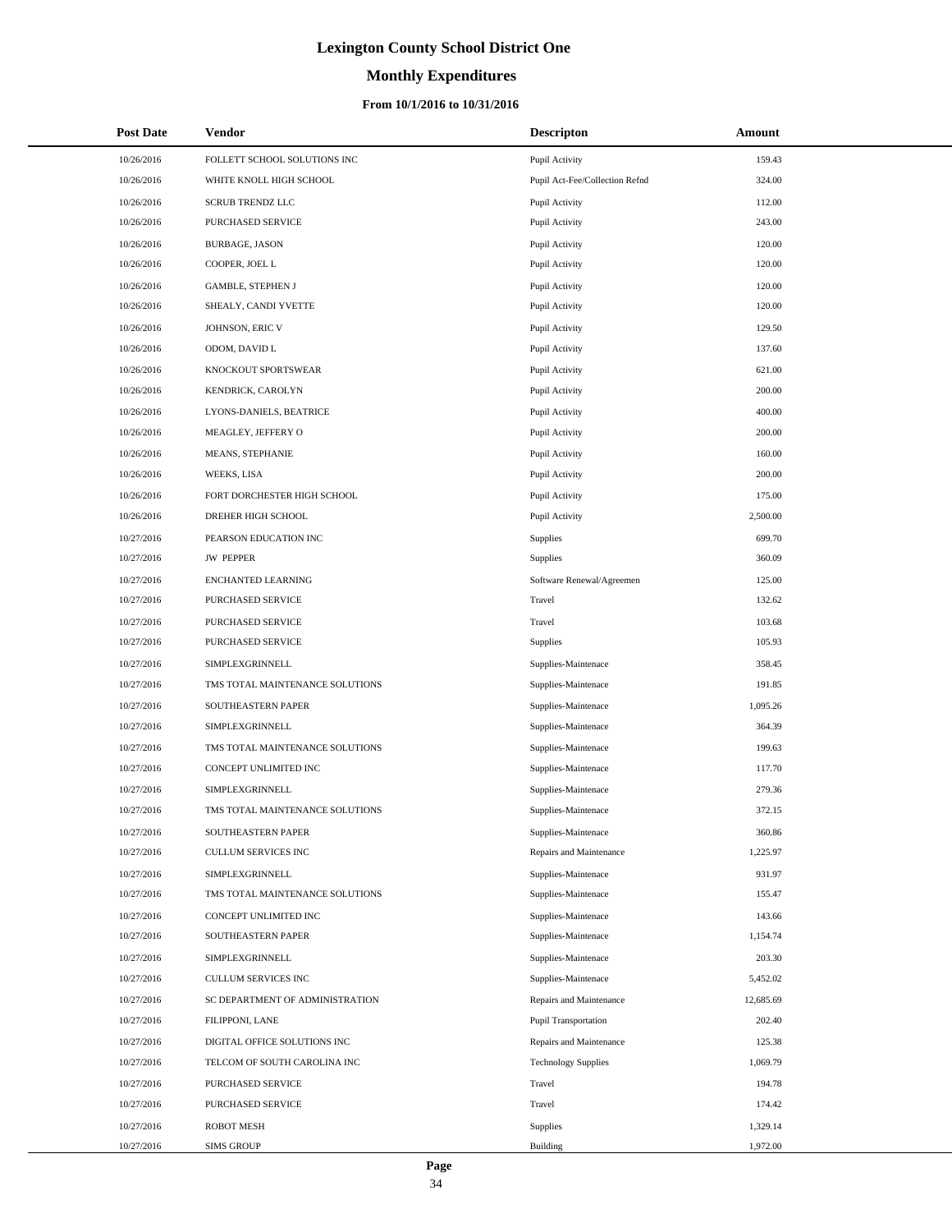# Lexington County School District One

## Monthly Expenditures

### From 10/1/2016 to 10/31/2016

| Post Date | Vendor | Descripton | Amount |
|---|---|---|---|
| 10/26/2016 | FOLLETT SCHOOL SOLUTIONS INC | Pupil Activity | 159.43 |
| 10/26/2016 | WHITE KNOLL HIGH SCHOOL | Pupil Act-Fee/Collection Refnd | 324.00 |
| 10/26/2016 | SCRUB TRENDZ LLC | Pupil Activity | 112.00 |
| 10/26/2016 | PURCHASED SERVICE | Pupil Activity | 243.00 |
| 10/26/2016 | BURBAGE, JASON | Pupil Activity | 120.00 |
| 10/26/2016 | COOPER, JOEL L | Pupil Activity | 120.00 |
| 10/26/2016 | GAMBLE, STEPHEN J | Pupil Activity | 120.00 |
| 10/26/2016 | SHEALY, CANDI YVETTE | Pupil Activity | 120.00 |
| 10/26/2016 | JOHNSON, ERIC V | Pupil Activity | 129.50 |
| 10/26/2016 | ODOM, DAVID L | Pupil Activity | 137.60 |
| 10/26/2016 | KNOCKOUT SPORTSWEAR | Pupil Activity | 621.00 |
| 10/26/2016 | KENDRICK, CAROLYN | Pupil Activity | 200.00 |
| 10/26/2016 | LYONS-DANIELS, BEATRICE | Pupil Activity | 400.00 |
| 10/26/2016 | MEAGLEY, JEFFERY O | Pupil Activity | 200.00 |
| 10/26/2016 | MEANS, STEPHANIE | Pupil Activity | 160.00 |
| 10/26/2016 | WEEKS, LISA | Pupil Activity | 200.00 |
| 10/26/2016 | FORT DORCHESTER HIGH SCHOOL | Pupil Activity | 175.00 |
| 10/26/2016 | DREHER HIGH SCHOOL | Pupil Activity | 2,500.00 |
| 10/27/2016 | PEARSON EDUCATION INC | Supplies | 699.70 |
| 10/27/2016 | JW PEPPER | Supplies | 360.09 |
| 10/27/2016 | ENCHANTED LEARNING | Software Renewal/Agreemen | 125.00 |
| 10/27/2016 | PURCHASED SERVICE | Travel | 132.62 |
| 10/27/2016 | PURCHASED SERVICE | Travel | 103.68 |
| 10/27/2016 | PURCHASED SERVICE | Supplies | 105.93 |
| 10/27/2016 | SIMPLEXGRINNELL | Supplies-Maintenace | 358.45 |
| 10/27/2016 | TMS TOTAL MAINTENANCE SOLUTIONS | Supplies-Maintenace | 191.85 |
| 10/27/2016 | SOUTHEASTERN PAPER | Supplies-Maintenace | 1,095.26 |
| 10/27/2016 | SIMPLEXGRINNELL | Supplies-Maintenace | 364.39 |
| 10/27/2016 | TMS TOTAL MAINTENANCE SOLUTIONS | Supplies-Maintenace | 199.63 |
| 10/27/2016 | CONCEPT UNLIMITED INC | Supplies-Maintenace | 117.70 |
| 10/27/2016 | SIMPLEXGRINNELL | Supplies-Maintenace | 279.36 |
| 10/27/2016 | TMS TOTAL MAINTENANCE SOLUTIONS | Supplies-Maintenace | 372.15 |
| 10/27/2016 | SOUTHEASTERN PAPER | Supplies-Maintenace | 360.86 |
| 10/27/2016 | CULLUM SERVICES INC | Repairs and Maintenance | 1,225.97 |
| 10/27/2016 | SIMPLEXGRINNELL | Supplies-Maintenace | 931.97 |
| 10/27/2016 | TMS TOTAL MAINTENANCE SOLUTIONS | Supplies-Maintenace | 155.47 |
| 10/27/2016 | CONCEPT UNLIMITED INC | Supplies-Maintenace | 143.66 |
| 10/27/2016 | SOUTHEASTERN PAPER | Supplies-Maintenace | 1,154.74 |
| 10/27/2016 | SIMPLEXGRINNELL | Supplies-Maintenace | 203.30 |
| 10/27/2016 | CULLUM SERVICES INC | Supplies-Maintenace | 5,452.02 |
| 10/27/2016 | SC DEPARTMENT OF ADMINISTRATION | Repairs and Maintenance | 12,685.69 |
| 10/27/2016 | FILIPPONI, LANE | Pupil Transportation | 202.40 |
| 10/27/2016 | DIGITAL OFFICE SOLUTIONS INC | Repairs and Maintenance | 125.38 |
| 10/27/2016 | TELCOM OF SOUTH CAROLINA INC | Technology Supplies | 1,069.79 |
| 10/27/2016 | PURCHASED SERVICE | Travel | 194.78 |
| 10/27/2016 | PURCHASED SERVICE | Travel | 174.42 |
| 10/27/2016 | ROBOT MESH | Supplies | 1,329.14 |
| 10/27/2016 | SIMS GROUP | Building | 1,972.00 |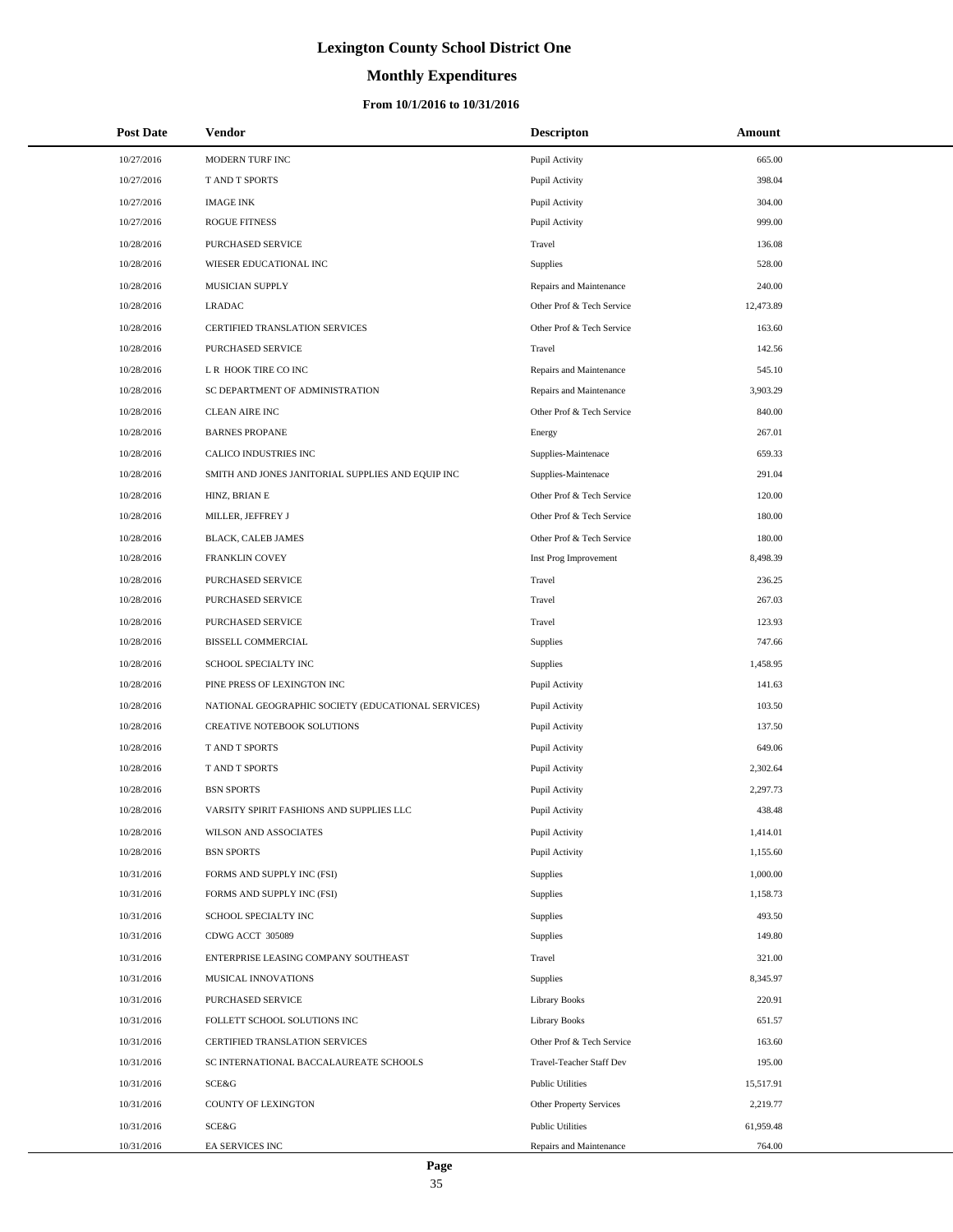# Lexington County School District One

## Monthly Expenditures

### From 10/1/2016 to 10/31/2016

| Post Date | Vendor | Descripton | Amount |
|---|---|---|---|
| 10/27/2016 | MODERN TURF INC | Pupil Activity | 665.00 |
| 10/27/2016 | T AND T SPORTS | Pupil Activity | 398.04 |
| 10/27/2016 | IMAGE INK | Pupil Activity | 304.00 |
| 10/27/2016 | ROGUE FITNESS | Pupil Activity | 999.00 |
| 10/28/2016 | PURCHASED SERVICE | Travel | 136.08 |
| 10/28/2016 | WIESER EDUCATIONAL INC | Supplies | 528.00 |
| 10/28/2016 | MUSICIAN SUPPLY | Repairs and Maintenance | 240.00 |
| 10/28/2016 | LRADAC | Other Prof & Tech Service | 12,473.89 |
| 10/28/2016 | CERTIFIED TRANSLATION SERVICES | Other Prof & Tech Service | 163.60 |
| 10/28/2016 | PURCHASED SERVICE | Travel | 142.56 |
| 10/28/2016 | L R HOOK TIRE CO INC | Repairs and Maintenance | 545.10 |
| 10/28/2016 | SC DEPARTMENT OF ADMINISTRATION | Repairs and Maintenance | 3,903.29 |
| 10/28/2016 | CLEAN AIRE INC | Other Prof & Tech Service | 840.00 |
| 10/28/2016 | BARNES PROPANE | Energy | 267.01 |
| 10/28/2016 | CALICO INDUSTRIES INC | Supplies-Maintenace | 659.33 |
| 10/28/2016 | SMITH AND JONES JANITORIAL SUPPLIES AND EQUIP INC | Supplies-Maintenace | 291.04 |
| 10/28/2016 | HINZ, BRIAN E | Other Prof & Tech Service | 120.00 |
| 10/28/2016 | MILLER, JEFFREY J | Other Prof & Tech Service | 180.00 |
| 10/28/2016 | BLACK, CALEB JAMES | Other Prof & Tech Service | 180.00 |
| 10/28/2016 | FRANKLIN COVEY | Inst Prog Improvement | 8,498.39 |
| 10/28/2016 | PURCHASED SERVICE | Travel | 236.25 |
| 10/28/2016 | PURCHASED SERVICE | Travel | 267.03 |
| 10/28/2016 | PURCHASED SERVICE | Travel | 123.93 |
| 10/28/2016 | BISSELL COMMERCIAL | Supplies | 747.66 |
| 10/28/2016 | SCHOOL SPECIALTY INC | Supplies | 1,458.95 |
| 10/28/2016 | PINE PRESS OF LEXINGTON INC | Pupil Activity | 141.63 |
| 10/28/2016 | NATIONAL GEOGRAPHIC SOCIETY (EDUCATIONAL SERVICES) | Pupil Activity | 103.50 |
| 10/28/2016 | CREATIVE NOTEBOOK SOLUTIONS | Pupil Activity | 137.50 |
| 10/28/2016 | T AND T SPORTS | Pupil Activity | 649.06 |
| 10/28/2016 | T AND T SPORTS | Pupil Activity | 2,302.64 |
| 10/28/2016 | BSN SPORTS | Pupil Activity | 2,297.73 |
| 10/28/2016 | VARSITY SPIRIT FASHIONS AND SUPPLIES LLC | Pupil Activity | 438.48 |
| 10/28/2016 | WILSON AND ASSOCIATES | Pupil Activity | 1,414.01 |
| 10/28/2016 | BSN SPORTS | Pupil Activity | 1,155.60 |
| 10/31/2016 | FORMS AND SUPPLY INC (FSI) | Supplies | 1,000.00 |
| 10/31/2016 | FORMS AND SUPPLY INC (FSI) | Supplies | 1,158.73 |
| 10/31/2016 | SCHOOL SPECIALTY INC | Supplies | 493.50 |
| 10/31/2016 | CDWG ACCT 305089 | Supplies | 149.80 |
| 10/31/2016 | ENTERPRISE LEASING COMPANY SOUTHEAST | Travel | 321.00 |
| 10/31/2016 | MUSICAL INNOVATIONS | Supplies | 8,345.97 |
| 10/31/2016 | PURCHASED SERVICE | Library Books | 220.91 |
| 10/31/2016 | FOLLETT SCHOOL SOLUTIONS INC | Library Books | 651.57 |
| 10/31/2016 | CERTIFIED TRANSLATION SERVICES | Other Prof & Tech Service | 163.60 |
| 10/31/2016 | SC INTERNATIONAL BACCALAUREATE SCHOOLS | Travel-Teacher Staff Dev | 195.00 |
| 10/31/2016 | SCE&G | Public Utilities | 15,517.91 |
| 10/31/2016 | COUNTY OF LEXINGTON | Other Property Services | 2,219.77 |
| 10/31/2016 | SCE&G | Public Utilities | 61,959.48 |
| 10/31/2016 | EA SERVICES INC | Repairs and Maintenance | 764.00 |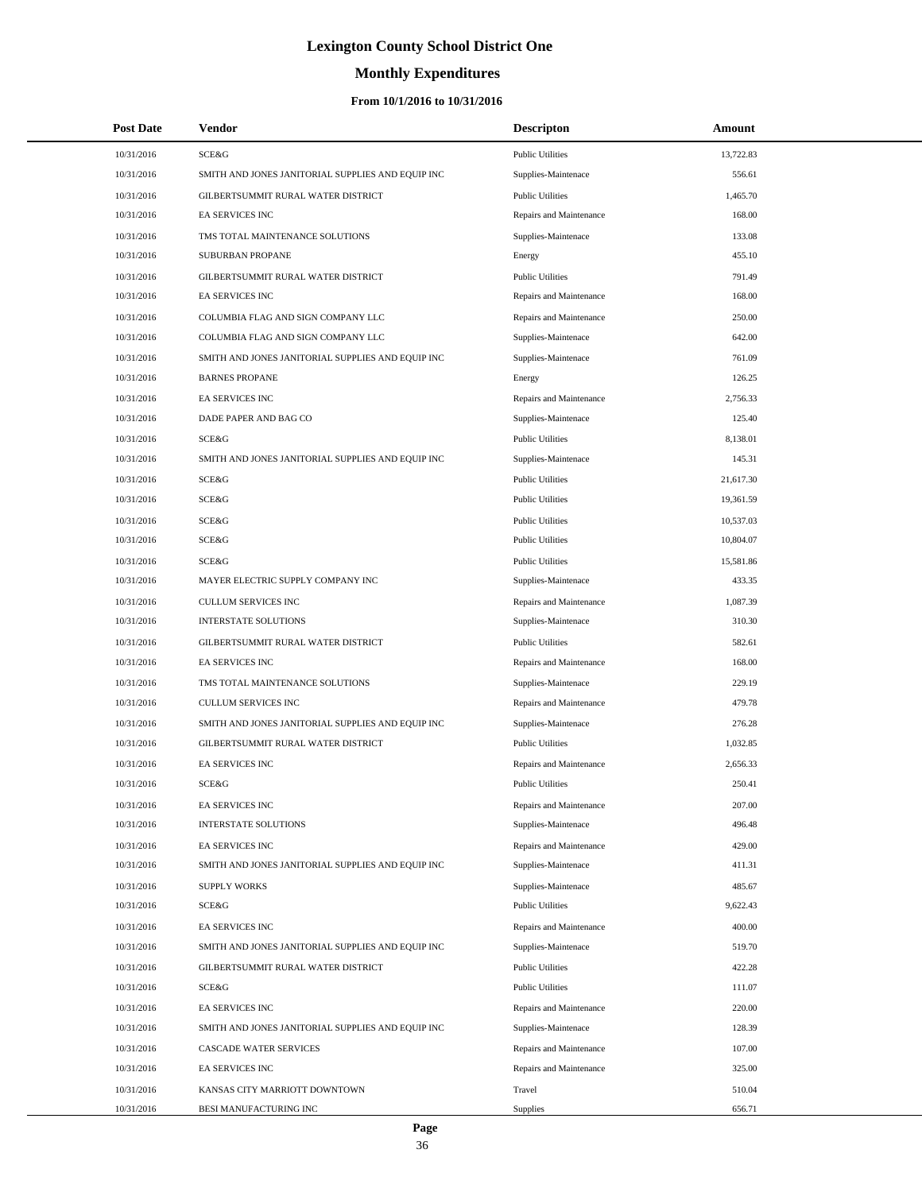# Lexington County School District One

## Monthly Expenditures

### From 10/1/2016 to 10/31/2016

| Post Date | Vendor | Descripton | Amount |
|---|---|---|---|
| 10/31/2016 | SCE&G | Public Utilities | 13,722.83 |
| 10/31/2016 | SMITH AND JONES JANITORIAL SUPPLIES AND EQUIP INC | Supplies-Maintenace | 556.61 |
| 10/31/2016 | GILBERTSUMMIT RURAL WATER DISTRICT | Public Utilities | 1,465.70 |
| 10/31/2016 | EA SERVICES INC | Repairs and Maintenance | 168.00 |
| 10/31/2016 | TMS TOTAL MAINTENANCE SOLUTIONS | Supplies-Maintenace | 133.08 |
| 10/31/2016 | SUBURBAN PROPANE | Energy | 455.10 |
| 10/31/2016 | GILBERTSUMMIT RURAL WATER DISTRICT | Public Utilities | 791.49 |
| 10/31/2016 | EA SERVICES INC | Repairs and Maintenance | 168.00 |
| 10/31/2016 | COLUMBIA FLAG AND SIGN COMPANY LLC | Repairs and Maintenance | 250.00 |
| 10/31/2016 | COLUMBIA FLAG AND SIGN COMPANY LLC | Supplies-Maintenace | 642.00 |
| 10/31/2016 | SMITH AND JONES JANITORIAL SUPPLIES AND EQUIP INC | Supplies-Maintenace | 761.09 |
| 10/31/2016 | BARNES PROPANE | Energy | 126.25 |
| 10/31/2016 | EA SERVICES INC | Repairs and Maintenance | 2,756.33 |
| 10/31/2016 | DADE PAPER AND BAG CO | Supplies-Maintenace | 125.40 |
| 10/31/2016 | SCE&G | Public Utilities | 8,138.01 |
| 10/31/2016 | SMITH AND JONES JANITORIAL SUPPLIES AND EQUIP INC | Supplies-Maintenace | 145.31 |
| 10/31/2016 | SCE&G | Public Utilities | 21,617.30 |
| 10/31/2016 | SCE&G | Public Utilities | 19,361.59 |
| 10/31/2016 | SCE&G | Public Utilities | 10,537.03 |
| 10/31/2016 | SCE&G | Public Utilities | 10,804.07 |
| 10/31/2016 | SCE&G | Public Utilities | 15,581.86 |
| 10/31/2016 | MAYER ELECTRIC SUPPLY COMPANY INC | Supplies-Maintenace | 433.35 |
| 10/31/2016 | CULLUM SERVICES INC | Repairs and Maintenance | 1,087.39 |
| 10/31/2016 | INTERSTATE SOLUTIONS | Supplies-Maintenace | 310.30 |
| 10/31/2016 | GILBERTSUMMIT RURAL WATER DISTRICT | Public Utilities | 582.61 |
| 10/31/2016 | EA SERVICES INC | Repairs and Maintenance | 168.00 |
| 10/31/2016 | TMS TOTAL MAINTENANCE SOLUTIONS | Supplies-Maintenace | 229.19 |
| 10/31/2016 | CULLUM SERVICES INC | Repairs and Maintenance | 479.78 |
| 10/31/2016 | SMITH AND JONES JANITORIAL SUPPLIES AND EQUIP INC | Supplies-Maintenace | 276.28 |
| 10/31/2016 | GILBERTSUMMIT RURAL WATER DISTRICT | Public Utilities | 1,032.85 |
| 10/31/2016 | EA SERVICES INC | Repairs and Maintenance | 2,656.33 |
| 10/31/2016 | SCE&G | Public Utilities | 250.41 |
| 10/31/2016 | EA SERVICES INC | Repairs and Maintenance | 207.00 |
| 10/31/2016 | INTERSTATE SOLUTIONS | Supplies-Maintenace | 496.48 |
| 10/31/2016 | EA SERVICES INC | Repairs and Maintenance | 429.00 |
| 10/31/2016 | SMITH AND JONES JANITORIAL SUPPLIES AND EQUIP INC | Supplies-Maintenace | 411.31 |
| 10/31/2016 | SUPPLY WORKS | Supplies-Maintenace | 485.67 |
| 10/31/2016 | SCE&G | Public Utilities | 9,622.43 |
| 10/31/2016 | EA SERVICES INC | Repairs and Maintenance | 400.00 |
| 10/31/2016 | SMITH AND JONES JANITORIAL SUPPLIES AND EQUIP INC | Supplies-Maintenace | 519.70 |
| 10/31/2016 | GILBERTSUMMIT RURAL WATER DISTRICT | Public Utilities | 422.28 |
| 10/31/2016 | SCE&G | Public Utilities | 111.07 |
| 10/31/2016 | EA SERVICES INC | Repairs and Maintenance | 220.00 |
| 10/31/2016 | SMITH AND JONES JANITORIAL SUPPLIES AND EQUIP INC | Supplies-Maintenace | 128.39 |
| 10/31/2016 | CASCADE WATER SERVICES | Repairs and Maintenance | 107.00 |
| 10/31/2016 | EA SERVICES INC | Repairs and Maintenance | 325.00 |
| 10/31/2016 | KANSAS CITY MARRIOTT DOWNTOWN | Travel | 510.04 |
| 10/31/2016 | BESI MANUFACTURING INC | Supplies | 656.71 |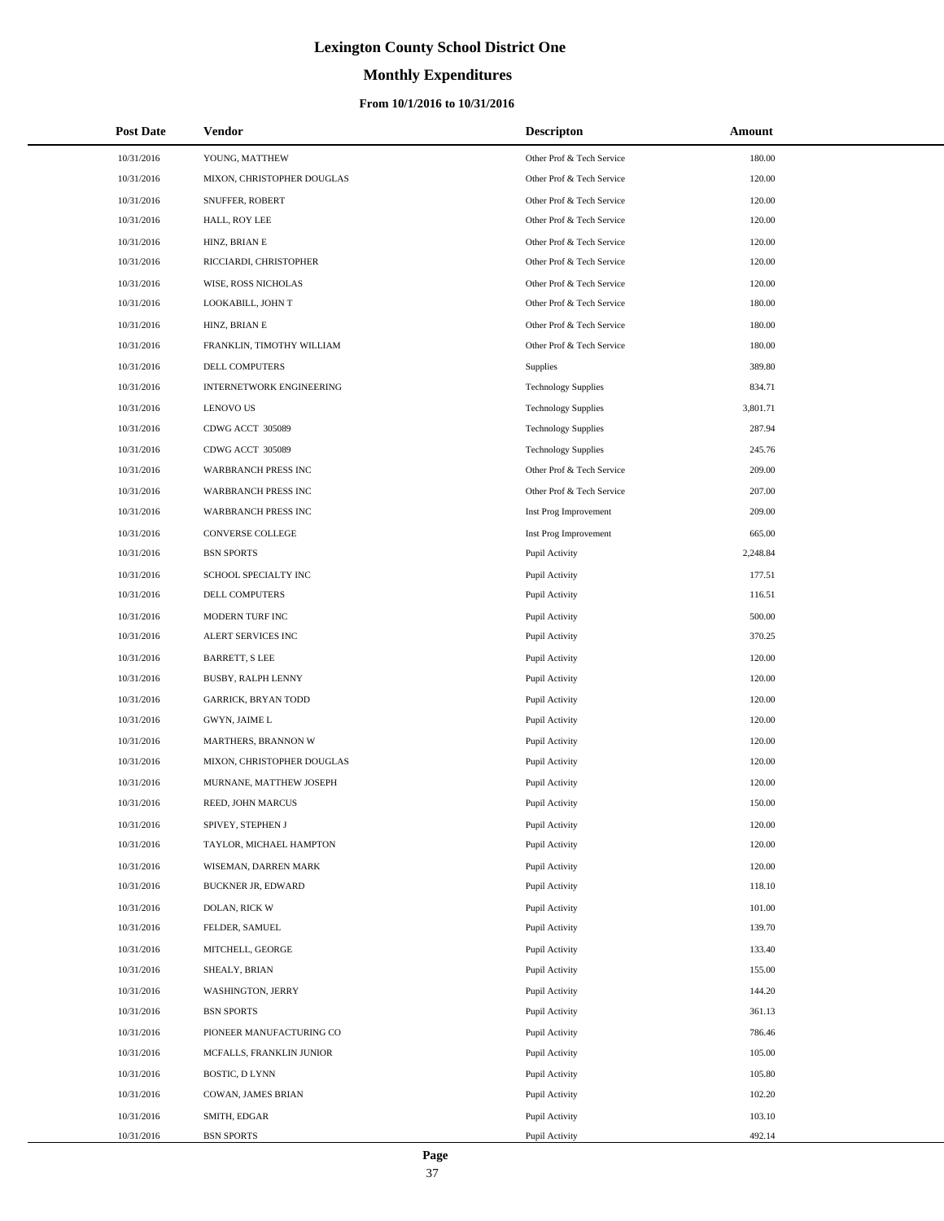# Lexington County School District One

## Monthly Expenditures

### From 10/1/2016 to 10/31/2016

| Post Date | Vendor | Descripton | Amount |
|---|---|---|---|
| 10/31/2016 | YOUNG, MATTHEW | Other Prof & Tech Service | 180.00 |
| 10/31/2016 | MIXON, CHRISTOPHER DOUGLAS | Other Prof & Tech Service | 120.00 |
| 10/31/2016 | SNUFFER, ROBERT | Other Prof & Tech Service | 120.00 |
| 10/31/2016 | HALL, ROY LEE | Other Prof & Tech Service | 120.00 |
| 10/31/2016 | HINZ, BRIAN E | Other Prof & Tech Service | 120.00 |
| 10/31/2016 | RICCIARDI, CHRISTOPHER | Other Prof & Tech Service | 120.00 |
| 10/31/2016 | WISE, ROSS NICHOLAS | Other Prof & Tech Service | 120.00 |
| 10/31/2016 | LOOKABILL, JOHN T | Other Prof & Tech Service | 180.00 |
| 10/31/2016 | HINZ, BRIAN E | Other Prof & Tech Service | 180.00 |
| 10/31/2016 | FRANKLIN, TIMOTHY WILLIAM | Other Prof & Tech Service | 180.00 |
| 10/31/2016 | DELL COMPUTERS | Supplies | 389.80 |
| 10/31/2016 | INTERNETWORK ENGINEERING | Technology Supplies | 834.71 |
| 10/31/2016 | LENOVO US | Technology Supplies | 3,801.71 |
| 10/31/2016 | CDWG ACCT 305089 | Technology Supplies | 287.94 |
| 10/31/2016 | CDWG ACCT 305089 | Technology Supplies | 245.76 |
| 10/31/2016 | WARBRANCH PRESS INC | Other Prof & Tech Service | 209.00 |
| 10/31/2016 | WARBRANCH PRESS INC | Other Prof & Tech Service | 207.00 |
| 10/31/2016 | WARBRANCH PRESS INC | Inst Prog Improvement | 209.00 |
| 10/31/2016 | CONVERSE COLLEGE | Inst Prog Improvement | 665.00 |
| 10/31/2016 | BSN SPORTS | Pupil Activity | 2,248.84 |
| 10/31/2016 | SCHOOL SPECIALTY INC | Pupil Activity | 177.51 |
| 10/31/2016 | DELL COMPUTERS | Pupil Activity | 116.51 |
| 10/31/2016 | MODERN TURF INC | Pupil Activity | 500.00 |
| 10/31/2016 | ALERT SERVICES INC | Pupil Activity | 370.25 |
| 10/31/2016 | BARRETT, S LEE | Pupil Activity | 120.00 |
| 10/31/2016 | BUSBY, RALPH LENNY | Pupil Activity | 120.00 |
| 10/31/2016 | GARRICK, BRYAN TODD | Pupil Activity | 120.00 |
| 10/31/2016 | GWYN, JAIME L | Pupil Activity | 120.00 |
| 10/31/2016 | MARTHERS, BRANNON W | Pupil Activity | 120.00 |
| 10/31/2016 | MIXON, CHRISTOPHER DOUGLAS | Pupil Activity | 120.00 |
| 10/31/2016 | MURNANE, MATTHEW JOSEPH | Pupil Activity | 120.00 |
| 10/31/2016 | REED, JOHN MARCUS | Pupil Activity | 150.00 |
| 10/31/2016 | SPIVEY, STEPHEN J | Pupil Activity | 120.00 |
| 10/31/2016 | TAYLOR, MICHAEL HAMPTON | Pupil Activity | 120.00 |
| 10/31/2016 | WISEMAN, DARREN MARK | Pupil Activity | 120.00 |
| 10/31/2016 | BUCKNER JR, EDWARD | Pupil Activity | 118.10 |
| 10/31/2016 | DOLAN, RICK W | Pupil Activity | 101.00 |
| 10/31/2016 | FELDER, SAMUEL | Pupil Activity | 139.70 |
| 10/31/2016 | MITCHELL, GEORGE | Pupil Activity | 133.40 |
| 10/31/2016 | SHEALY, BRIAN | Pupil Activity | 155.00 |
| 10/31/2016 | WASHINGTON, JERRY | Pupil Activity | 144.20 |
| 10/31/2016 | BSN SPORTS | Pupil Activity | 361.13 |
| 10/31/2016 | PIONEER MANUFACTURING CO | Pupil Activity | 786.46 |
| 10/31/2016 | MCFALLS, FRANKLIN JUNIOR | Pupil Activity | 105.00 |
| 10/31/2016 | BOSTIC, D LYNN | Pupil Activity | 105.80 |
| 10/31/2016 | COWAN, JAMES BRIAN | Pupil Activity | 102.20 |
| 10/31/2016 | SMITH, EDGAR | Pupil Activity | 103.10 |
| 10/31/2016 | BSN SPORTS | Pupil Activity | 492.14 |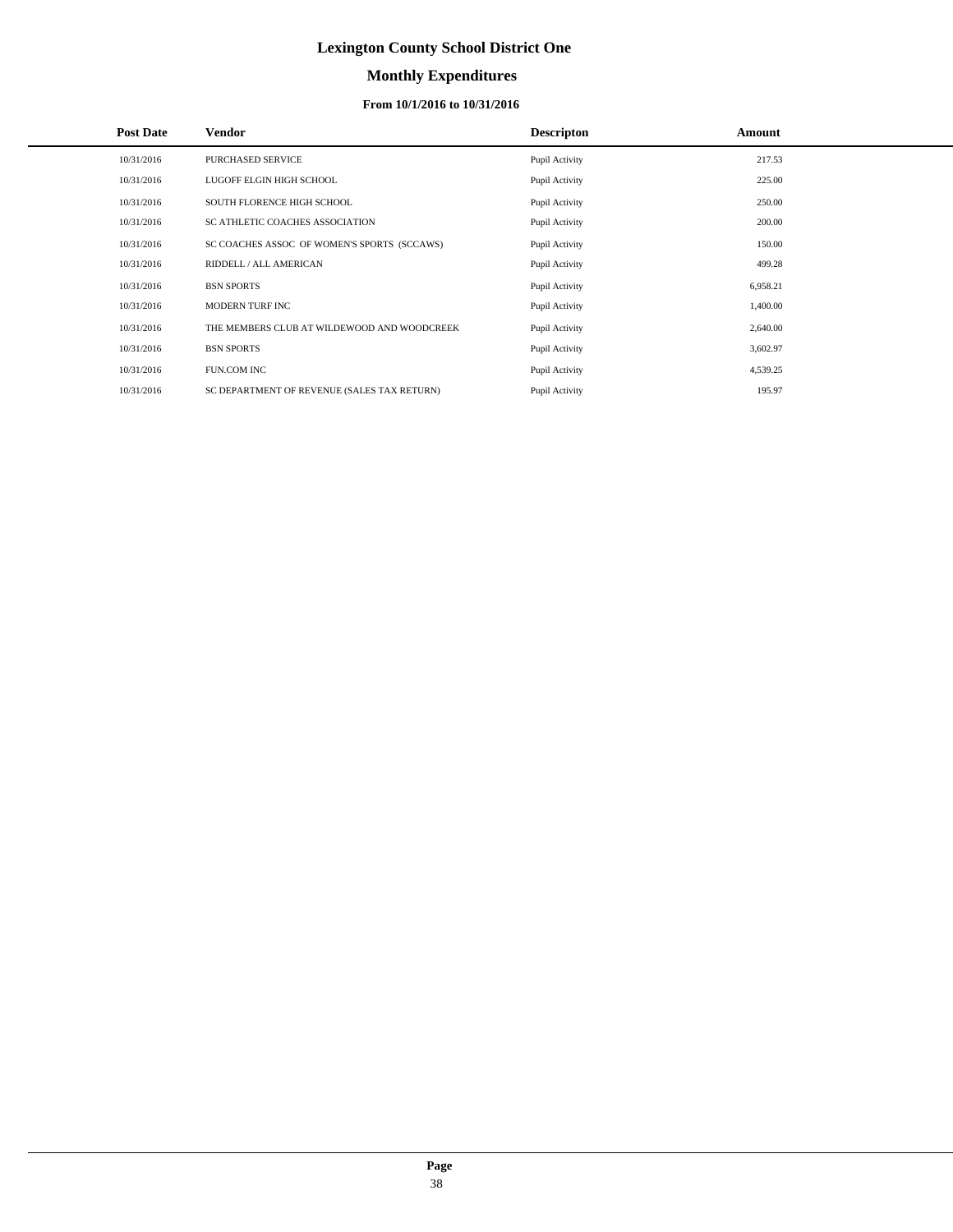# Lexington County School District One

## Monthly Expenditures

### From 10/1/2016 to 10/31/2016

| Post Date | Vendor | Descripton | Amount |
|---|---|---|---|
| 10/31/2016 | PURCHASED SERVICE | Pupil Activity | 217.53 |
| 10/31/2016 | LUGOFF ELGIN HIGH SCHOOL | Pupil Activity | 225.00 |
| 10/31/2016 | SOUTH FLORENCE HIGH SCHOOL | Pupil Activity | 250.00 |
| 10/31/2016 | SC ATHLETIC COACHES ASSOCIATION | Pupil Activity | 200.00 |
| 10/31/2016 | SC COACHES ASSOC OF WOMEN'S SPORTS (SCCAWS) | Pupil Activity | 150.00 |
| 10/31/2016 | RIDDELL / ALL AMERICAN | Pupil Activity | 499.28 |
| 10/31/2016 | BSN SPORTS | Pupil Activity | 6,958.21 |
| 10/31/2016 | MODERN TURF INC | Pupil Activity | 1,400.00 |
| 10/31/2016 | THE MEMBERS CLUB AT WILDEWOOD AND WOODCREEK | Pupil Activity | 2,640.00 |
| 10/31/2016 | BSN SPORTS | Pupil Activity | 3,602.97 |
| 10/31/2016 | FUN.COM INC | Pupil Activity | 4,539.25 |
| 10/31/2016 | SC DEPARTMENT OF REVENUE (SALES TAX RETURN) | Pupil Activity | 195.97 |